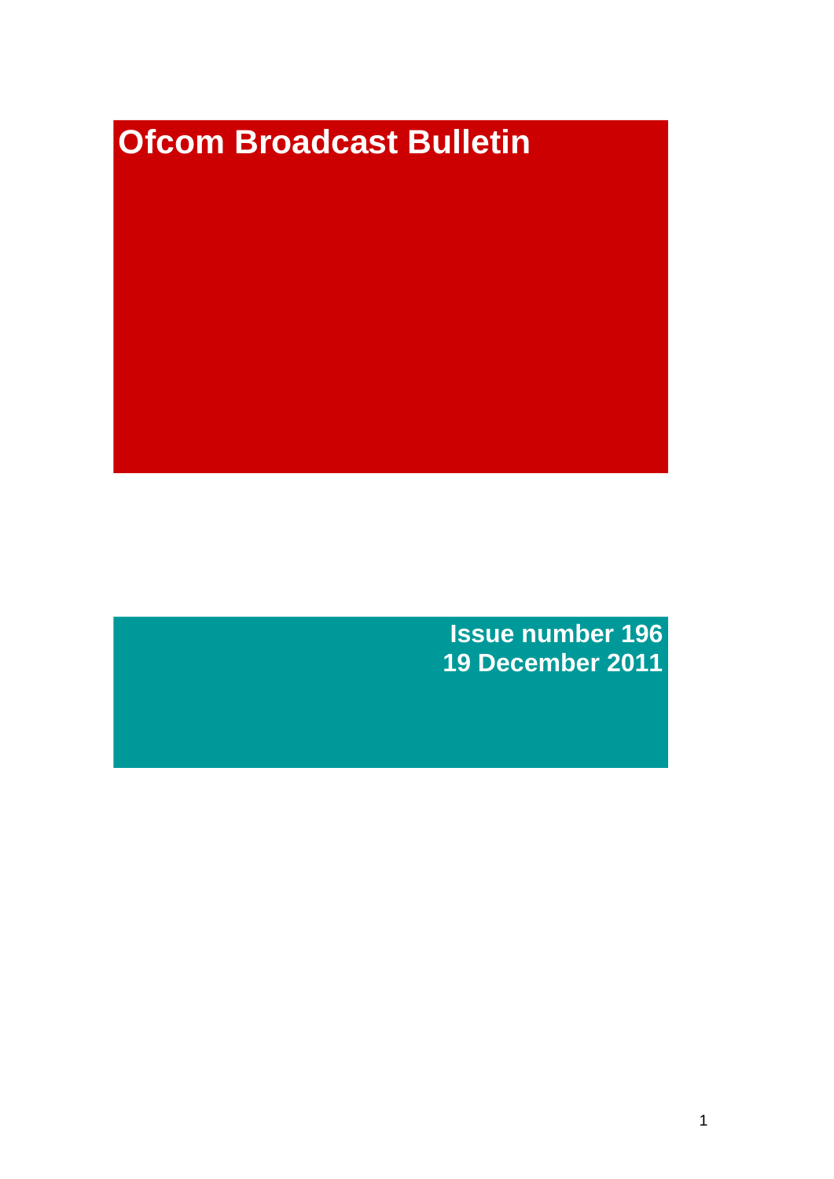# Ofcom Broadcast Bulletin

**Issue number 196**
**19 December 2011**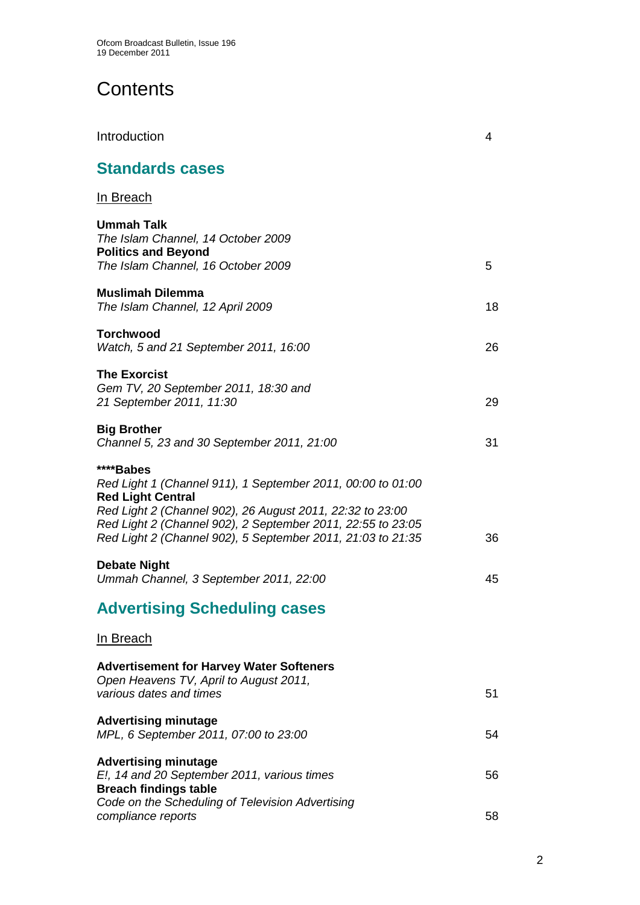# Contents

Introduction 4

## Standards cases

In Breach

**Ummah Talk**
*The Islam Channel, 14 October 2009*
**Politics and Beyond**
*The Islam Channel, 16 October 2009* 5

**Muslimah Dilemma**
*The Islam Channel, 12 April 2009* 18

**Torchwood**
*Watch, 5 and 21 September 2011, 16:00* 26

**The Exorcist**
*Gem TV, 20 September 2011, 18:30 and*
*21 September 2011, 11:30* 29

**Big Brother**
*Channel 5, 23 and 30 September 2011, 21:00* 31

**\*\*\*\*Babes**
*Red Light 1 (Channel 911), 1 September 2011, 00:00 to 01:00*
**Red Light Central**
*Red Light 2 (Channel 902), 26 August 2011, 22:32 to 23:00*
*Red Light 2 (Channel 902), 2 September 2011, 22:55 to 23:05*
*Red Light 2 (Channel 902), 5 September 2011, 21:03 to 21:35* 36

**Debate Night**
*Ummah Channel, 3 September 2011, 22:00* 45

## Advertising Scheduling cases

In Breach

**Advertisement for Harvey Water Softeners**
*Open Heavens TV, April to August 2011,*
*various dates and times* 51

**Advertising minutage**
*MPL, 6 September 2011, 07:00 to 23:00* 54

**Advertising minutage**
*E!, 14 and 20 September 2011, various times* 56
**Breach findings table**
*Code on the Scheduling of Television Advertising*
*compliance reports* 58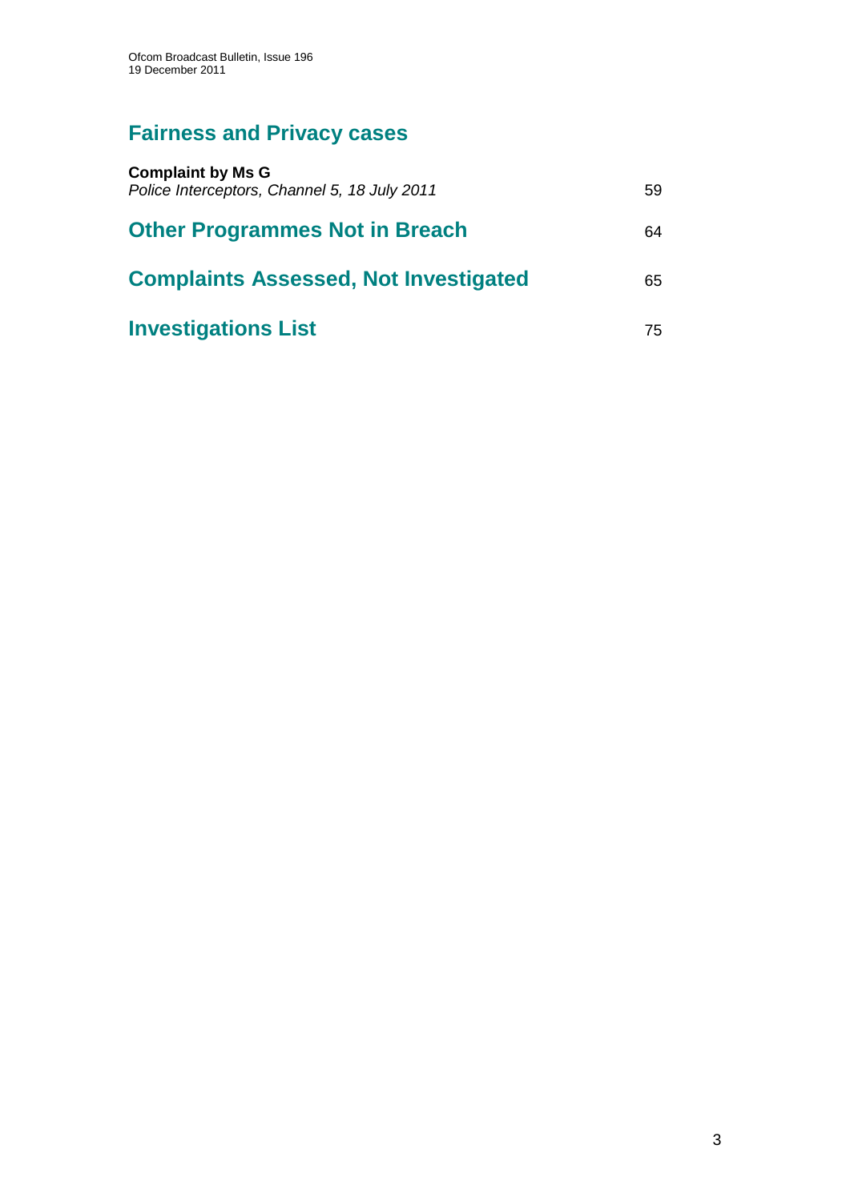## Fairness and Privacy cases

**Complaint by Ms G**
*Police Interceptors, Channel 5, 18 July 2011* 59

## Other Programmes Not in Breach 64

## Complaints Assessed, Not Investigated 65

## Investigations List 75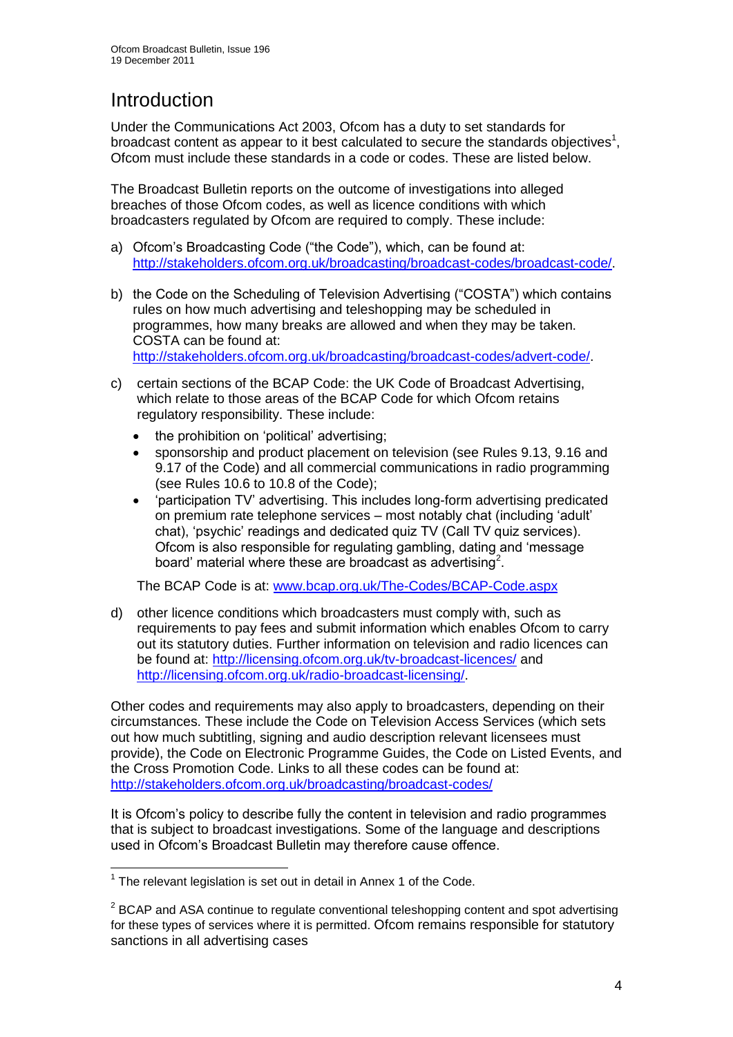# Introduction

Under the Communications Act 2003, Ofcom has a duty to set standards for broadcast content as appear to it best calculated to secure the standards objectives[1], Ofcom must include these standards in a code or codes. These are listed below.

The Broadcast Bulletin reports on the outcome of investigations into alleged breaches of those Ofcom codes, as well as licence conditions with which broadcasters regulated by Ofcom are required to comply. These include:

a) Ofcom's Broadcasting Code ("the Code"), which, can be found at: http://stakeholders.ofcom.org.uk/broadcasting/broadcast-codes/broadcast-code/.

b) the Code on the Scheduling of Television Advertising ("COSTA") which contains rules on how much advertising and teleshopping may be scheduled in programmes, how many breaks are allowed and when they may be taken. COSTA can be found at: http://stakeholders.ofcom.org.uk/broadcasting/broadcast-codes/advert-code/.

c) certain sections of the BCAP Code: the UK Code of Broadcast Advertising, which relate to those areas of the BCAP Code for which Ofcom retains regulatory responsibility. These include:
   - the prohibition on 'political' advertising;
   - sponsorship and product placement on television (see Rules 9.13, 9.16 and 9.17 of the Code) and all commercial communications in radio programming (see Rules 10.6 to 10.8 of the Code);
   - 'participation TV' advertising. This includes long-form advertising predicated on premium rate telephone services – most notably chat (including 'adult' chat), 'psychic' readings and dedicated quiz TV (Call TV quiz services). Ofcom is also responsible for regulating gambling, dating and 'message board' material where these are broadcast as advertising[2].

   The BCAP Code is at: www.bcap.org.uk/The-Codes/BCAP-Code.aspx

d) other licence conditions which broadcasters must comply with, such as requirements to pay fees and submit information which enables Ofcom to carry out its statutory duties. Further information on television and radio licences can be found at: http://licensing.ofcom.org.uk/tv-broadcast-licences/ and http://licensing.ofcom.org.uk/radio-broadcast-licensing/.

Other codes and requirements may also apply to broadcasters, depending on their circumstances. These include the Code on Television Access Services (which sets out how much subtitling, signing and audio description relevant licensees must provide), the Code on Electronic Programme Guides, the Code on Listed Events, and the Cross Promotion Code. Links to all these codes can be found at: http://stakeholders.ofcom.org.uk/broadcasting/broadcast-codes/

It is Ofcom's policy to describe fully the content in television and radio programmes that is subject to broadcast investigations. Some of the language and descriptions used in Ofcom's Broadcast Bulletin may therefore cause offence.

---

[1] The relevant legislation is set out in detail in Annex 1 of the Code.

[2] BCAP and ASA continue to regulate conventional teleshopping content and spot advertising for these types of services where it is permitted. Ofcom remains responsible for statutory sanctions in all advertising cases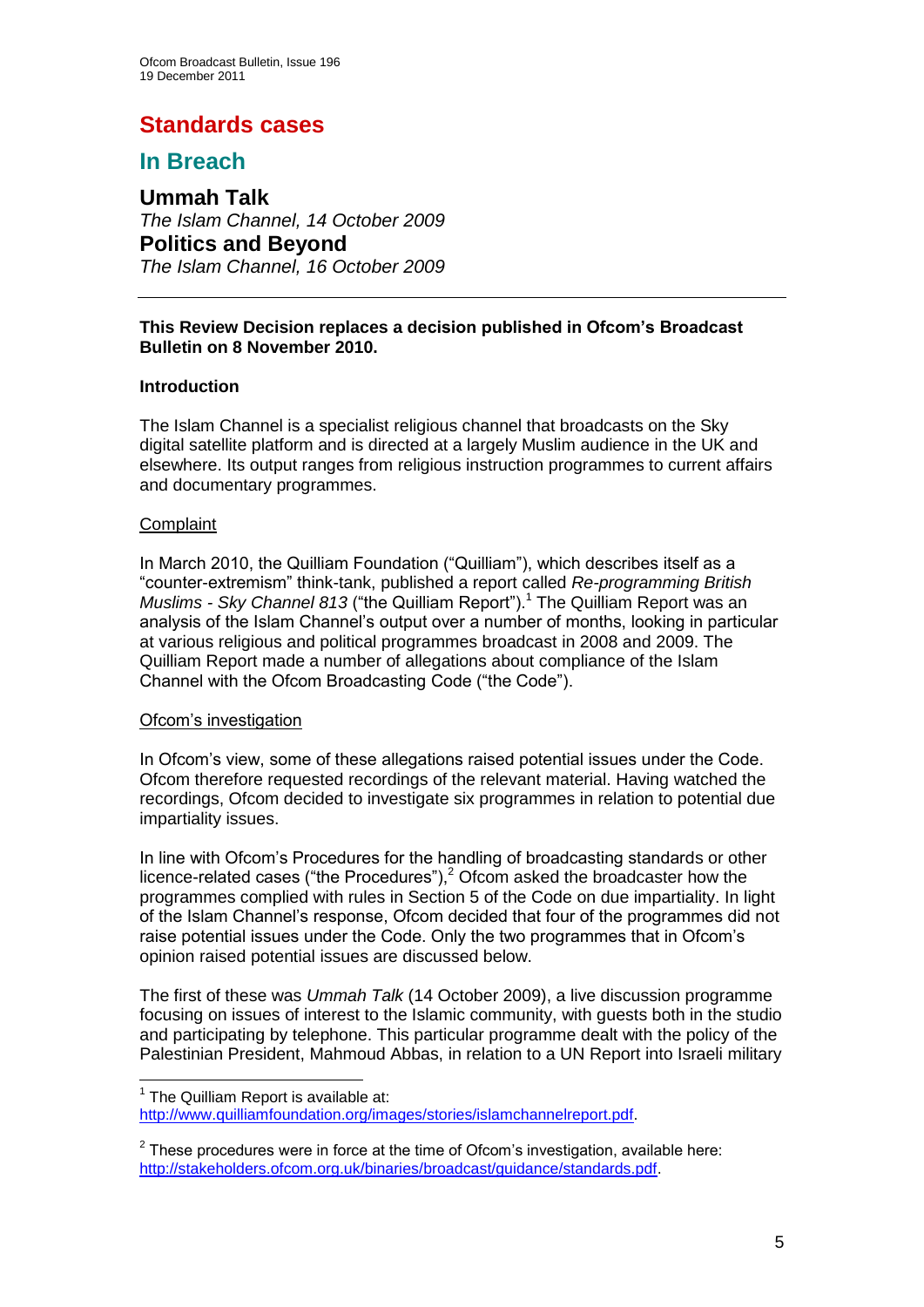# Standards cases

## In Breach

### Ummah Talk

*The Islam Channel, 14 October 2009*

### Politics and Beyond

*The Islam Channel, 16 October 2009*

---

**This Review Decision replaces a decision published in Ofcom's Broadcast Bulletin on 8 November 2010.**

**Introduction**

The Islam Channel is a specialist religious channel that broadcasts on the Sky digital satellite platform and is directed at a largely Muslim audience in the UK and elsewhere. Its output ranges from religious instruction programmes to current affairs and documentary programmes.

Complaint

In March 2010, the Quilliam Foundation ("Quilliam"), which describes itself as a "counter-extremism" think-tank, published a report called *Re-programming British Muslims - Sky Channel 813* ("the Quilliam Report").[1] The Quilliam Report was an analysis of the Islam Channel's output over a number of months, looking in particular at various religious and political programmes broadcast in 2008 and 2009. The Quilliam Report made a number of allegations about compliance of the Islam Channel with the Ofcom Broadcasting Code ("the Code").

Ofcom's investigation

In Ofcom's view, some of these allegations raised potential issues under the Code. Ofcom therefore requested recordings of the relevant material. Having watched the recordings, Ofcom decided to investigate six programmes in relation to potential due impartiality issues.

In line with Ofcom's Procedures for the handling of broadcasting standards or other licence-related cases ("the Procedures"),[2] Ofcom asked the broadcaster how the programmes complied with rules in Section 5 of the Code on due impartiality. In light of the Islam Channel's response, Ofcom decided that four of the programmes did not raise potential issues under the Code. Only the two programmes that in Ofcom's opinion raised potential issues are discussed below.

The first of these was *Ummah Talk* (14 October 2009), a live discussion programme focusing on issues of interest to the Islamic community, with guests both in the studio and participating by telephone. This particular programme dealt with the policy of the Palestinian President, Mahmoud Abbas, in relation to a UN Report into Israeli military

---

[1] The Quilliam Report is available at: http://www.quilliamfoundation.org/images/stories/islamchannelreport.pdf.

[2] These procedures were in force at the time of Ofcom's investigation, available here: http://stakeholders.ofcom.org.uk/binaries/broadcast/guidance/standards.pdf.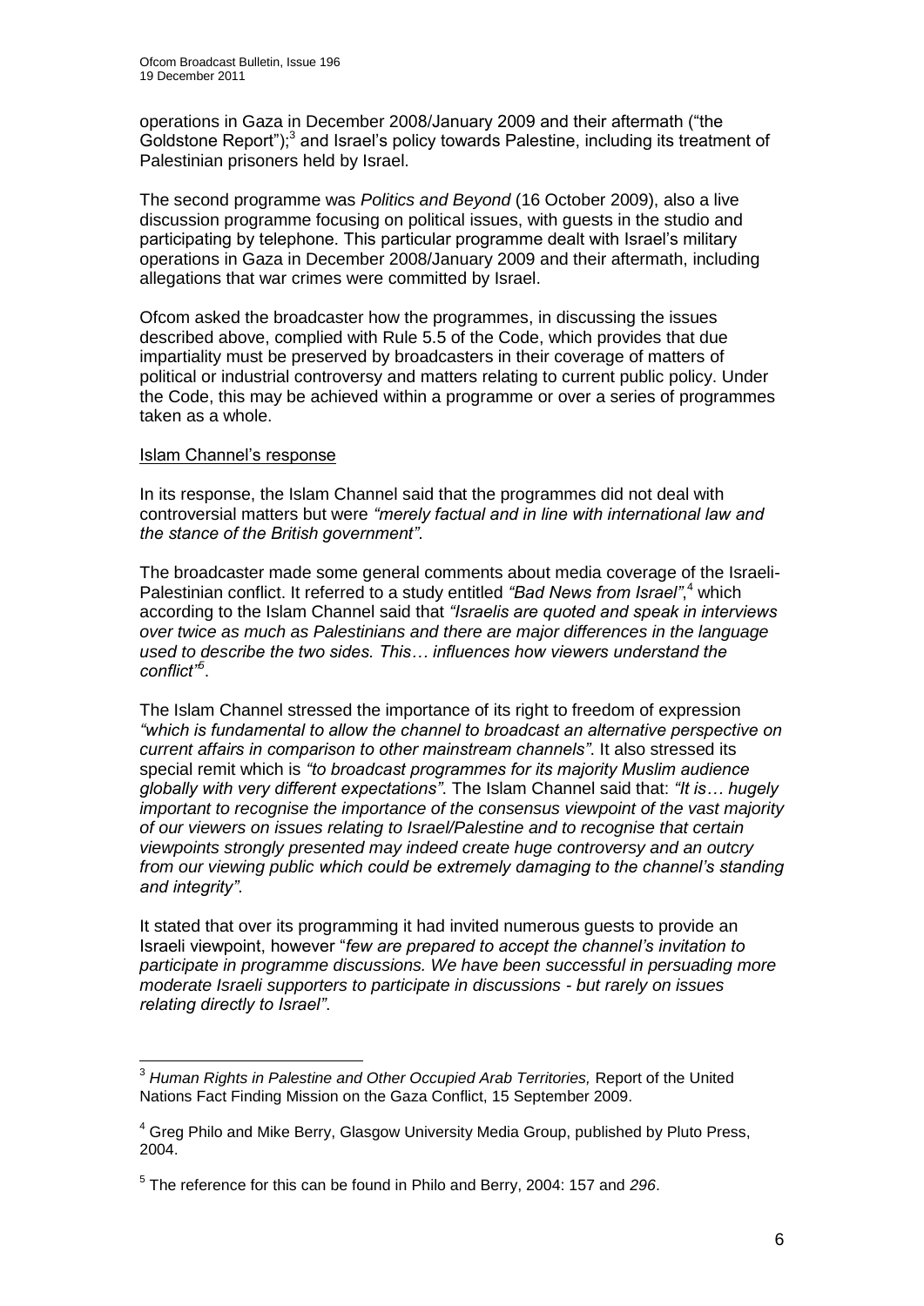operations in Gaza in December 2008/January 2009 and their aftermath ("the Goldstone Report");[3] and Israel's policy towards Palestine, including its treatment of Palestinian prisoners held by Israel.

The second programme was *Politics and Beyond* (16 October 2009), also a live discussion programme focusing on political issues, with guests in the studio and participating by telephone. This particular programme dealt with Israel's military operations in Gaza in December 2008/January 2009 and their aftermath, including allegations that war crimes were committed by Israel.

Ofcom asked the broadcaster how the programmes, in discussing the issues described above, complied with Rule 5.5 of the Code, which provides that due impartiality must be preserved by broadcasters in their coverage of matters of political or industrial controversy and matters relating to current public policy. Under the Code, this may be achieved within a programme or over a series of programmes taken as a whole.

Islam Channel's response

In its response, the Islam Channel said that the programmes did not deal with controversial matters but were *"merely factual and in line with international law and the stance of the British government"*.

The broadcaster made some general comments about media coverage of the Israeli-Palestinian conflict. It referred to a study entitled *"Bad News from Israel"*,[4] which according to the Islam Channel said that *"Israelis are quoted and speak in interviews over twice as much as Palestinians and there are major differences in the language used to describe the two sides. This… influences how viewers understand the conflict"*[5].

The Islam Channel stressed the importance of its right to freedom of expression *"which is fundamental to allow the channel to broadcast an alternative perspective on current affairs in comparison to other mainstream channels"*. It also stressed its special remit which is *"to broadcast programmes for its majority Muslim audience globally with very different expectations"*. The Islam Channel said that: *"It is… hugely important to recognise the importance of the consensus viewpoint of the vast majority of our viewers on issues relating to Israel/Palestine and to recognise that certain viewpoints strongly presented may indeed create huge controversy and an outcry from our viewing public which could be extremely damaging to the channel's standing and integrity"*.

It stated that over its programming it had invited numerous guests to provide an Israeli viewpoint, however "*few are prepared to accept the channel's invitation to participate in programme discussions. We have been successful in persuading more moderate Israeli supporters to participate in discussions - but rarely on issues relating directly to Israel"*.

---

[3] *Human Rights in Palestine and Other Occupied Arab Territories,* Report of the United Nations Fact Finding Mission on the Gaza Conflict, 15 September 2009.

[4] Greg Philo and Mike Berry, Glasgow University Media Group, published by Pluto Press, 2004.

[5] The reference for this can be found in Philo and Berry, 2004: 157 and *296*.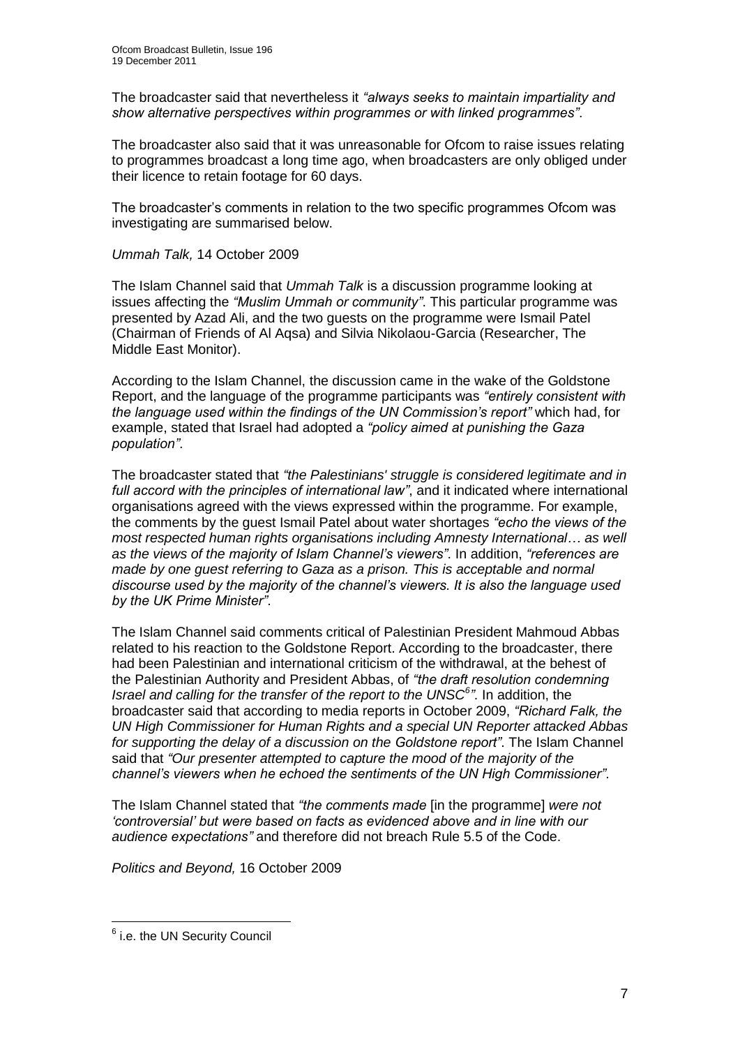The broadcaster said that nevertheless it *"always seeks to maintain impartiality and show alternative perspectives within programmes or with linked programmes"*.

The broadcaster also said that it was unreasonable for Ofcom to raise issues relating to programmes broadcast a long time ago, when broadcasters are only obliged under their licence to retain footage for 60 days.

The broadcaster's comments in relation to the two specific programmes Ofcom was investigating are summarised below.

*Ummah Talk,* 14 October 2009

The Islam Channel said that *Ummah Talk* is a discussion programme looking at issues affecting the *"Muslim Ummah or community"*. This particular programme was presented by Azad Ali, and the two guests on the programme were Ismail Patel (Chairman of Friends of Al Aqsa) and Silvia Nikolaou-Garcia (Researcher, The Middle East Monitor).

According to the Islam Channel, the discussion came in the wake of the Goldstone Report, and the language of the programme participants was *"entirely consistent with the language used within the findings of the UN Commission's report"* which had, for example, stated that Israel had adopted a *"policy aimed at punishing the Gaza population"*.

The broadcaster stated that *"the Palestinians' struggle is considered legitimate and in full accord with the principles of international law"*, and it indicated where international organisations agreed with the views expressed within the programme. For example, the comments by the guest Ismail Patel about water shortages *"echo the views of the most respected human rights organisations including Amnesty International… as well as the views of the majority of Islam Channel's viewers"*. In addition, *"references are made by one guest referring to Gaza as a prison. This is acceptable and normal discourse used by the majority of the channel's viewers. It is also the language used by the UK Prime Minister"*.

The Islam Channel said comments critical of Palestinian President Mahmoud Abbas related to his reaction to the Goldstone Report. According to the broadcaster, there had been Palestinian and international criticism of the withdrawal, at the behest of the Palestinian Authority and President Abbas, of *"the draft resolution condemning Israel and calling for the transfer of the report to the UNSC[6]"*. In addition, the broadcaster said that according to media reports in October 2009, *"Richard Falk, the UN High Commissioner for Human Rights and a special UN Reporter attacked Abbas for supporting the delay of a discussion on the Goldstone report"*. The Islam Channel said that *"Our presenter attempted to capture the mood of the majority of the channel's viewers when he echoed the sentiments of the UN High Commissioner"*.

The Islam Channel stated that *"the comments made* [in the programme] *were not 'controversial' but were based on facts as evidenced above and in line with our audience expectations"* and therefore did not breach Rule 5.5 of the Code.

*Politics and Beyond,* 16 October 2009

[6] i.e. the UN Security Council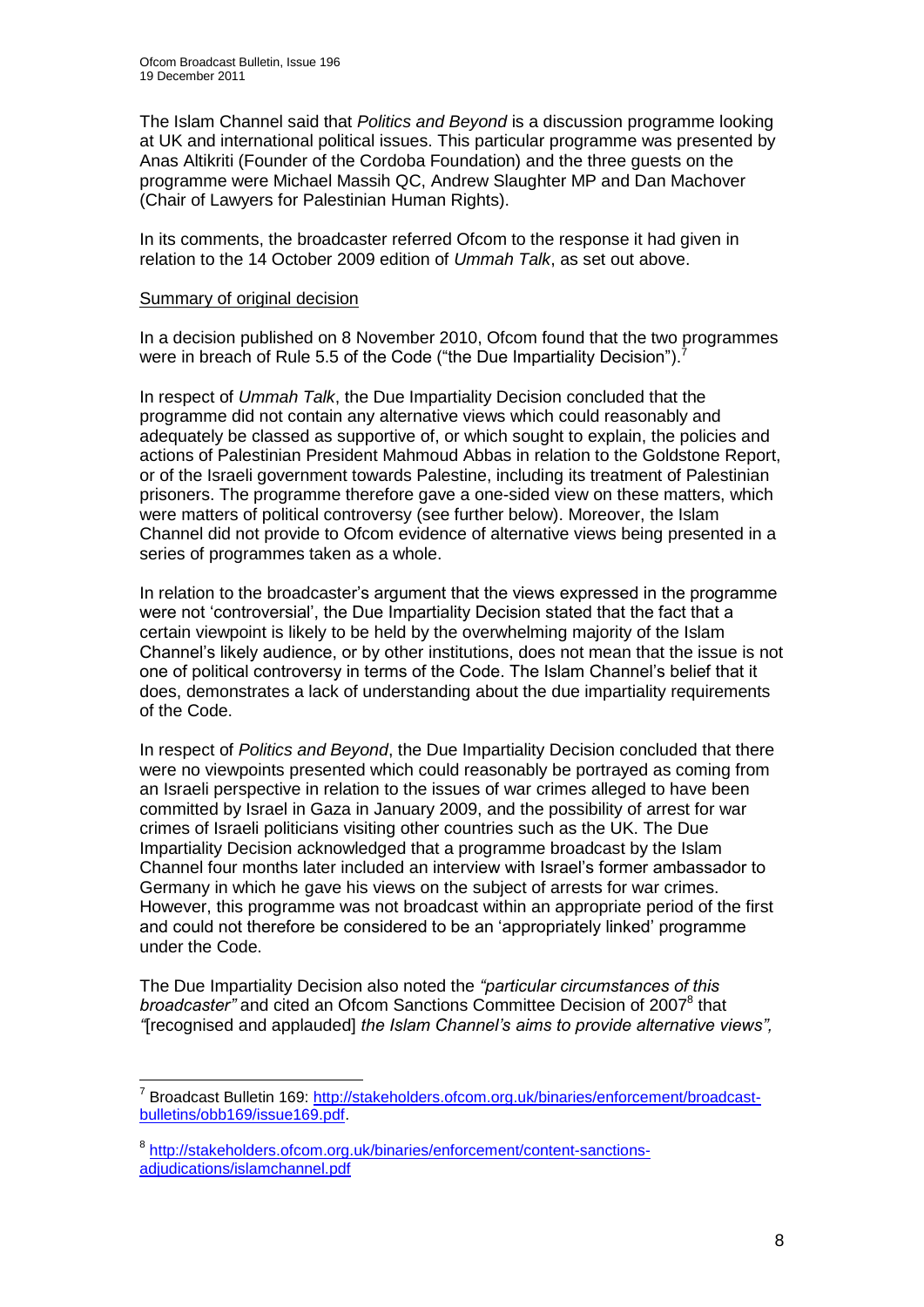The Islam Channel said that *Politics and Beyond* is a discussion programme looking at UK and international political issues. This particular programme was presented by Anas Altikriti (Founder of the Cordoba Foundation) and the three guests on the programme were Michael Massih QC, Andrew Slaughter MP and Dan Machover (Chair of Lawyers for Palestinian Human Rights).

In its comments, the broadcaster referred Ofcom to the response it had given in relation to the 14 October 2009 edition of *Ummah Talk*, as set out above.

Summary of original decision

In a decision published on 8 November 2010, Ofcom found that the two programmes were in breach of Rule 5.5 of the Code ("the Due Impartiality Decision").[7]

In respect of *Ummah Talk*, the Due Impartiality Decision concluded that the programme did not contain any alternative views which could reasonably and adequately be classed as supportive of, or which sought to explain, the policies and actions of Palestinian President Mahmoud Abbas in relation to the Goldstone Report, or of the Israeli government towards Palestine, including its treatment of Palestinian prisoners. The programme therefore gave a one-sided view on these matters, which were matters of political controversy (see further below). Moreover, the Islam Channel did not provide to Ofcom evidence of alternative views being presented in a series of programmes taken as a whole.

In relation to the broadcaster's argument that the views expressed in the programme were not 'controversial', the Due Impartiality Decision stated that the fact that a certain viewpoint is likely to be held by the overwhelming majority of the Islam Channel's likely audience, or by other institutions, does not mean that the issue is not one of political controversy in terms of the Code. The Islam Channel's belief that it does, demonstrates a lack of understanding about the due impartiality requirements of the Code.

In respect of *Politics and Beyond*, the Due Impartiality Decision concluded that there were no viewpoints presented which could reasonably be portrayed as coming from an Israeli perspective in relation to the issues of war crimes alleged to have been committed by Israel in Gaza in January 2009, and the possibility of arrest for war crimes of Israeli politicians visiting other countries such as the UK. The Due Impartiality Decision acknowledged that a programme broadcast by the Islam Channel four months later included an interview with Israel's former ambassador to Germany in which he gave his views on the subject of arrests for war crimes. However, this programme was not broadcast within an appropriate period of the first and could not therefore be considered to be an 'appropriately linked' programme under the Code.

The Due Impartiality Decision also noted the *"particular circumstances of this broadcaster"* and cited an Ofcom Sanctions Committee Decision of 2007[8] that *"*[recognised and applauded] *the Islam Channel's aims to provide alternative views",*

---

[7] Broadcast Bulletin 169: http://stakeholders.ofcom.org.uk/binaries/enforcement/broadcast-bulletins/obb169/issue169.pdf.

[8] http://stakeholders.ofcom.org.uk/binaries/enforcement/content-sanctions-adjudications/islamchannel.pdf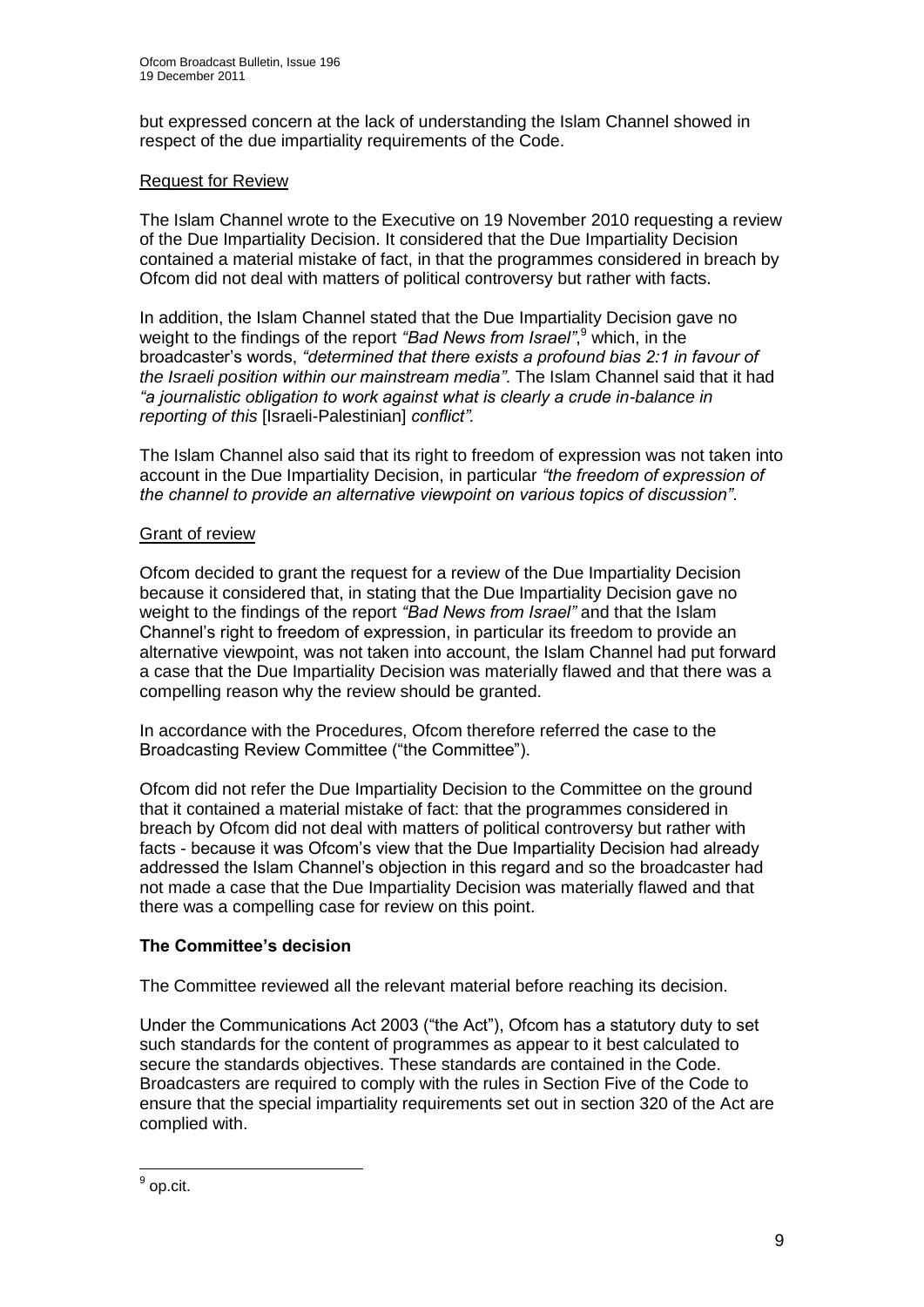but expressed concern at the lack of understanding the Islam Channel showed in respect of the due impartiality requirements of the Code.

Request for Review

The Islam Channel wrote to the Executive on 19 November 2010 requesting a review of the Due Impartiality Decision. It considered that the Due Impartiality Decision contained a material mistake of fact, in that the programmes considered in breach by Ofcom did not deal with matters of political controversy but rather with facts.

In addition, the Islam Channel stated that the Due Impartiality Decision gave no weight to the findings of the report *"Bad News from Israel"*,[9] which, in the broadcaster's words, *"determined that there exists a profound bias 2:1 in favour of the Israeli position within our mainstream media"*. The Islam Channel said that it had *"a journalistic obligation to work against what is clearly a crude in-balance in reporting of this* [Israeli-Palestinian] *conflict".*

The Islam Channel also said that its right to freedom of expression was not taken into account in the Due Impartiality Decision, in particular *"the freedom of expression of the channel to provide an alternative viewpoint on various topics of discussion"*.

Grant of review

Ofcom decided to grant the request for a review of the Due Impartiality Decision because it considered that, in stating that the Due Impartiality Decision gave no weight to the findings of the report *"Bad News from Israel"* and that the Islam Channel's right to freedom of expression, in particular its freedom to provide an alternative viewpoint, was not taken into account, the Islam Channel had put forward a case that the Due Impartiality Decision was materially flawed and that there was a compelling reason why the review should be granted.

In accordance with the Procedures, Ofcom therefore referred the case to the Broadcasting Review Committee ("the Committee").

Ofcom did not refer the Due Impartiality Decision to the Committee on the ground that it contained a material mistake of fact: that the programmes considered in breach by Ofcom did not deal with matters of political controversy but rather with facts - because it was Ofcom's view that the Due Impartiality Decision had already addressed the Islam Channel's objection in this regard and so the broadcaster had not made a case that the Due Impartiality Decision was materially flawed and that there was a compelling case for review on this point.

**The Committee's decision**

The Committee reviewed all the relevant material before reaching its decision.

Under the Communications Act 2003 ("the Act"), Ofcom has a statutory duty to set such standards for the content of programmes as appear to it best calculated to secure the standards objectives. These standards are contained in the Code. Broadcasters are required to comply with the rules in Section Five of the Code to ensure that the special impartiality requirements set out in section 320 of the Act are complied with.

[9] op.cit.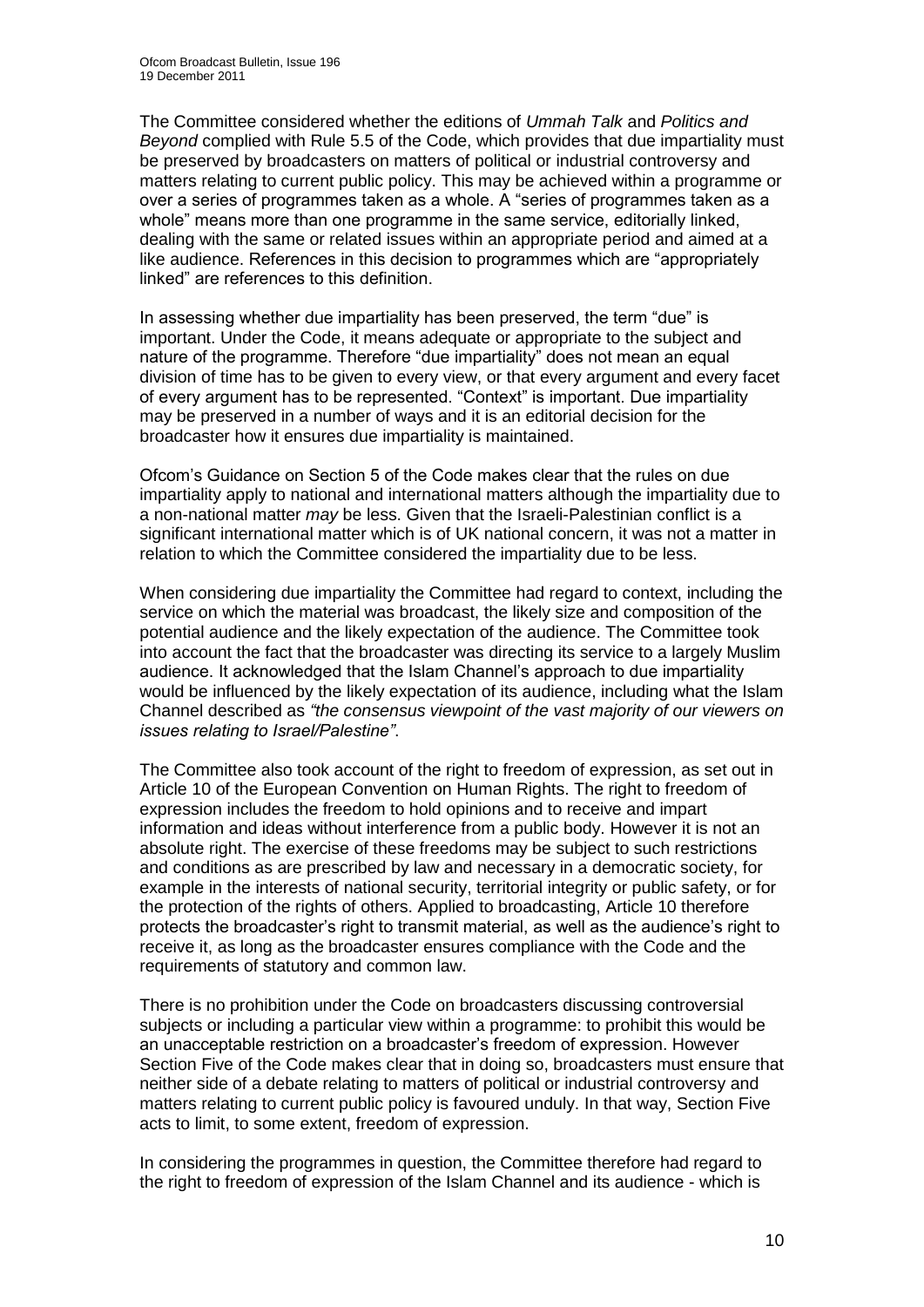The Committee considered whether the editions of *Ummah Talk* and *Politics and Beyond* complied with Rule 5.5 of the Code, which provides that due impartiality must be preserved by broadcasters on matters of political or industrial controversy and matters relating to current public policy. This may be achieved within a programme or over a series of programmes taken as a whole. A "series of programmes taken as a whole" means more than one programme in the same service, editorially linked, dealing with the same or related issues within an appropriate period and aimed at a like audience. References in this decision to programmes which are "appropriately linked" are references to this definition.

In assessing whether due impartiality has been preserved, the term "due" is important. Under the Code, it means adequate or appropriate to the subject and nature of the programme. Therefore "due impartiality" does not mean an equal division of time has to be given to every view, or that every argument and every facet of every argument has to be represented. "Context" is important. Due impartiality may be preserved in a number of ways and it is an editorial decision for the broadcaster how it ensures due impartiality is maintained.

Ofcom's Guidance on Section 5 of the Code makes clear that the rules on due impartiality apply to national and international matters although the impartiality due to a non-national matter *may* be less. Given that the Israeli-Palestinian conflict is a significant international matter which is of UK national concern, it was not a matter in relation to which the Committee considered the impartiality due to be less.

When considering due impartiality the Committee had regard to context, including the service on which the material was broadcast, the likely size and composition of the potential audience and the likely expectation of the audience. The Committee took into account the fact that the broadcaster was directing its service to a largely Muslim audience. It acknowledged that the Islam Channel's approach to due impartiality would be influenced by the likely expectation of its audience, including what the Islam Channel described as *"the consensus viewpoint of the vast majority of our viewers on issues relating to Israel/Palestine"*.

The Committee also took account of the right to freedom of expression, as set out in Article 10 of the European Convention on Human Rights. The right to freedom of expression includes the freedom to hold opinions and to receive and impart information and ideas without interference from a public body. However it is not an absolute right. The exercise of these freedoms may be subject to such restrictions and conditions as are prescribed by law and necessary in a democratic society, for example in the interests of national security, territorial integrity or public safety, or for the protection of the rights of others. Applied to broadcasting, Article 10 therefore protects the broadcaster's right to transmit material, as well as the audience's right to receive it, as long as the broadcaster ensures compliance with the Code and the requirements of statutory and common law.

There is no prohibition under the Code on broadcasters discussing controversial subjects or including a particular view within a programme: to prohibit this would be an unacceptable restriction on a broadcaster's freedom of expression. However Section Five of the Code makes clear that in doing so, broadcasters must ensure that neither side of a debate relating to matters of political or industrial controversy and matters relating to current public policy is favoured unduly. In that way, Section Five acts to limit, to some extent, freedom of expression.

In considering the programmes in question, the Committee therefore had regard to the right to freedom of expression of the Islam Channel and its audience - which is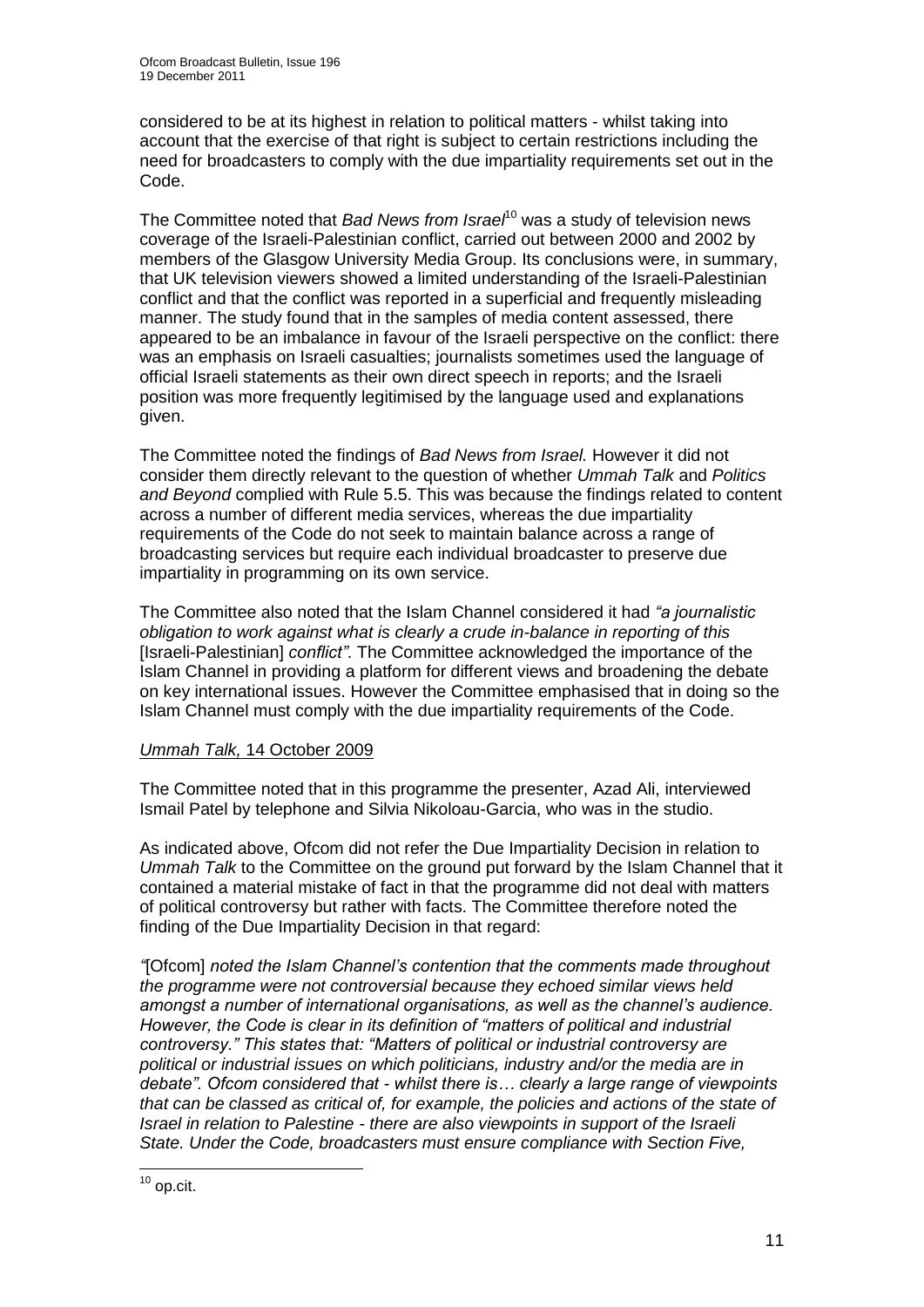considered to be at its highest in relation to political matters - whilst taking into account that the exercise of that right is subject to certain restrictions including the need for broadcasters to comply with the due impartiality requirements set out in the Code.

The Committee noted that *Bad News from Israel*[10] was a study of television news coverage of the Israeli-Palestinian conflict, carried out between 2000 and 2002 by members of the Glasgow University Media Group. Its conclusions were, in summary, that UK television viewers showed a limited understanding of the Israeli-Palestinian conflict and that the conflict was reported in a superficial and frequently misleading manner. The study found that in the samples of media content assessed, there appeared to be an imbalance in favour of the Israeli perspective on the conflict: there was an emphasis on Israeli casualties; journalists sometimes used the language of official Israeli statements as their own direct speech in reports; and the Israeli position was more frequently legitimised by the language used and explanations given.

The Committee noted the findings of *Bad News from Israel.* However it did not consider them directly relevant to the question of whether *Ummah Talk* and *Politics and Beyond* complied with Rule 5.5. This was because the findings related to content across a number of different media services, whereas the due impartiality requirements of the Code do not seek to maintain balance across a range of broadcasting services but require each individual broadcaster to preserve due impartiality in programming on its own service.

The Committee also noted that the Islam Channel considered it had *"a journalistic obligation to work against what is clearly a crude in-balance in reporting of this* [Israeli-Palestinian] *conflict".* The Committee acknowledged the importance of the Islam Channel in providing a platform for different views and broadening the debate on key international issues. However the Committee emphasised that in doing so the Islam Channel must comply with the due impartiality requirements of the Code.

<u>*Ummah Talk,* 14 October 2009</u>

The Committee noted that in this programme the presenter, Azad Ali, interviewed Ismail Patel by telephone and Silvia Nikoloau-Garcia, who was in the studio.

As indicated above, Ofcom did not refer the Due Impartiality Decision in relation to *Ummah Talk* to the Committee on the ground put forward by the Islam Channel that it contained a material mistake of fact in that the programme did not deal with matters of political controversy but rather with facts. The Committee therefore noted the finding of the Due Impartiality Decision in that regard:

*"*[Ofcom] *noted the Islam Channel's contention that the comments made throughout the programme were not controversial because they echoed similar views held amongst a number of international organisations, as well as the channel's audience. However, the Code is clear in its definition of "matters of political and industrial controversy." This states that: "Matters of political or industrial controversy are political or industrial issues on which politicians, industry and/or the media are in debate". Ofcom considered that - whilst there is… clearly a large range of viewpoints that can be classed as critical of, for example, the policies and actions of the state of Israel in relation to Palestine - there are also viewpoints in support of the Israeli State. Under the Code, broadcasters must ensure compliance with Section Five,*

[10] op.cit.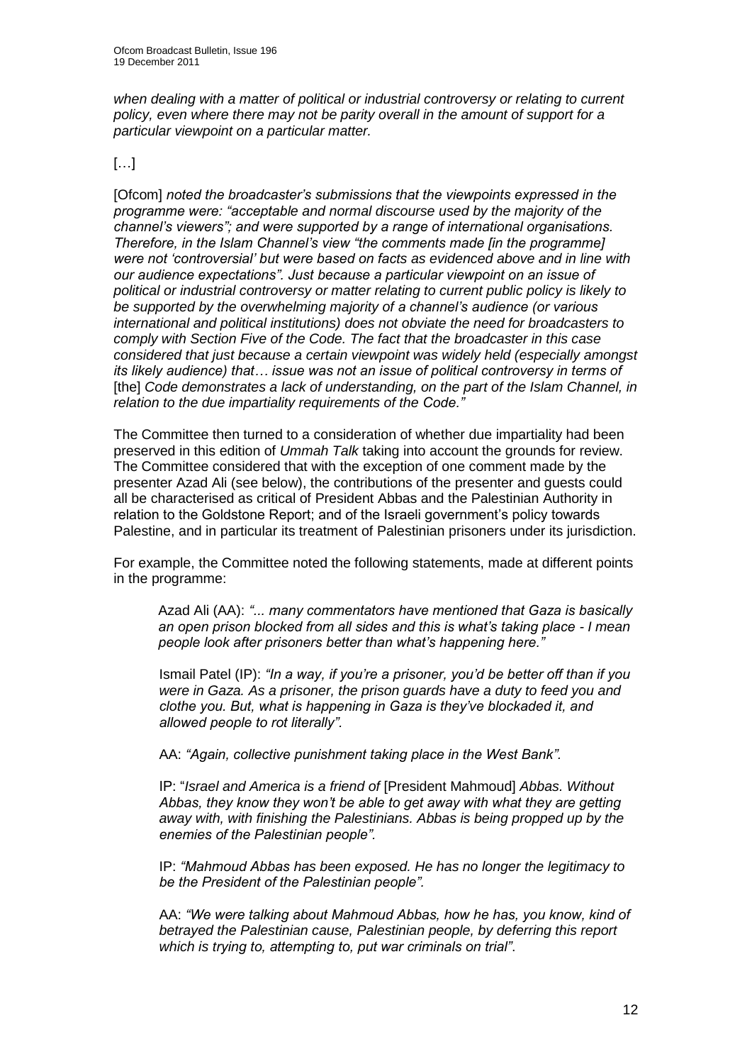*when dealing with a matter of political or industrial controversy or relating to current policy, even where there may not be parity overall in the amount of support for a particular viewpoint on a particular matter.*

[…]

[Ofcom] *noted the broadcaster's submissions that the viewpoints expressed in the programme were: "acceptable and normal discourse used by the majority of the channel's viewers"; and were supported by a range of international organisations. Therefore, in the Islam Channel's view "the comments made [in the programme] were not 'controversial' but were based on facts as evidenced above and in line with our audience expectations". Just because a particular viewpoint on an issue of political or industrial controversy or matter relating to current public policy is likely to be supported by the overwhelming majority of a channel's audience (or various international and political institutions) does not obviate the need for broadcasters to comply with Section Five of the Code. The fact that the broadcaster in this case considered that just because a certain viewpoint was widely held (especially amongst its likely audience) that… issue was not an issue of political controversy in terms of* [the] *Code demonstrates a lack of understanding, on the part of the Islam Channel, in relation to the due impartiality requirements of the Code."*

The Committee then turned to a consideration of whether due impartiality had been preserved in this edition of *Ummah Talk* taking into account the grounds for review. The Committee considered that with the exception of one comment made by the presenter Azad Ali (see below), the contributions of the presenter and guests could all be characterised as critical of President Abbas and the Palestinian Authority in relation to the Goldstone Report; and of the Israeli government's policy towards Palestine, and in particular its treatment of Palestinian prisoners under its jurisdiction.

For example, the Committee noted the following statements, made at different points in the programme:

> Azad Ali (AA): *"... many commentators have mentioned that Gaza is basically an open prison blocked from all sides and this is what's taking place - I mean people look after prisoners better than what's happening here."*
>
> Ismail Patel (IP): *"In a way, if you're a prisoner, you'd be better off than if you were in Gaza. As a prisoner, the prison guards have a duty to feed you and clothe you. But, what is happening in Gaza is they've blockaded it, and allowed people to rot literally".*
>
> AA: *"Again, collective punishment taking place in the West Bank".*
>
> IP: "*Israel and America is a friend of* [President Mahmoud] *Abbas. Without Abbas, they know they won't be able to get away with what they are getting away with, with finishing the Palestinians. Abbas is being propped up by the enemies of the Palestinian people".*
>
> IP: *"Mahmoud Abbas has been exposed. He has no longer the legitimacy to be the President of the Palestinian people".*
>
> AA: *"We were talking about Mahmoud Abbas, how he has, you know, kind of betrayed the Palestinian cause, Palestinian people, by deferring this report which is trying to, attempting to, put war criminals on trial".*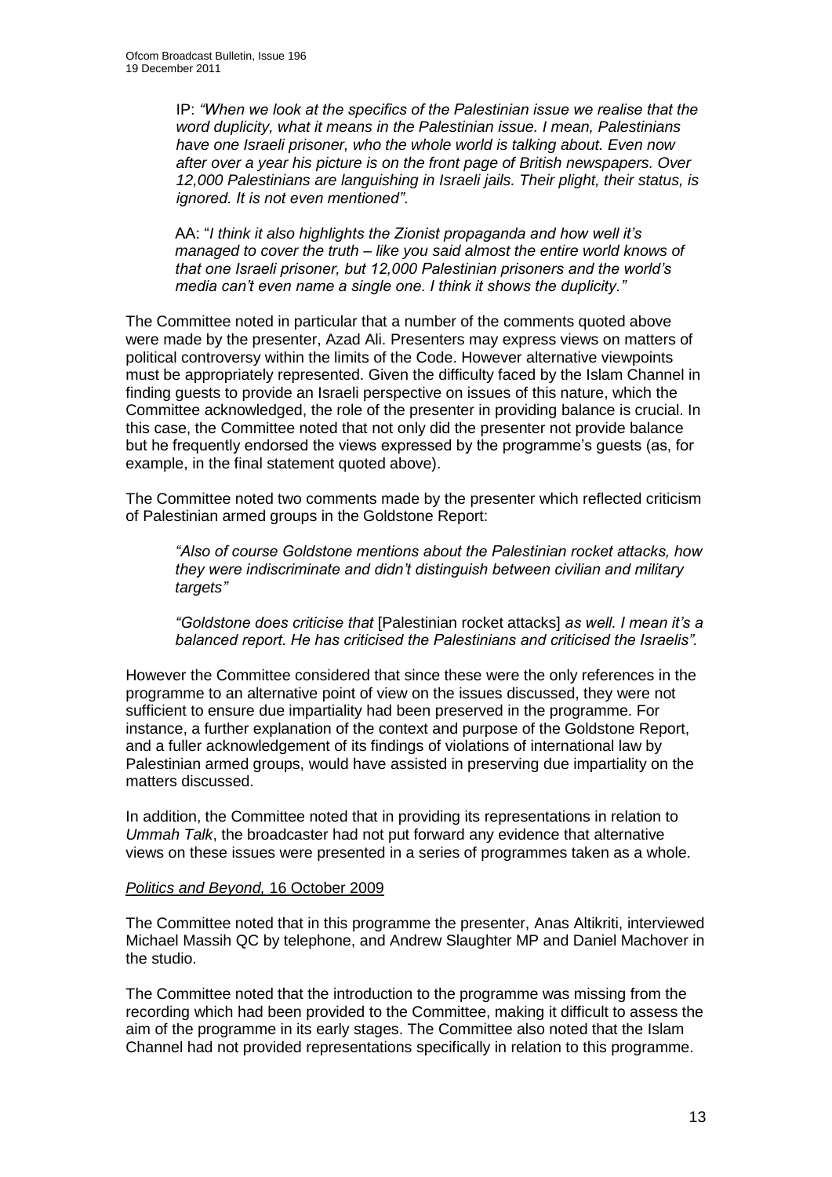IP: *"When we look at the specifics of the Palestinian issue we realise that the word duplicity, what it means in the Palestinian issue. I mean, Palestinians have one Israeli prisoner, who the whole world is talking about. Even now after over a year his picture is on the front page of British newspapers. Over 12,000 Palestinians are languishing in Israeli jails. Their plight, their status, is ignored. It is not even mentioned".*

AA: "*I think it also highlights the Zionist propaganda and how well it's managed to cover the truth – like you said almost the entire world knows of that one Israeli prisoner, but 12,000 Palestinian prisoners and the world's media can't even name a single one. I think it shows the duplicity."*

The Committee noted in particular that a number of the comments quoted above were made by the presenter, Azad Ali. Presenters may express views on matters of political controversy within the limits of the Code. However alternative viewpoints must be appropriately represented. Given the difficulty faced by the Islam Channel in finding guests to provide an Israeli perspective on issues of this nature, which the Committee acknowledged, the role of the presenter in providing balance is crucial. In this case, the Committee noted that not only did the presenter not provide balance but he frequently endorsed the views expressed by the programme's guests (as, for example, in the final statement quoted above).

The Committee noted two comments made by the presenter which reflected criticism of Palestinian armed groups in the Goldstone Report:

*"Also of course Goldstone mentions about the Palestinian rocket attacks, how they were indiscriminate and didn't distinguish between civilian and military targets"*

*"Goldstone does criticise that* [Palestinian rocket attacks] *as well. I mean it's a balanced report. He has criticised the Palestinians and criticised the Israelis".*

However the Committee considered that since these were the only references in the programme to an alternative point of view on the issues discussed, they were not sufficient to ensure due impartiality had been preserved in the programme. For instance, a further explanation of the context and purpose of the Goldstone Report, and a fuller acknowledgement of its findings of violations of international law by Palestinian armed groups, would have assisted in preserving due impartiality on the matters discussed.

In addition, the Committee noted that in providing its representations in relation to *Ummah Talk*, the broadcaster had not put forward any evidence that alternative views on these issues were presented in a series of programmes taken as a whole.

*Politics and Beyond,* 16 October 2009

The Committee noted that in this programme the presenter, Anas Altikriti, interviewed Michael Massih QC by telephone, and Andrew Slaughter MP and Daniel Machover in the studio.

The Committee noted that the introduction to the programme was missing from the recording which had been provided to the Committee, making it difficult to assess the aim of the programme in its early stages. The Committee also noted that the Islam Channel had not provided representations specifically in relation to this programme.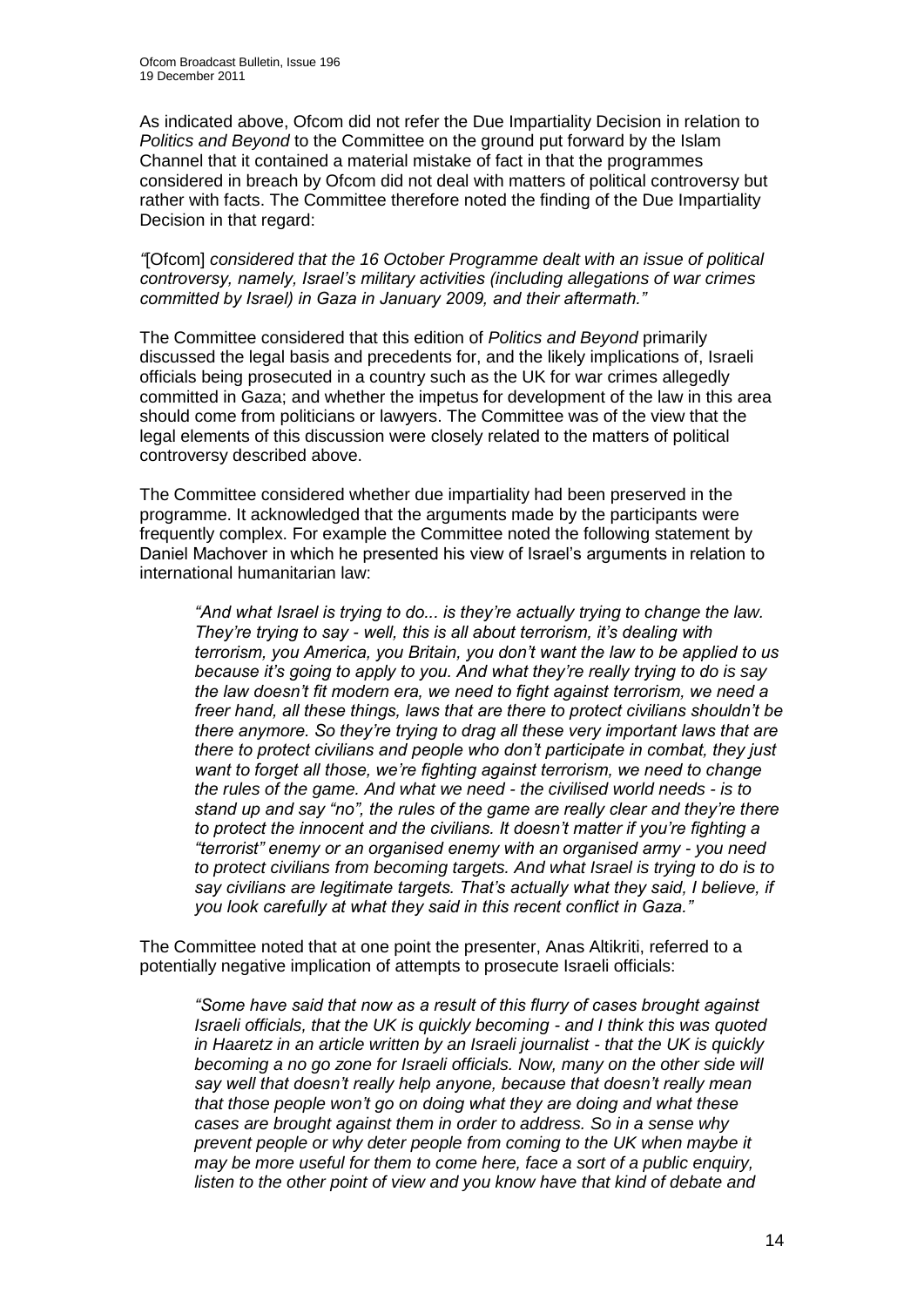As indicated above, Ofcom did not refer the Due Impartiality Decision in relation to *Politics and Beyond* to the Committee on the ground put forward by the Islam Channel that it contained a material mistake of fact in that the programmes considered in breach by Ofcom did not deal with matters of political controversy but rather with facts. The Committee therefore noted the finding of the Due Impartiality Decision in that regard:

*"*[Ofcom] *considered that the 16 October Programme dealt with an issue of political controversy, namely, Israel's military activities (including allegations of war crimes committed by Israel) in Gaza in January 2009, and their aftermath."*

The Committee considered that this edition of *Politics and Beyond* primarily discussed the legal basis and precedents for, and the likely implications of, Israeli officials being prosecuted in a country such as the UK for war crimes allegedly committed in Gaza; and whether the impetus for development of the law in this area should come from politicians or lawyers. The Committee was of the view that the legal elements of this discussion were closely related to the matters of political controversy described above.

The Committee considered whether due impartiality had been preserved in the programme. It acknowledged that the arguments made by the participants were frequently complex. For example the Committee noted the following statement by Daniel Machover in which he presented his view of Israel's arguments in relation to international humanitarian law:

> *"And what Israel is trying to do... is they're actually trying to change the law. They're trying to say - well, this is all about terrorism, it's dealing with terrorism, you America, you Britain, you don't want the law to be applied to us because it's going to apply to you. And what they're really trying to do is say the law doesn't fit modern era, we need to fight against terrorism, we need a freer hand, all these things, laws that are there to protect civilians shouldn't be there anymore. So they're trying to drag all these very important laws that are there to protect civilians and people who don't participate in combat, they just want to forget all those, we're fighting against terrorism, we need to change the rules of the game. And what we need - the civilised world needs - is to stand up and say "no", the rules of the game are really clear and they're there to protect the innocent and the civilians. It doesn't matter if you're fighting a "terrorist" enemy or an organised enemy with an organised army - you need to protect civilians from becoming targets. And what Israel is trying to do is to say civilians are legitimate targets. That's actually what they said, I believe, if you look carefully at what they said in this recent conflict in Gaza."*

The Committee noted that at one point the presenter, Anas Altikriti, referred to a potentially negative implication of attempts to prosecute Israeli officials:

> *"Some have said that now as a result of this flurry of cases brought against Israeli officials, that the UK is quickly becoming - and I think this was quoted in Haaretz in an article written by an Israeli journalist - that the UK is quickly becoming a no go zone for Israeli officials. Now, many on the other side will say well that doesn't really help anyone, because that doesn't really mean that those people won't go on doing what they are doing and what these cases are brought against them in order to address. So in a sense why prevent people or why deter people from coming to the UK when maybe it may be more useful for them to come here, face a sort of a public enquiry, listen to the other point of view and you know have that kind of debate and*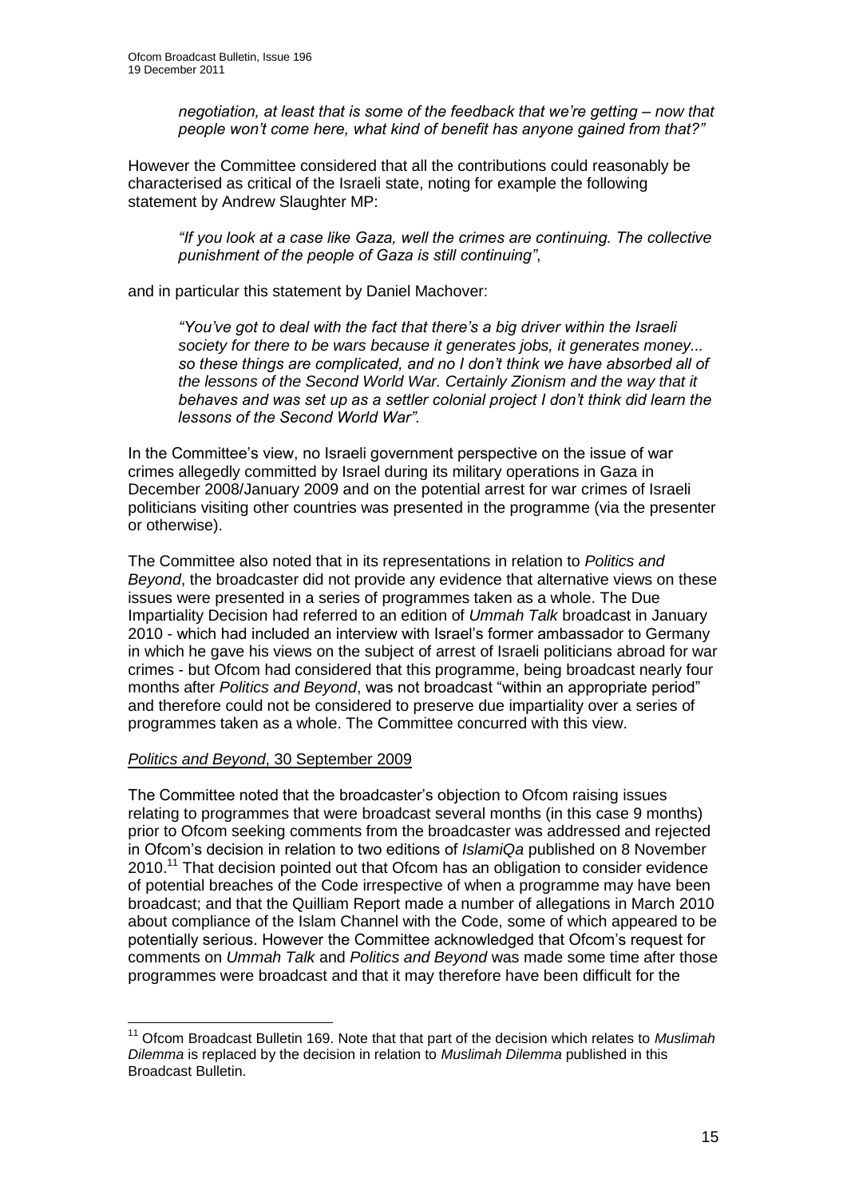*negotiation, at least that is some of the feedback that we're getting – now that people won't come here, what kind of benefit has anyone gained from that?"*

However the Committee considered that all the contributions could reasonably be characterised as critical of the Israeli state, noting for example the following statement by Andrew Slaughter MP:

> *"If you look at a case like Gaza, well the crimes are continuing. The collective punishment of the people of Gaza is still continuing"*,

and in particular this statement by Daniel Machover:

> *"You've got to deal with the fact that there's a big driver within the Israeli society for there to be wars because it generates jobs, it generates money... so these things are complicated, and no I don't think we have absorbed all of the lessons of the Second World War. Certainly Zionism and the way that it behaves and was set up as a settler colonial project I don't think did learn the lessons of the Second World War".*

In the Committee's view, no Israeli government perspective on the issue of war crimes allegedly committed by Israel during its military operations in Gaza in December 2008/January 2009 and on the potential arrest for war crimes of Israeli politicians visiting other countries was presented in the programme (via the presenter or otherwise).

The Committee also noted that in its representations in relation to *Politics and Beyond*, the broadcaster did not provide any evidence that alternative views on these issues were presented in a series of programmes taken as a whole. The Due Impartiality Decision had referred to an edition of *Ummah Talk* broadcast in January 2010 - which had included an interview with Israel's former ambassador to Germany in which he gave his views on the subject of arrest of Israeli politicians abroad for war crimes - but Ofcom had considered that this programme, being broadcast nearly four months after *Politics and Beyond*, was not broadcast "within an appropriate period" and therefore could not be considered to preserve due impartiality over a series of programmes taken as a whole. The Committee concurred with this view.

<u>*Politics and Beyond*, 30 September 2009</u>

The Committee noted that the broadcaster's objection to Ofcom raising issues relating to programmes that were broadcast several months (in this case 9 months) prior to Ofcom seeking comments from the broadcaster was addressed and rejected in Ofcom's decision in relation to two editions of *IslamiQa* published on 8 November 2010.[11] That decision pointed out that Ofcom has an obligation to consider evidence of potential breaches of the Code irrespective of when a programme may have been broadcast; and that the Quilliam Report made a number of allegations in March 2010 about compliance of the Islam Channel with the Code, some of which appeared to be potentially serious. However the Committee acknowledged that Ofcom's request for comments on *Ummah Talk* and *Politics and Beyond* was made some time after those programmes were broadcast and that it may therefore have been difficult for the

---

[11] Ofcom Broadcast Bulletin 169. Note that that part of the decision which relates to *Muslimah Dilemma* is replaced by the decision in relation to *Muslimah Dilemma* published in this Broadcast Bulletin.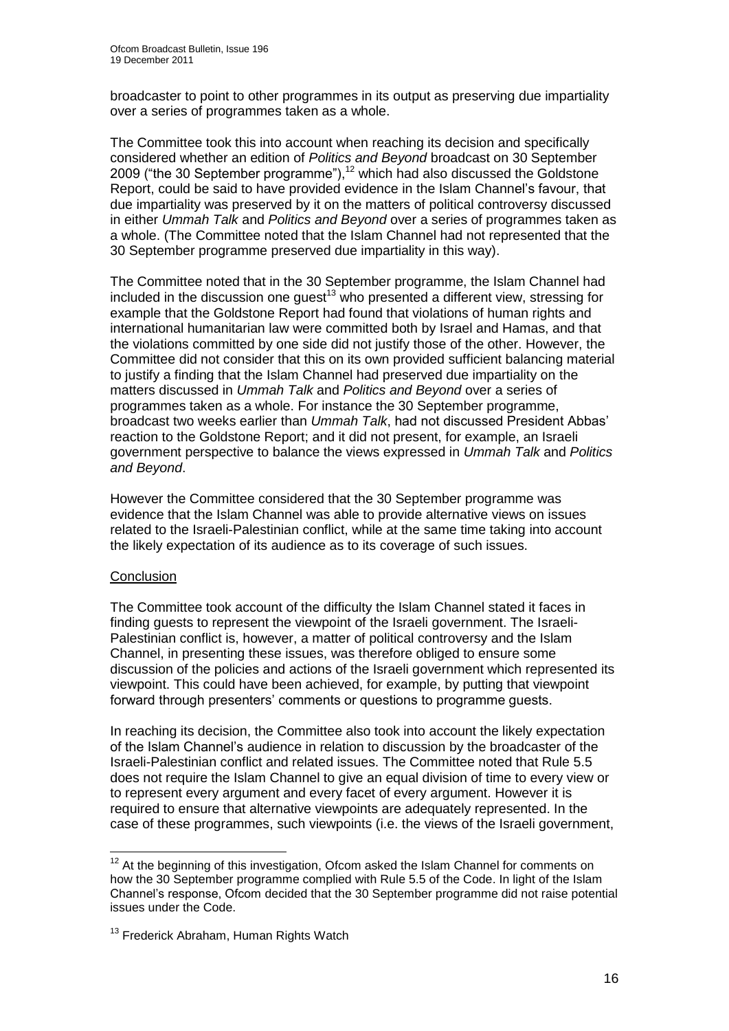broadcaster to point to other programmes in its output as preserving due impartiality over a series of programmes taken as a whole.

The Committee took this into account when reaching its decision and specifically considered whether an edition of *Politics and Beyond* broadcast on 30 September 2009 ("the 30 September programme"),[12] which had also discussed the Goldstone Report, could be said to have provided evidence in the Islam Channel's favour, that due impartiality was preserved by it on the matters of political controversy discussed in either *Ummah Talk* and *Politics and Beyond* over a series of programmes taken as a whole. (The Committee noted that the Islam Channel had not represented that the 30 September programme preserved due impartiality in this way).

The Committee noted that in the 30 September programme, the Islam Channel had included in the discussion one guest[13] who presented a different view, stressing for example that the Goldstone Report had found that violations of human rights and international humanitarian law were committed both by Israel and Hamas, and that the violations committed by one side did not justify those of the other. However, the Committee did not consider that this on its own provided sufficient balancing material to justify a finding that the Islam Channel had preserved due impartiality on the matters discussed in *Ummah Talk* and *Politics and Beyond* over a series of programmes taken as a whole. For instance the 30 September programme, broadcast two weeks earlier than *Ummah Talk*, had not discussed President Abbas' reaction to the Goldstone Report; and it did not present, for example, an Israeli government perspective to balance the views expressed in *Ummah Talk* and *Politics and Beyond*.

However the Committee considered that the 30 September programme was evidence that the Islam Channel was able to provide alternative views on issues related to the Israeli-Palestinian conflict, while at the same time taking into account the likely expectation of its audience as to its coverage of such issues.

Conclusion

The Committee took account of the difficulty the Islam Channel stated it faces in finding guests to represent the viewpoint of the Israeli government. The Israeli-Palestinian conflict is, however, a matter of political controversy and the Islam Channel, in presenting these issues, was therefore obliged to ensure some discussion of the policies and actions of the Israeli government which represented its viewpoint. This could have been achieved, for example, by putting that viewpoint forward through presenters' comments or questions to programme guests.

In reaching its decision, the Committee also took into account the likely expectation of the Islam Channel's audience in relation to discussion by the broadcaster of the Israeli-Palestinian conflict and related issues. The Committee noted that Rule 5.5 does not require the Islam Channel to give an equal division of time to every view or to represent every argument and every facet of every argument. However it is required to ensure that alternative viewpoints are adequately represented. In the case of these programmes, such viewpoints (i.e. the views of the Israeli government,

---

[12] At the beginning of this investigation, Ofcom asked the Islam Channel for comments on how the 30 September programme complied with Rule 5.5 of the Code. In light of the Islam Channel's response, Ofcom decided that the 30 September programme did not raise potential issues under the Code.

[13] Frederick Abraham, Human Rights Watch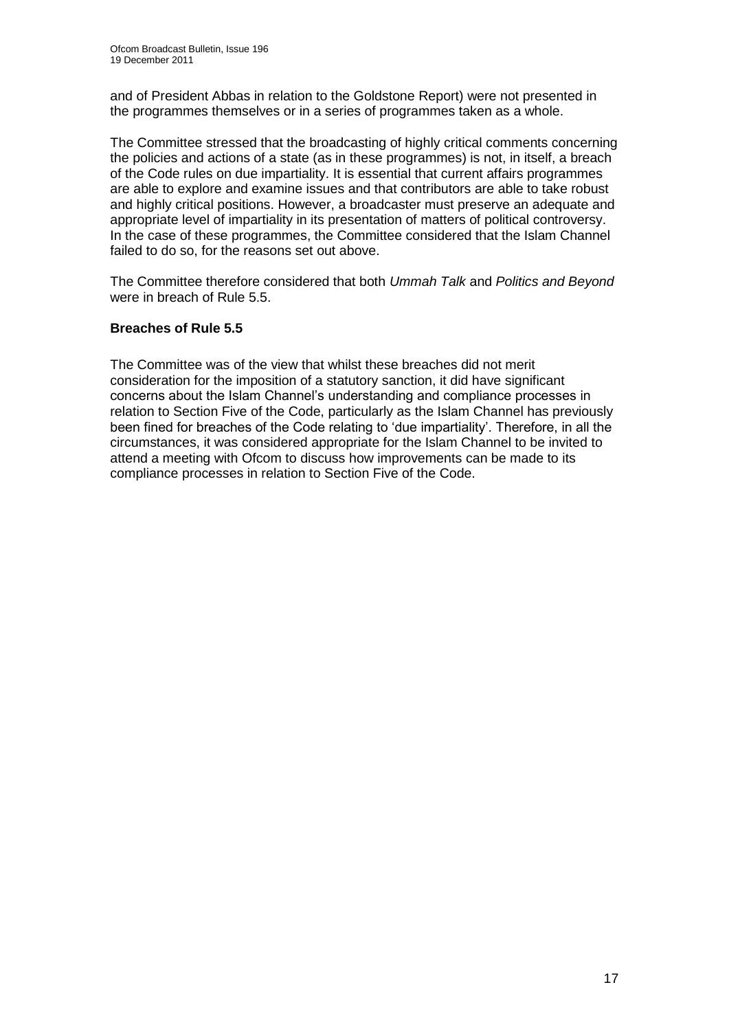and of President Abbas in relation to the Goldstone Report) were not presented in the programmes themselves or in a series of programmes taken as a whole.

The Committee stressed that the broadcasting of highly critical comments concerning the policies and actions of a state (as in these programmes) is not, in itself, a breach of the Code rules on due impartiality. It is essential that current affairs programmes are able to explore and examine issues and that contributors are able to take robust and highly critical positions. However, a broadcaster must preserve an adequate and appropriate level of impartiality in its presentation of matters of political controversy. In the case of these programmes, the Committee considered that the Islam Channel failed to do so, for the reasons set out above.

The Committee therefore considered that both *Ummah Talk* and *Politics and Beyond* were in breach of Rule 5.5.

**Breaches of Rule 5.5**

The Committee was of the view that whilst these breaches did not merit consideration for the imposition of a statutory sanction, it did have significant concerns about the Islam Channel's understanding and compliance processes in relation to Section Five of the Code, particularly as the Islam Channel has previously been fined for breaches of the Code relating to 'due impartiality'. Therefore, in all the circumstances, it was considered appropriate for the Islam Channel to be invited to attend a meeting with Ofcom to discuss how improvements can be made to its compliance processes in relation to Section Five of the Code.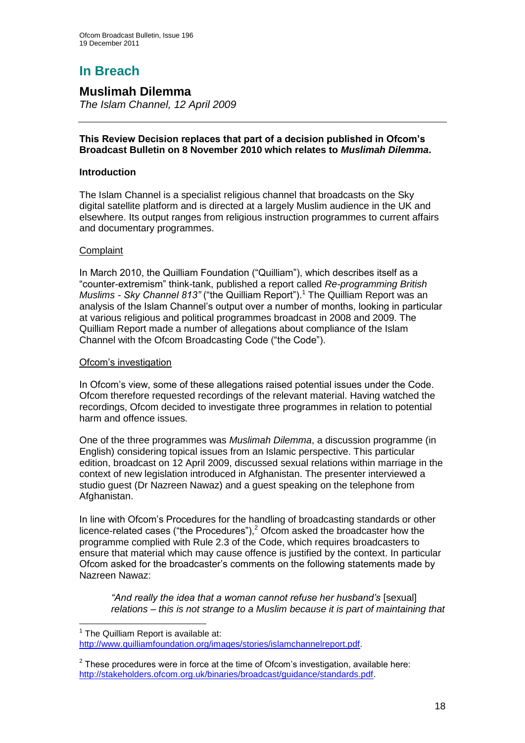# In Breach

## Muslimah Dilemma

*The Islam Channel, 12 April 2009*

**This Review Decision replaces that part of a decision published in Ofcom's Broadcast Bulletin on 8 November 2010 which relates to *Muslimah Dilemma*.**

**Introduction**

The Islam Channel is a specialist religious channel that broadcasts on the Sky digital satellite platform and is directed at a largely Muslim audience in the UK and elsewhere. Its output ranges from religious instruction programmes to current affairs and documentary programmes.

Complaint

In March 2010, the Quilliam Foundation ("Quilliam"), which describes itself as a "counter-extremism" think-tank, published a report called *Re-programming British Muslims - Sky Channel 813"* ("the Quilliam Report").[1] The Quilliam Report was an analysis of the Islam Channel's output over a number of months, looking in particular at various religious and political programmes broadcast in 2008 and 2009. The Quilliam Report made a number of allegations about compliance of the Islam Channel with the Ofcom Broadcasting Code ("the Code").

Ofcom's investigation

In Ofcom's view, some of these allegations raised potential issues under the Code. Ofcom therefore requested recordings of the relevant material. Having watched the recordings, Ofcom decided to investigate three programmes in relation to potential harm and offence issues.

One of the three programmes was *Muslimah Dilemma*, a discussion programme (in English) considering topical issues from an Islamic perspective. This particular edition, broadcast on 12 April 2009, discussed sexual relations within marriage in the context of new legislation introduced in Afghanistan. The presenter interviewed a studio guest (Dr Nazreen Nawaz) and a guest speaking on the telephone from Afghanistan.

In line with Ofcom's Procedures for the handling of broadcasting standards or other licence-related cases ("the Procedures"),[2] Ofcom asked the broadcaster how the programme complied with Rule 2.3 of the Code, which requires broadcasters to ensure that material which may cause offence is justified by the context. In particular Ofcom asked for the broadcaster's comments on the following statements made by Nazreen Nawaz:

> *"And really the idea that a woman cannot refuse her husband's* [sexual] *relations – this is not strange to a Muslim because it is part of maintaining that*

---

[1] The Quilliam Report is available at: http://www.quilliamfoundation.org/images/stories/islamchannelreport.pdf.

[2] These procedures were in force at the time of Ofcom's investigation, available here: http://stakeholders.ofcom.org.uk/binaries/broadcast/guidance/standards.pdf.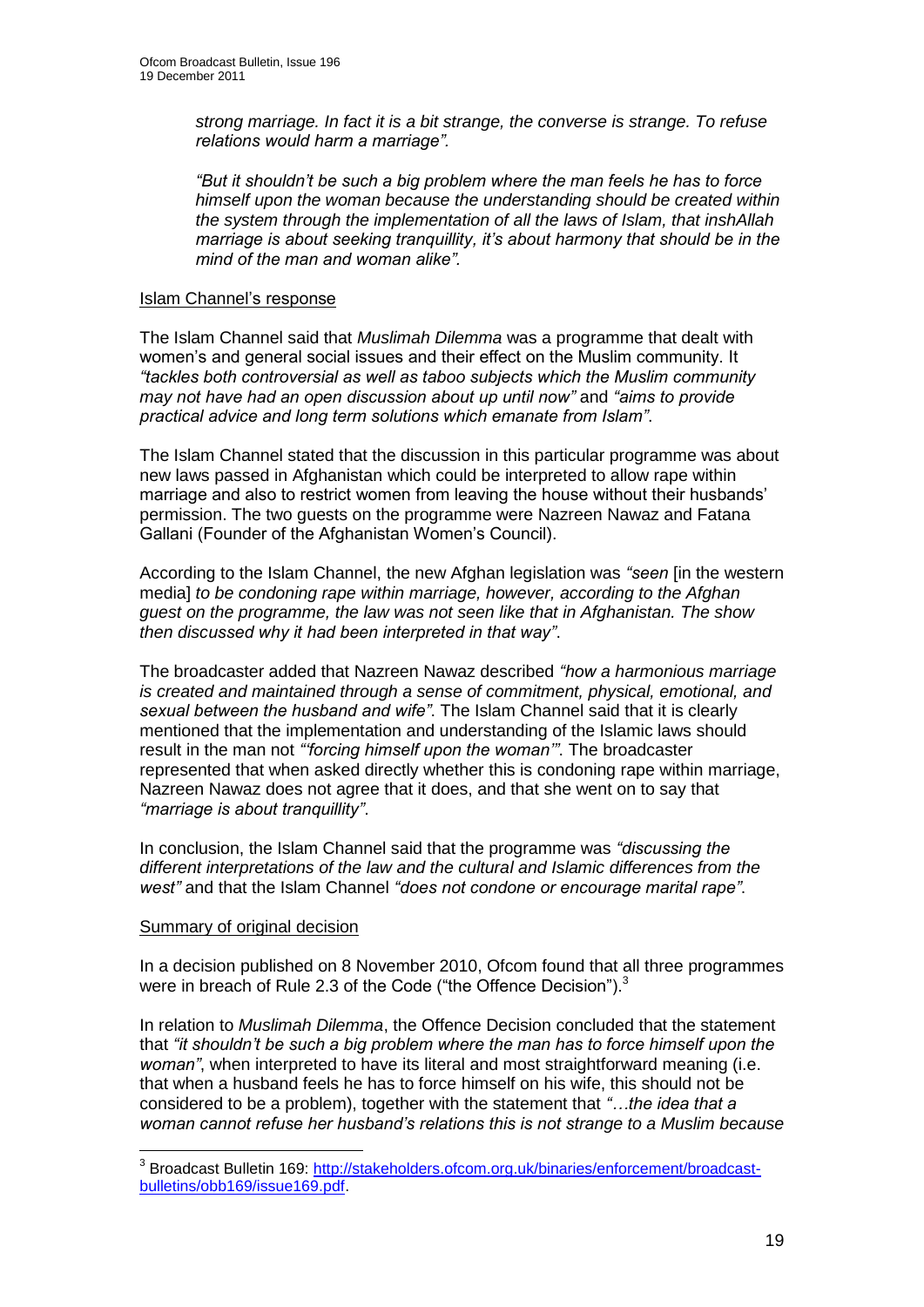*strong marriage. In fact it is a bit strange, the converse is strange. To refuse relations would harm a marriage".*

*"But it shouldn't be such a big problem where the man feels he has to force himself upon the woman because the understanding should be created within the system through the implementation of all the laws of Islam, that inshAllah marriage is about seeking tranquillity, it's about harmony that should be in the mind of the man and woman alike".*

Islam Channel's response

The Islam Channel said that *Muslimah Dilemma* was a programme that dealt with women's and general social issues and their effect on the Muslim community. It *"tackles both controversial as well as taboo subjects which the Muslim community may not have had an open discussion about up until now"* and *"aims to provide practical advice and long term solutions which emanate from Islam"*.

The Islam Channel stated that the discussion in this particular programme was about new laws passed in Afghanistan which could be interpreted to allow rape within marriage and also to restrict women from leaving the house without their husbands' permission. The two guests on the programme were Nazreen Nawaz and Fatana Gallani (Founder of the Afghanistan Women's Council).

According to the Islam Channel, the new Afghan legislation was *"seen* [in the western media] *to be condoning rape within marriage, however, according to the Afghan guest on the programme, the law was not seen like that in Afghanistan. The show then discussed why it had been interpreted in that way"*.

The broadcaster added that Nazreen Nawaz described *"how a harmonious marriage is created and maintained through a sense of commitment, physical, emotional, and sexual between the husband and wife"*. The Islam Channel said that it is clearly mentioned that the implementation and understanding of the Islamic laws should result in the man not *"'forcing himself upon the woman'"*. The broadcaster represented that when asked directly whether this is condoning rape within marriage, Nazreen Nawaz does not agree that it does, and that she went on to say that *"marriage is about tranquillity"*.

In conclusion, the Islam Channel said that the programme was *"discussing the different interpretations of the law and the cultural and Islamic differences from the west"* and that the Islam Channel *"does not condone or encourage marital rape"*.

Summary of original decision

In a decision published on 8 November 2010, Ofcom found that all three programmes were in breach of Rule 2.3 of the Code ("the Offence Decision").[3]

In relation to *Muslimah Dilemma*, the Offence Decision concluded that the statement that *"it shouldn't be such a big problem where the man has to force himself upon the woman"*, when interpreted to have its literal and most straightforward meaning (i.e. that when a husband feels he has to force himself on his wife, this should not be considered to be a problem), together with the statement that *"…the idea that a woman cannot refuse her husband's relations this is not strange to a Muslim because*

[3] Broadcast Bulletin 169: http://stakeholders.ofcom.org.uk/binaries/enforcement/broadcast-bulletins/obb169/issue169.pdf.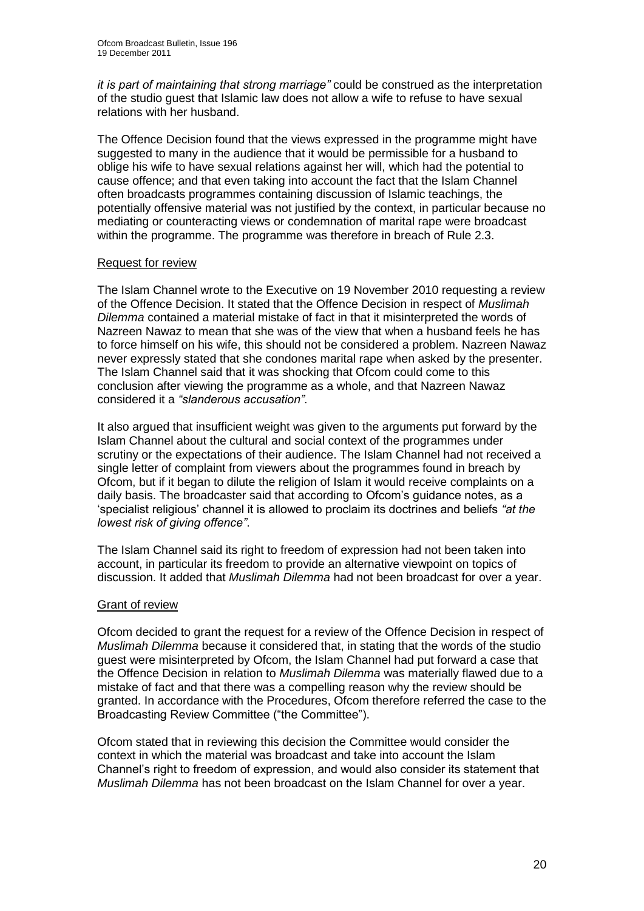*it is part of maintaining that strong marriage"* could be construed as the interpretation of the studio guest that Islamic law does not allow a wife to refuse to have sexual relations with her husband.

The Offence Decision found that the views expressed in the programme might have suggested to many in the audience that it would be permissible for a husband to oblige his wife to have sexual relations against her will, which had the potential to cause offence; and that even taking into account the fact that the Islam Channel often broadcasts programmes containing discussion of Islamic teachings, the potentially offensive material was not justified by the context, in particular because no mediating or counteracting views or condemnation of marital rape were broadcast within the programme. The programme was therefore in breach of Rule 2.3.

<u>Request for review</u>

The Islam Channel wrote to the Executive on 19 November 2010 requesting a review of the Offence Decision. It stated that the Offence Decision in respect of *Muslimah Dilemma* contained a material mistake of fact in that it misinterpreted the words of Nazreen Nawaz to mean that she was of the view that when a husband feels he has to force himself on his wife, this should not be considered a problem. Nazreen Nawaz never expressly stated that she condones marital rape when asked by the presenter. The Islam Channel said that it was shocking that Ofcom could come to this conclusion after viewing the programme as a whole, and that Nazreen Nawaz considered it a *"slanderous accusation"*.

It also argued that insufficient weight was given to the arguments put forward by the Islam Channel about the cultural and social context of the programmes under scrutiny or the expectations of their audience. The Islam Channel had not received a single letter of complaint from viewers about the programmes found in breach by Ofcom, but if it began to dilute the religion of Islam it would receive complaints on a daily basis. The broadcaster said that according to Ofcom's guidance notes, as a 'specialist religious' channel it is allowed to proclaim its doctrines and beliefs *"at the lowest risk of giving offence"*.

The Islam Channel said its right to freedom of expression had not been taken into account, in particular its freedom to provide an alternative viewpoint on topics of discussion. It added that *Muslimah Dilemma* had not been broadcast for over a year.

<u>Grant of review</u>

Ofcom decided to grant the request for a review of the Offence Decision in respect of *Muslimah Dilemma* because it considered that, in stating that the words of the studio guest were misinterpreted by Ofcom, the Islam Channel had put forward a case that the Offence Decision in relation to *Muslimah Dilemma* was materially flawed due to a mistake of fact and that there was a compelling reason why the review should be granted. In accordance with the Procedures, Ofcom therefore referred the case to the Broadcasting Review Committee ("the Committee").

Ofcom stated that in reviewing this decision the Committee would consider the context in which the material was broadcast and take into account the Islam Channel's right to freedom of expression, and would also consider its statement that *Muslimah Dilemma* has not been broadcast on the Islam Channel for over a year.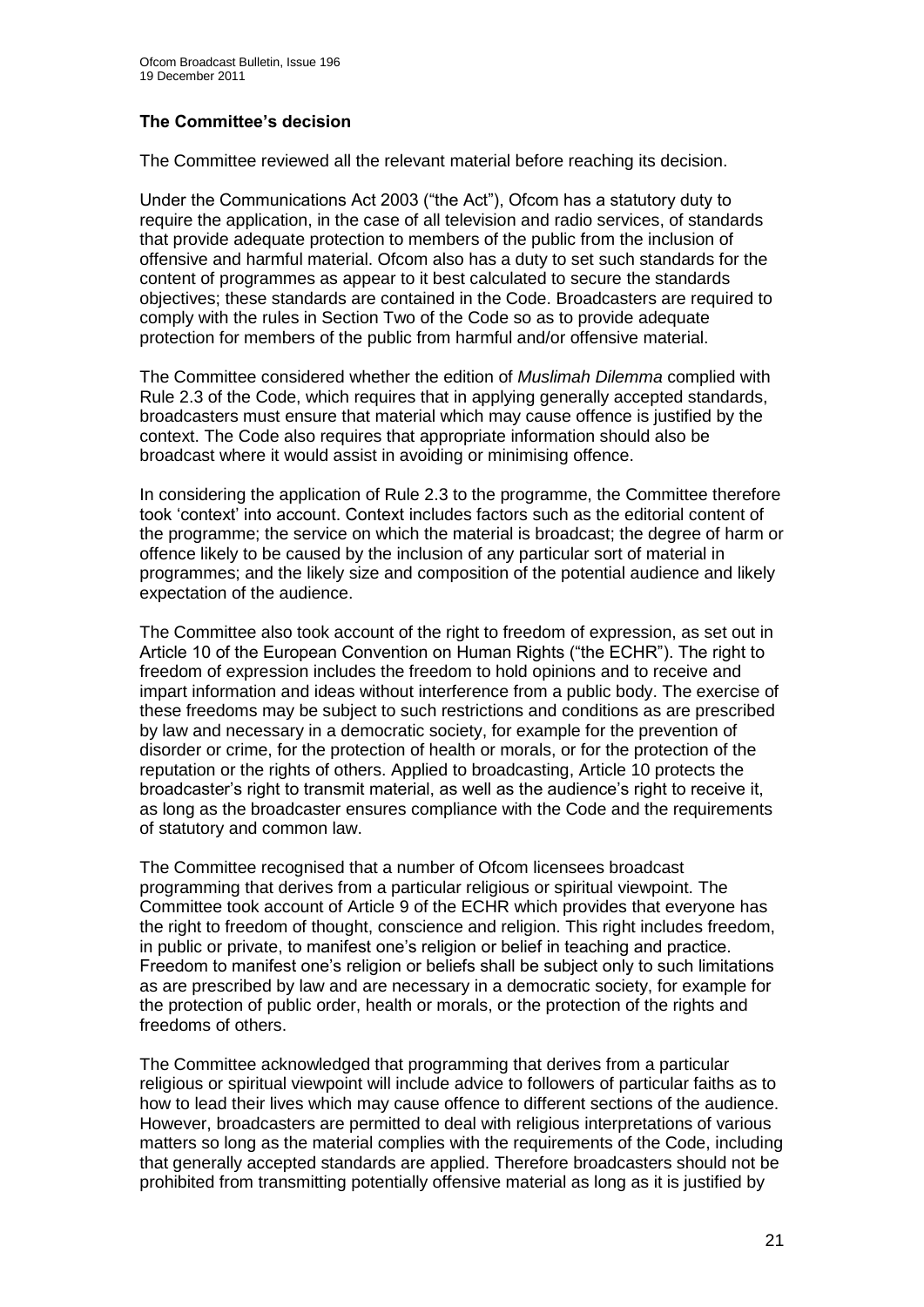### The Committee's decision

The Committee reviewed all the relevant material before reaching its decision.

Under the Communications Act 2003 ("the Act"), Ofcom has a statutory duty to require the application, in the case of all television and radio services, of standards that provide adequate protection to members of the public from the inclusion of offensive and harmful material. Ofcom also has a duty to set such standards for the content of programmes as appear to it best calculated to secure the standards objectives; these standards are contained in the Code. Broadcasters are required to comply with the rules in Section Two of the Code so as to provide adequate protection for members of the public from harmful and/or offensive material.

The Committee considered whether the edition of *Muslimah Dilemma* complied with Rule 2.3 of the Code, which requires that in applying generally accepted standards, broadcasters must ensure that material which may cause offence is justified by the context. The Code also requires that appropriate information should also be broadcast where it would assist in avoiding or minimising offence.

In considering the application of Rule 2.3 to the programme, the Committee therefore took 'context' into account. Context includes factors such as the editorial content of the programme; the service on which the material is broadcast; the degree of harm or offence likely to be caused by the inclusion of any particular sort of material in programmes; and the likely size and composition of the potential audience and likely expectation of the audience.

The Committee also took account of the right to freedom of expression, as set out in Article 10 of the European Convention on Human Rights ("the ECHR"). The right to freedom of expression includes the freedom to hold opinions and to receive and impart information and ideas without interference from a public body. The exercise of these freedoms may be subject to such restrictions and conditions as are prescribed by law and necessary in a democratic society, for example for the prevention of disorder or crime, for the protection of health or morals, or for the protection of the reputation or the rights of others. Applied to broadcasting, Article 10 protects the broadcaster's right to transmit material, as well as the audience's right to receive it, as long as the broadcaster ensures compliance with the Code and the requirements of statutory and common law.

The Committee recognised that a number of Ofcom licensees broadcast programming that derives from a particular religious or spiritual viewpoint. The Committee took account of Article 9 of the ECHR which provides that everyone has the right to freedom of thought, conscience and religion. This right includes freedom, in public or private, to manifest one's religion or belief in teaching and practice. Freedom to manifest one's religion or beliefs shall be subject only to such limitations as are prescribed by law and are necessary in a democratic society, for example for the protection of public order, health or morals, or the protection of the rights and freedoms of others.

The Committee acknowledged that programming that derives from a particular religious or spiritual viewpoint will include advice to followers of particular faiths as to how to lead their lives which may cause offence to different sections of the audience. However, broadcasters are permitted to deal with religious interpretations of various matters so long as the material complies with the requirements of the Code, including that generally accepted standards are applied. Therefore broadcasters should not be prohibited from transmitting potentially offensive material as long as it is justified by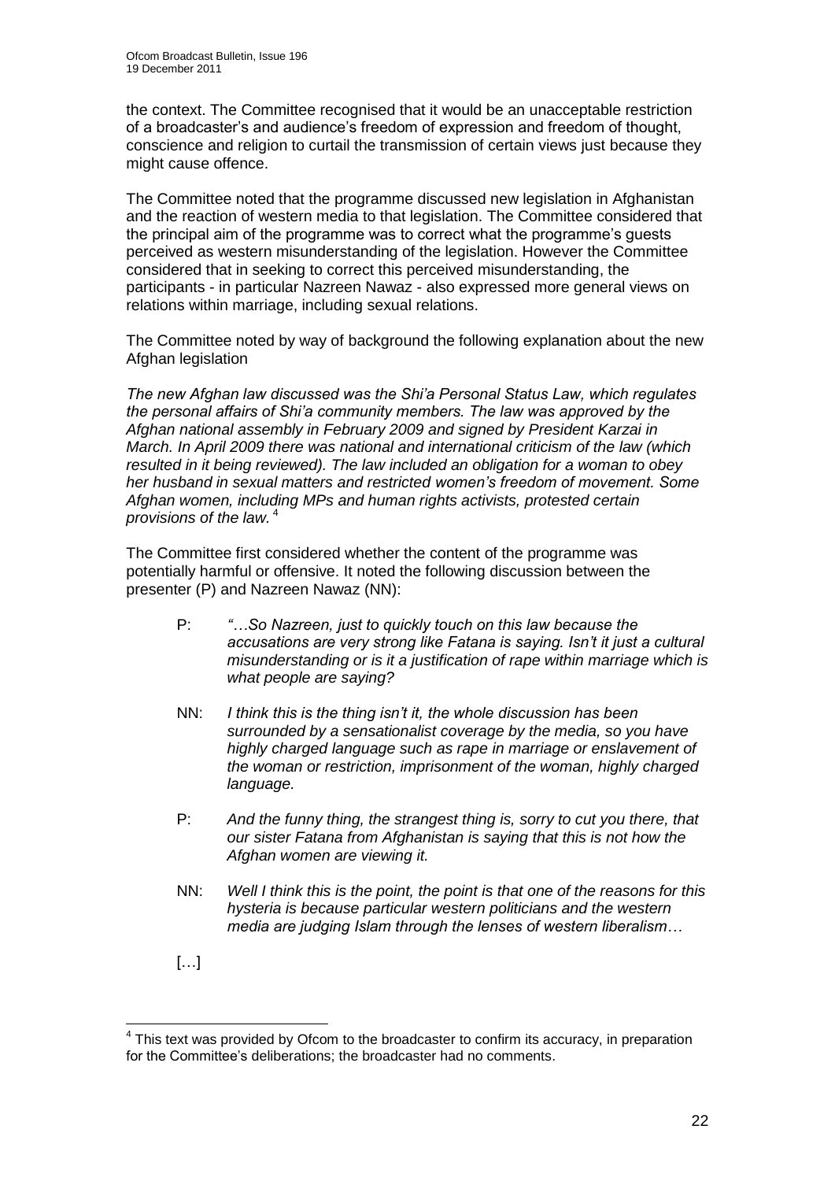the context. The Committee recognised that it would be an unacceptable restriction of a broadcaster's and audience's freedom of expression and freedom of thought, conscience and religion to curtail the transmission of certain views just because they might cause offence.

The Committee noted that the programme discussed new legislation in Afghanistan and the reaction of western media to that legislation. The Committee considered that the principal aim of the programme was to correct what the programme's guests perceived as western misunderstanding of the legislation. However the Committee considered that in seeking to correct this perceived misunderstanding, the participants - in particular Nazreen Nawaz - also expressed more general views on relations within marriage, including sexual relations.

The Committee noted by way of background the following explanation about the new Afghan legislation

*The new Afghan law discussed was the Shi'a Personal Status Law, which regulates the personal affairs of Shi'a community members. The law was approved by the Afghan national assembly in February 2009 and signed by President Karzai in March. In April 2009 there was national and international criticism of the law (which resulted in it being reviewed). The law included an obligation for a woman to obey her husband in sexual matters and restricted women's freedom of movement. Some Afghan women, including MPs and human rights activists, protested certain provisions of the law.* [4]

The Committee first considered whether the content of the programme was potentially harmful or offensive. It noted the following discussion between the presenter (P) and Nazreen Nawaz (NN):

> P: *"…So Nazreen, just to quickly touch on this law because the accusations are very strong like Fatana is saying. Isn't it just a cultural misunderstanding or is it a justification of rape within marriage which is what people are saying?*
>
> NN: *I think this is the thing isn't it, the whole discussion has been surrounded by a sensationalist coverage by the media, so you have highly charged language such as rape in marriage or enslavement of the woman or restriction, imprisonment of the woman, highly charged language.*
>
> P: *And the funny thing, the strangest thing is, sorry to cut you there, that our sister Fatana from Afghanistan is saying that this is not how the Afghan women are viewing it.*
>
> NN: *Well I think this is the point, the point is that one of the reasons for this hysteria is because particular western politicians and the western media are judging Islam through the lenses of western liberalism…*
>
> […]

[4] This text was provided by Ofcom to the broadcaster to confirm its accuracy, in preparation for the Committee's deliberations; the broadcaster had no comments.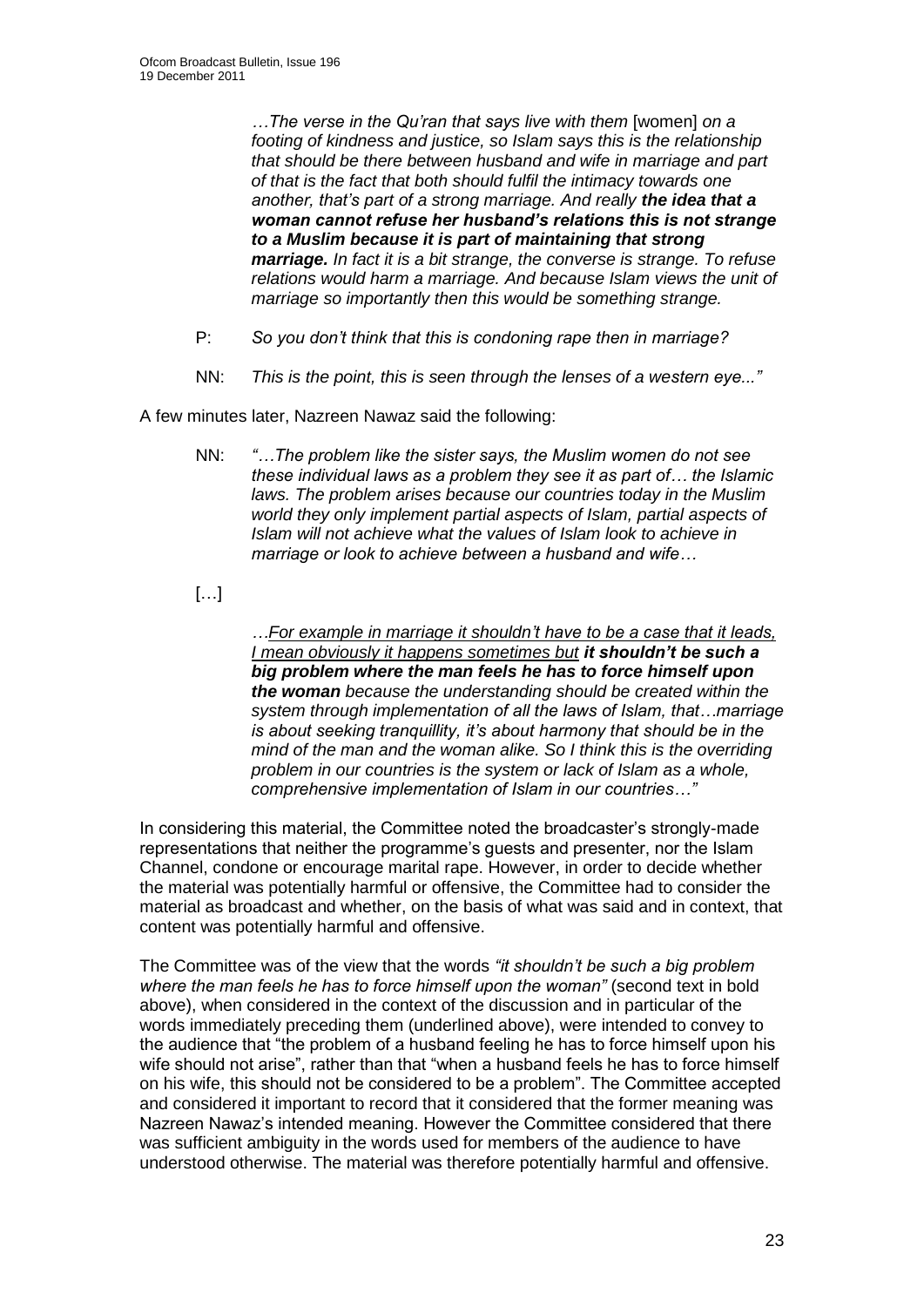> *…The verse in the Qu'ran that says live with them* [women] *on a footing of kindness and justice, so Islam says this is the relationship that should be there between husband and wife in marriage and part of that is the fact that both should fulfil the intimacy towards one another, that's part of a strong marriage. And really **the idea that a woman cannot refuse her husband's relations this is not strange to a Muslim because it is part of maintaining that strong marriage.** In fact it is a bit strange, the converse is strange. To refuse relations would harm a marriage. And because Islam views the unit of marriage so importantly then this would be something strange.*

P: *So you don't think that this is condoning rape then in marriage?*

NN: *This is the point, this is seen through the lenses of a western eye..."*

A few minutes later, Nazreen Nawaz said the following:

NN: *"…The problem like the sister says, the Muslim women do not see these individual laws as a problem they see it as part of… the Islamic laws. The problem arises because our countries today in the Muslim world they only implement partial aspects of Islam, partial aspects of Islam will not achieve what the values of Islam look to achieve in marriage or look to achieve between a husband and wife…*

[…]

> *…<u>For example in marriage it shouldn't have to be a case that it leads, I mean obviously it happens sometimes but</u> **it shouldn't be such a big problem where the man feels he has to force himself upon the woman** because the understanding should be created within the system through implementation of all the laws of Islam, that…marriage is about seeking tranquillity, it's about harmony that should be in the mind of the man and the woman alike. So I think this is the overriding problem in our countries is the system or lack of Islam as a whole, comprehensive implementation of Islam in our countries…"*

In considering this material, the Committee noted the broadcaster's strongly-made representations that neither the programme's guests and presenter, nor the Islam Channel, condone or encourage marital rape. However, in order to decide whether the material was potentially harmful or offensive, the Committee had to consider the material as broadcast and whether, on the basis of what was said and in context, that content was potentially harmful and offensive.

The Committee was of the view that the words *"it shouldn't be such a big problem where the man feels he has to force himself upon the woman"* (second text in bold above), when considered in the context of the discussion and in particular of the words immediately preceding them (underlined above), were intended to convey to the audience that "the problem of a husband feeling he has to force himself upon his wife should not arise", rather than that "when a husband feels he has to force himself on his wife, this should not be considered to be a problem". The Committee accepted and considered it important to record that it considered that the former meaning was Nazreen Nawaz's intended meaning. However the Committee considered that there was sufficient ambiguity in the words used for members of the audience to have understood otherwise. The material was therefore potentially harmful and offensive.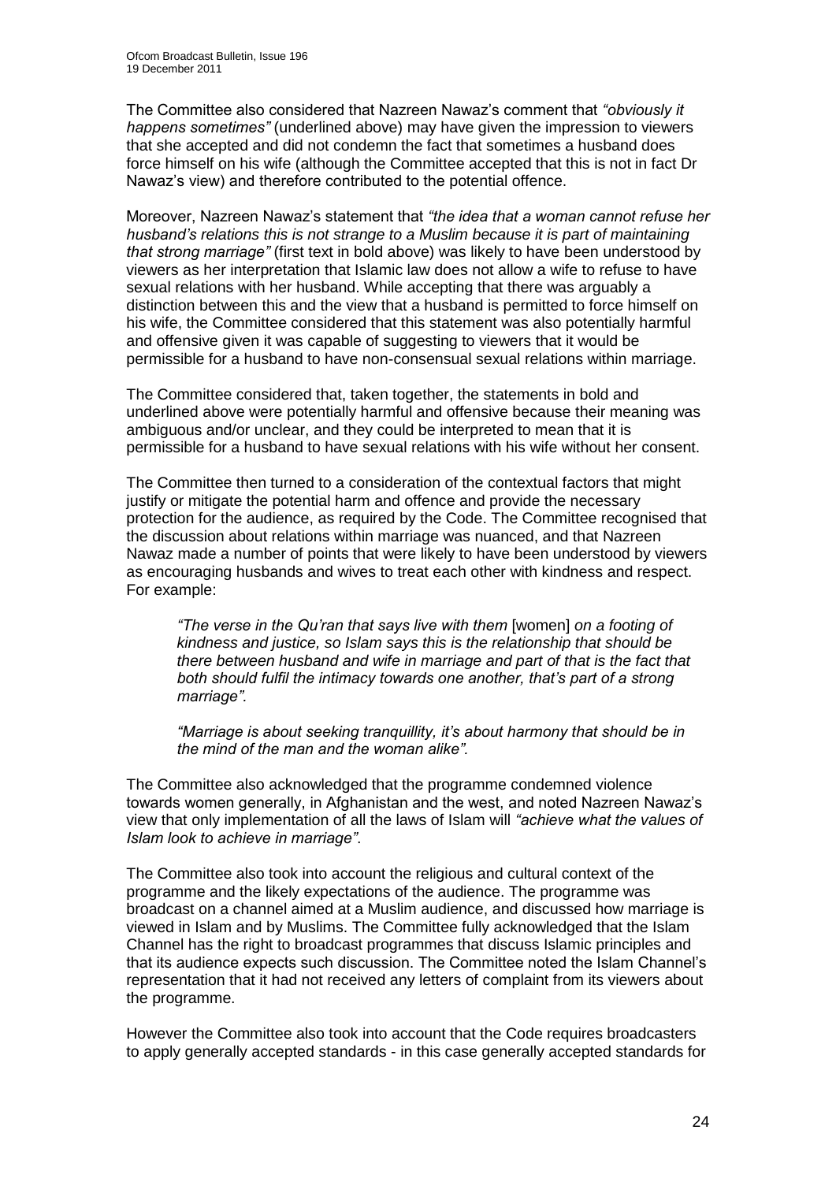The Committee also considered that Nazreen Nawaz's comment that *"obviously it happens sometimes"* (underlined above) may have given the impression to viewers that she accepted and did not condemn the fact that sometimes a husband does force himself on his wife (although the Committee accepted that this is not in fact Dr Nawaz's view) and therefore contributed to the potential offence.

Moreover, Nazreen Nawaz's statement that *"the idea that a woman cannot refuse her husband's relations this is not strange to a Muslim because it is part of maintaining that strong marriage"* (first text in bold above) was likely to have been understood by viewers as her interpretation that Islamic law does not allow a wife to refuse to have sexual relations with her husband. While accepting that there was arguably a distinction between this and the view that a husband is permitted to force himself on his wife, the Committee considered that this statement was also potentially harmful and offensive given it was capable of suggesting to viewers that it would be permissible for a husband to have non-consensual sexual relations within marriage.

The Committee considered that, taken together, the statements in bold and underlined above were potentially harmful and offensive because their meaning was ambiguous and/or unclear, and they could be interpreted to mean that it is permissible for a husband to have sexual relations with his wife without her consent.

The Committee then turned to a consideration of the contextual factors that might justify or mitigate the potential harm and offence and provide the necessary protection for the audience, as required by the Code. The Committee recognised that the discussion about relations within marriage was nuanced, and that Nazreen Nawaz made a number of points that were likely to have been understood by viewers as encouraging husbands and wives to treat each other with kindness and respect. For example:

> *"The verse in the Qu'ran that says live with them* [women] *on a footing of kindness and justice, so Islam says this is the relationship that should be there between husband and wife in marriage and part of that is the fact that both should fulfil the intimacy towards one another, that's part of a strong marriage".*
>
> *"Marriage is about seeking tranquillity, it's about harmony that should be in the mind of the man and the woman alike".*

The Committee also acknowledged that the programme condemned violence towards women generally, in Afghanistan and the west, and noted Nazreen Nawaz's view that only implementation of all the laws of Islam will *"achieve what the values of Islam look to achieve in marriage"*.

The Committee also took into account the religious and cultural context of the programme and the likely expectations of the audience. The programme was broadcast on a channel aimed at a Muslim audience, and discussed how marriage is viewed in Islam and by Muslims. The Committee fully acknowledged that the Islam Channel has the right to broadcast programmes that discuss Islamic principles and that its audience expects such discussion. The Committee noted the Islam Channel's representation that it had not received any letters of complaint from its viewers about the programme.

However the Committee also took into account that the Code requires broadcasters to apply generally accepted standards - in this case generally accepted standards for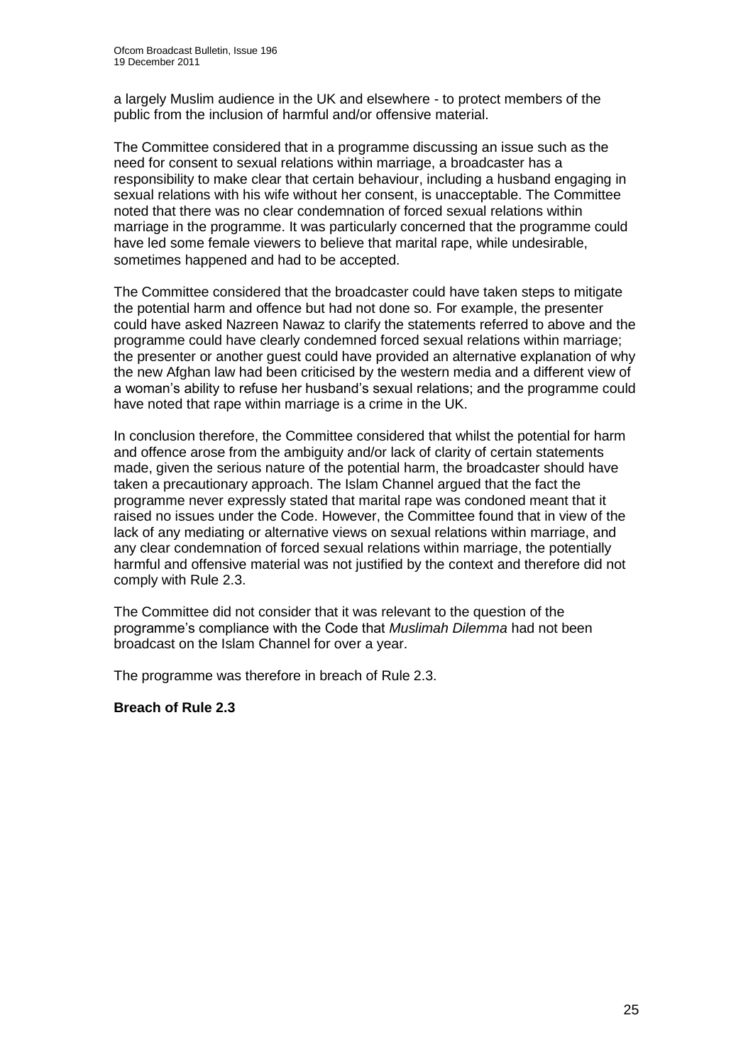a largely Muslim audience in the UK and elsewhere - to protect members of the public from the inclusion of harmful and/or offensive material.

The Committee considered that in a programme discussing an issue such as the need for consent to sexual relations within marriage, a broadcaster has a responsibility to make clear that certain behaviour, including a husband engaging in sexual relations with his wife without her consent, is unacceptable. The Committee noted that there was no clear condemnation of forced sexual relations within marriage in the programme. It was particularly concerned that the programme could have led some female viewers to believe that marital rape, while undesirable, sometimes happened and had to be accepted.

The Committee considered that the broadcaster could have taken steps to mitigate the potential harm and offence but had not done so. For example, the presenter could have asked Nazreen Nawaz to clarify the statements referred to above and the programme could have clearly condemned forced sexual relations within marriage; the presenter or another guest could have provided an alternative explanation of why the new Afghan law had been criticised by the western media and a different view of a woman's ability to refuse her husband's sexual relations; and the programme could have noted that rape within marriage is a crime in the UK.

In conclusion therefore, the Committee considered that whilst the potential for harm and offence arose from the ambiguity and/or lack of clarity of certain statements made, given the serious nature of the potential harm, the broadcaster should have taken a precautionary approach. The Islam Channel argued that the fact the programme never expressly stated that marital rape was condoned meant that it raised no issues under the Code. However, the Committee found that in view of the lack of any mediating or alternative views on sexual relations within marriage, and any clear condemnation of forced sexual relations within marriage, the potentially harmful and offensive material was not justified by the context and therefore did not comply with Rule 2.3.

The Committee did not consider that it was relevant to the question of the programme's compliance with the Code that *Muslimah Dilemma* had not been broadcast on the Islam Channel for over a year.

The programme was therefore in breach of Rule 2.3.

**Breach of Rule 2.3**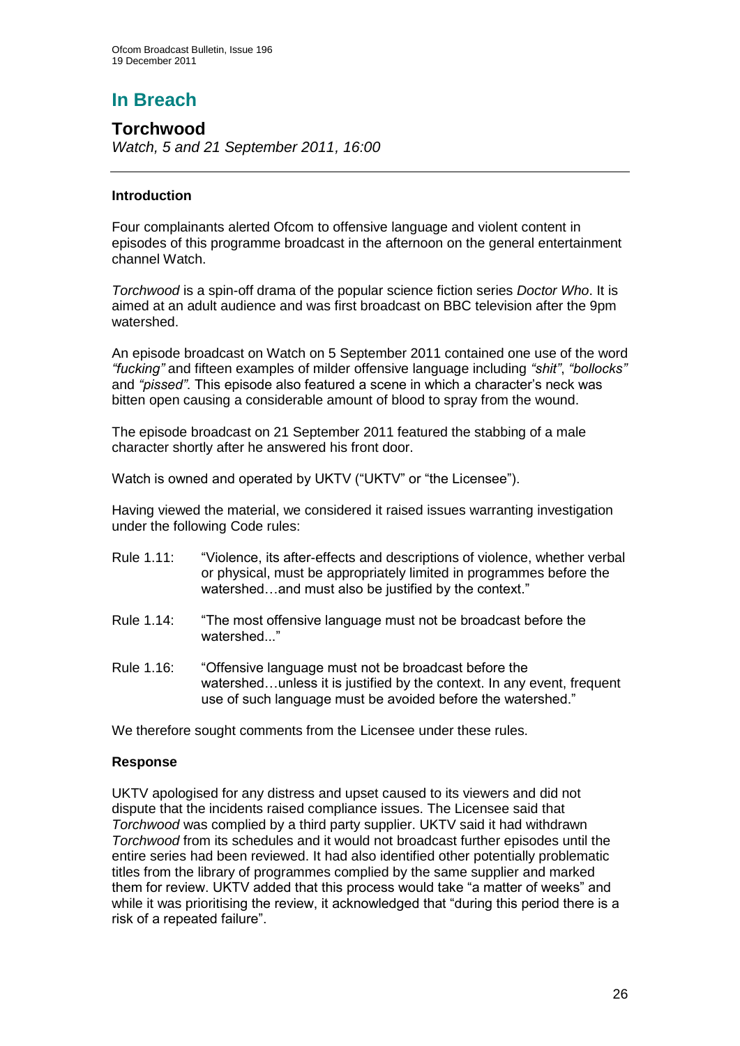# In Breach

## Torchwood

*Watch, 5 and 21 September 2011, 16:00*

### Introduction

Four complainants alerted Ofcom to offensive language and violent content in episodes of this programme broadcast in the afternoon on the general entertainment channel Watch.

*Torchwood* is a spin-off drama of the popular science fiction series *Doctor Who*. It is aimed at an adult audience and was first broadcast on BBC television after the 9pm watershed.

An episode broadcast on Watch on 5 September 2011 contained one use of the word *"fucking"* and fifteen examples of milder offensive language including *"shit"*, *"bollocks"* and *"pissed"*. This episode also featured a scene in which a character's neck was bitten open causing a considerable amount of blood to spray from the wound.

The episode broadcast on 21 September 2011 featured the stabbing of a male character shortly after he answered his front door.

Watch is owned and operated by UKTV ("UKTV" or "the Licensee").

Having viewed the material, we considered it raised issues warranting investigation under the following Code rules:

- Rule 1.11: "Violence, its after-effects and descriptions of violence, whether verbal or physical, must be appropriately limited in programmes before the watershed…and must also be justified by the context."
- Rule 1.14: "The most offensive language must not be broadcast before the watershed..."
- Rule 1.16: "Offensive language must not be broadcast before the watershed…unless it is justified by the context. In any event, frequent use of such language must be avoided before the watershed."

We therefore sought comments from the Licensee under these rules.

### Response

UKTV apologised for any distress and upset caused to its viewers and did not dispute that the incidents raised compliance issues. The Licensee said that *Torchwood* was complied by a third party supplier. UKTV said it had withdrawn *Torchwood* from its schedules and it would not broadcast further episodes until the entire series had been reviewed. It had also identified other potentially problematic titles from the library of programmes complied by the same supplier and marked them for review. UKTV added that this process would take "a matter of weeks" and while it was prioritising the review, it acknowledged that "during this period there is a risk of a repeated failure".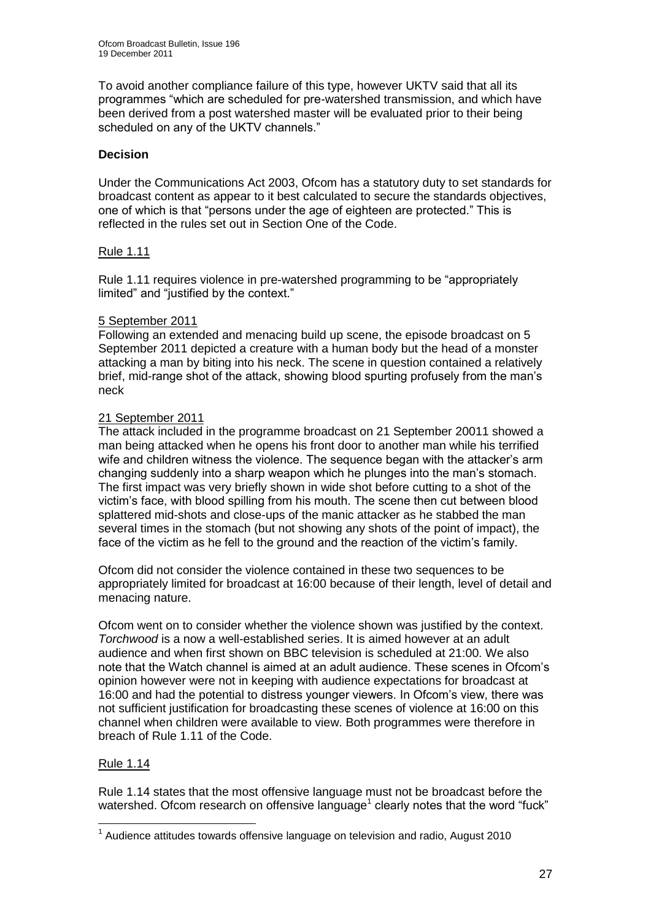To avoid another compliance failure of this type, however UKTV said that all its programmes "which are scheduled for pre-watershed transmission, and which have been derived from a post watershed master will be evaluated prior to their being scheduled on any of the UKTV channels."

**Decision**

Under the Communications Act 2003, Ofcom has a statutory duty to set standards for broadcast content as appear to it best calculated to secure the standards objectives, one of which is that "persons under the age of eighteen are protected." This is reflected in the rules set out in Section One of the Code.

Rule 1.11

Rule 1.11 requires violence in pre-watershed programming to be "appropriately limited" and "justified by the context."

5 September 2011

Following an extended and menacing build up scene, the episode broadcast on 5 September 2011 depicted a creature with a human body but the head of a monster attacking a man by biting into his neck. The scene in question contained a relatively brief, mid-range shot of the attack, showing blood spurting profusely from the man's neck

21 September 2011

The attack included in the programme broadcast on 21 September 20011 showed a man being attacked when he opens his front door to another man while his terrified wife and children witness the violence. The sequence began with the attacker's arm changing suddenly into a sharp weapon which he plunges into the man's stomach. The first impact was very briefly shown in wide shot before cutting to a shot of the victim's face, with blood spilling from his mouth. The scene then cut between blood splattered mid-shots and close-ups of the manic attacker as he stabbed the man several times in the stomach (but not showing any shots of the point of impact), the face of the victim as he fell to the ground and the reaction of the victim's family.

Ofcom did not consider the violence contained in these two sequences to be appropriately limited for broadcast at 16:00 because of their length, level of detail and menacing nature.

Ofcom went on to consider whether the violence shown was justified by the context. *Torchwood* is a now a well-established series. It is aimed however at an adult audience and when first shown on BBC television is scheduled at 21:00. We also note that the Watch channel is aimed at an adult audience. These scenes in Ofcom's opinion however were not in keeping with audience expectations for broadcast at 16:00 and had the potential to distress younger viewers. In Ofcom's view, there was not sufficient justification for broadcasting these scenes of violence at 16:00 on this channel when children were available to view. Both programmes were therefore in breach of Rule 1.11 of the Code.

Rule 1.14

Rule 1.14 states that the most offensive language must not be broadcast before the watershed. Ofcom research on offensive language[1] clearly notes that the word "fuck"

[1] Audience attitudes towards offensive language on television and radio, August 2010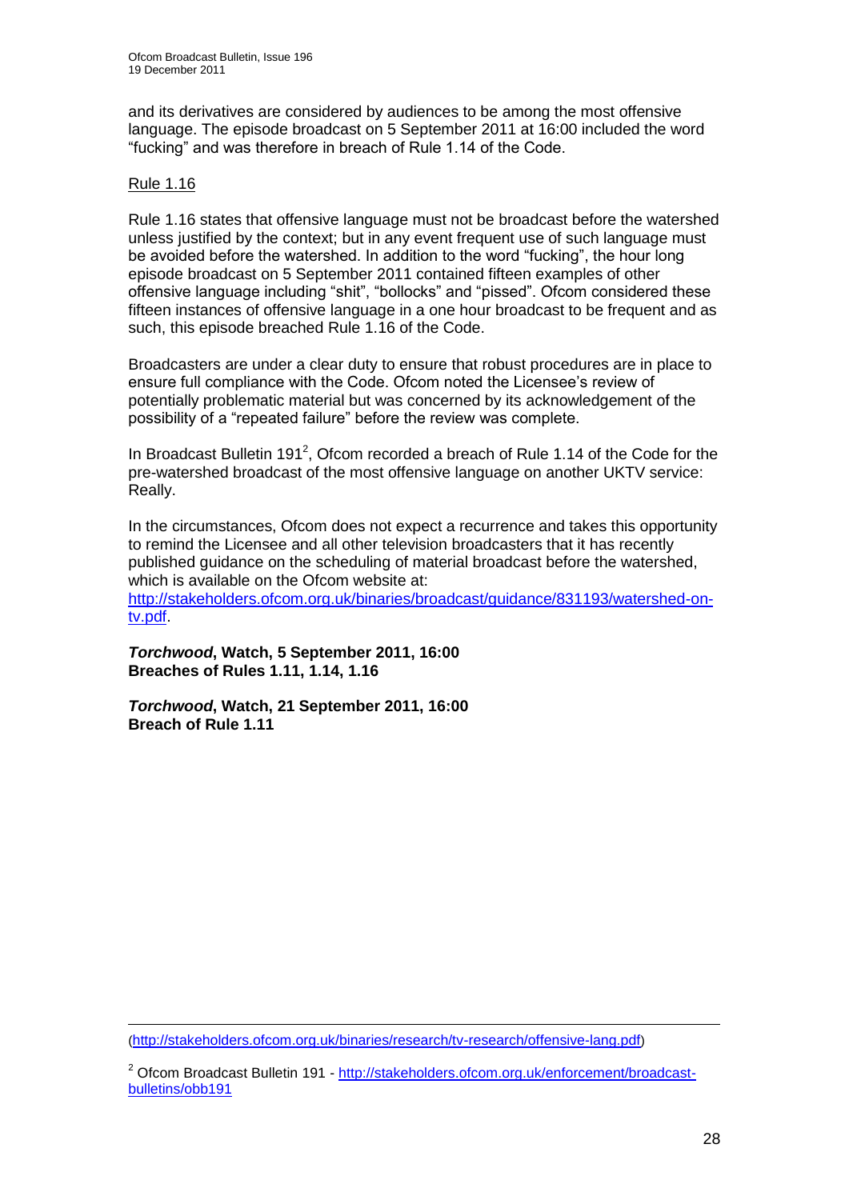and its derivatives are considered by audiences to be among the most offensive language. The episode broadcast on 5 September 2011 at 16:00 included the word "fucking" and was therefore in breach of Rule 1.14 of the Code.

Rule 1.16

Rule 1.16 states that offensive language must not be broadcast before the watershed unless justified by the context; but in any event frequent use of such language must be avoided before the watershed. In addition to the word "fucking", the hour long episode broadcast on 5 September 2011 contained fifteen examples of other offensive language including "shit", "bollocks" and "pissed". Ofcom considered these fifteen instances of offensive language in a one hour broadcast to be frequent and as such, this episode breached Rule 1.16 of the Code.

Broadcasters are under a clear duty to ensure that robust procedures are in place to ensure full compliance with the Code. Ofcom noted the Licensee's review of potentially problematic material but was concerned by its acknowledgement of the possibility of a "repeated failure" before the review was complete.

In Broadcast Bulletin 191[2], Ofcom recorded a breach of Rule 1.14 of the Code for the pre-watershed broadcast of the most offensive language on another UKTV service: Really.

In the circumstances, Ofcom does not expect a recurrence and takes this opportunity to remind the Licensee and all other television broadcasters that it has recently published guidance on the scheduling of material broadcast before the watershed, which is available on the Ofcom website at: http://stakeholders.ofcom.org.uk/binaries/broadcast/guidance/831193/watershed-on-tv.pdf.

***Torchwood*, Watch, 5 September 2011, 16:00**
**Breaches of Rules 1.11, 1.14, 1.16**

***Torchwood*, Watch, 21 September 2011, 16:00**
**Breach of Rule 1.11**

---

(http://stakeholders.ofcom.org.uk/binaries/research/tv-research/offensive-lang.pdf)

[2] Ofcom Broadcast Bulletin 191 - http://stakeholders.ofcom.org.uk/enforcement/broadcast-bulletins/obb191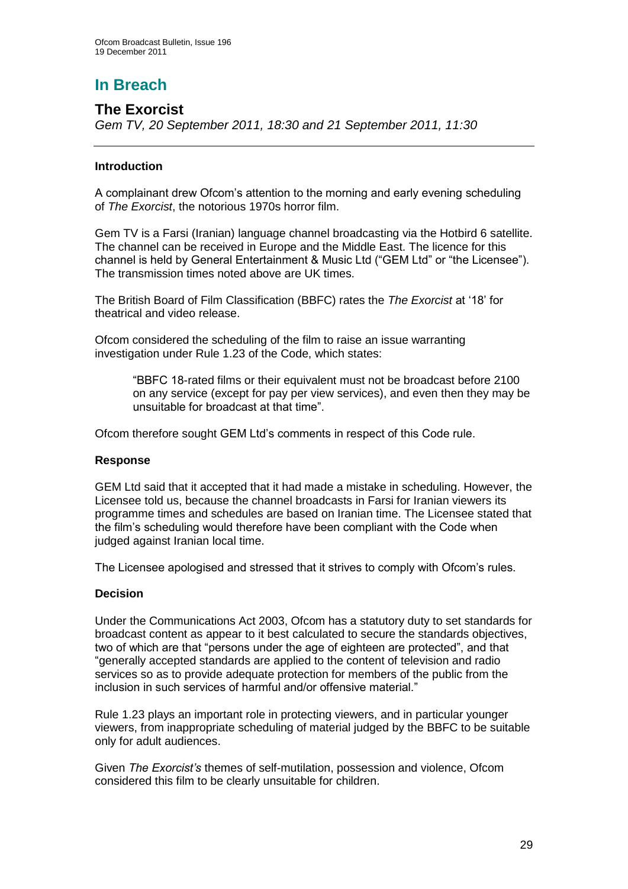# In Breach

## The Exorcist

*Gem TV, 20 September 2011, 18:30 and 21 September 2011, 11:30*

### Introduction

A complainant drew Ofcom's attention to the morning and early evening scheduling of *The Exorcist*, the notorious 1970s horror film.

Gem TV is a Farsi (Iranian) language channel broadcasting via the Hotbird 6 satellite. The channel can be received in Europe and the Middle East. The licence for this channel is held by General Entertainment & Music Ltd ("GEM Ltd" or "the Licensee"). The transmission times noted above are UK times.

The British Board of Film Classification (BBFC) rates the *The Exorcist* at '18' for theatrical and video release.

Ofcom considered the scheduling of the film to raise an issue warranting investigation under Rule 1.23 of the Code, which states:

> "BBFC 18-rated films or their equivalent must not be broadcast before 2100 on any service (except for pay per view services), and even then they may be unsuitable for broadcast at that time".

Ofcom therefore sought GEM Ltd's comments in respect of this Code rule.

### Response

GEM Ltd said that it accepted that it had made a mistake in scheduling. However, the Licensee told us, because the channel broadcasts in Farsi for Iranian viewers its programme times and schedules are based on Iranian time. The Licensee stated that the film's scheduling would therefore have been compliant with the Code when judged against Iranian local time.

The Licensee apologised and stressed that it strives to comply with Ofcom's rules.

### Decision

Under the Communications Act 2003, Ofcom has a statutory duty to set standards for broadcast content as appear to it best calculated to secure the standards objectives, two of which are that "persons under the age of eighteen are protected", and that "generally accepted standards are applied to the content of television and radio services so as to provide adequate protection for members of the public from the inclusion in such services of harmful and/or offensive material."

Rule 1.23 plays an important role in protecting viewers, and in particular younger viewers, from inappropriate scheduling of material judged by the BBFC to be suitable only for adult audiences.

Given *The Exorcist's* themes of self-mutilation, possession and violence, Ofcom considered this film to be clearly unsuitable for children.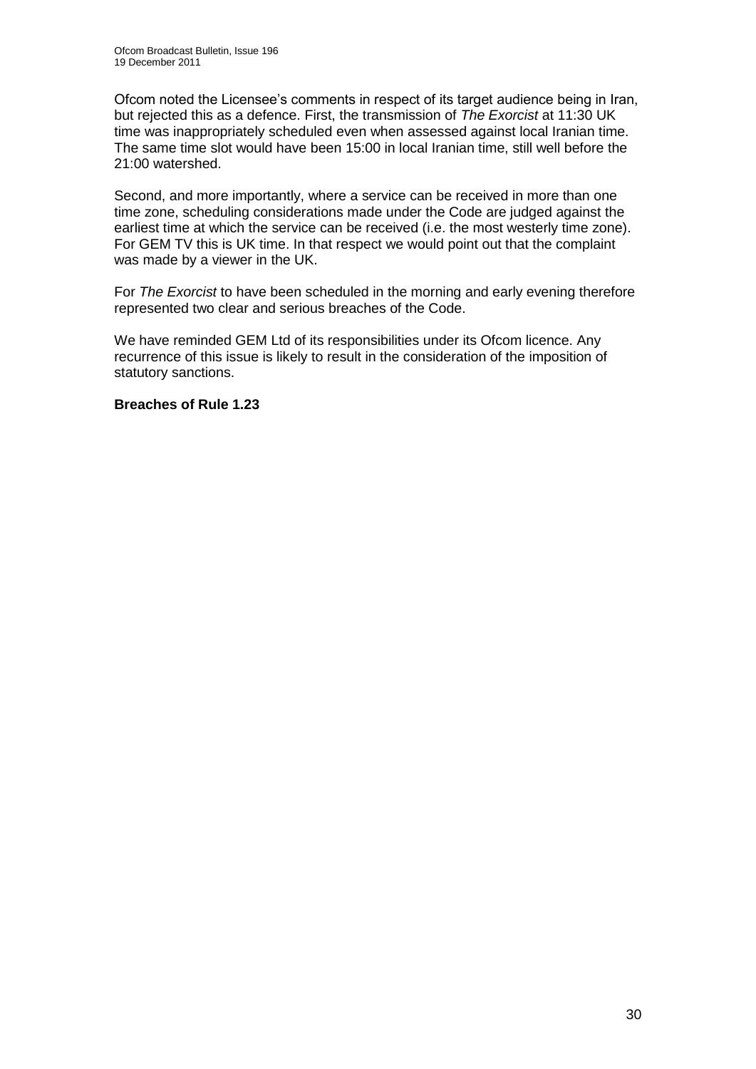Ofcom noted the Licensee's comments in respect of its target audience being in Iran, but rejected this as a defence. First, the transmission of *The Exorcist* at 11:30 UK time was inappropriately scheduled even when assessed against local Iranian time. The same time slot would have been 15:00 in local Iranian time, still well before the 21:00 watershed.

Second, and more importantly, where a service can be received in more than one time zone, scheduling considerations made under the Code are judged against the earliest time at which the service can be received (i.e. the most westerly time zone). For GEM TV this is UK time. In that respect we would point out that the complaint was made by a viewer in the UK.

For *The Exorcist* to have been scheduled in the morning and early evening therefore represented two clear and serious breaches of the Code.

We have reminded GEM Ltd of its responsibilities under its Ofcom licence. Any recurrence of this issue is likely to result in the consideration of the imposition of statutory sanctions.

**Breaches of Rule 1.23**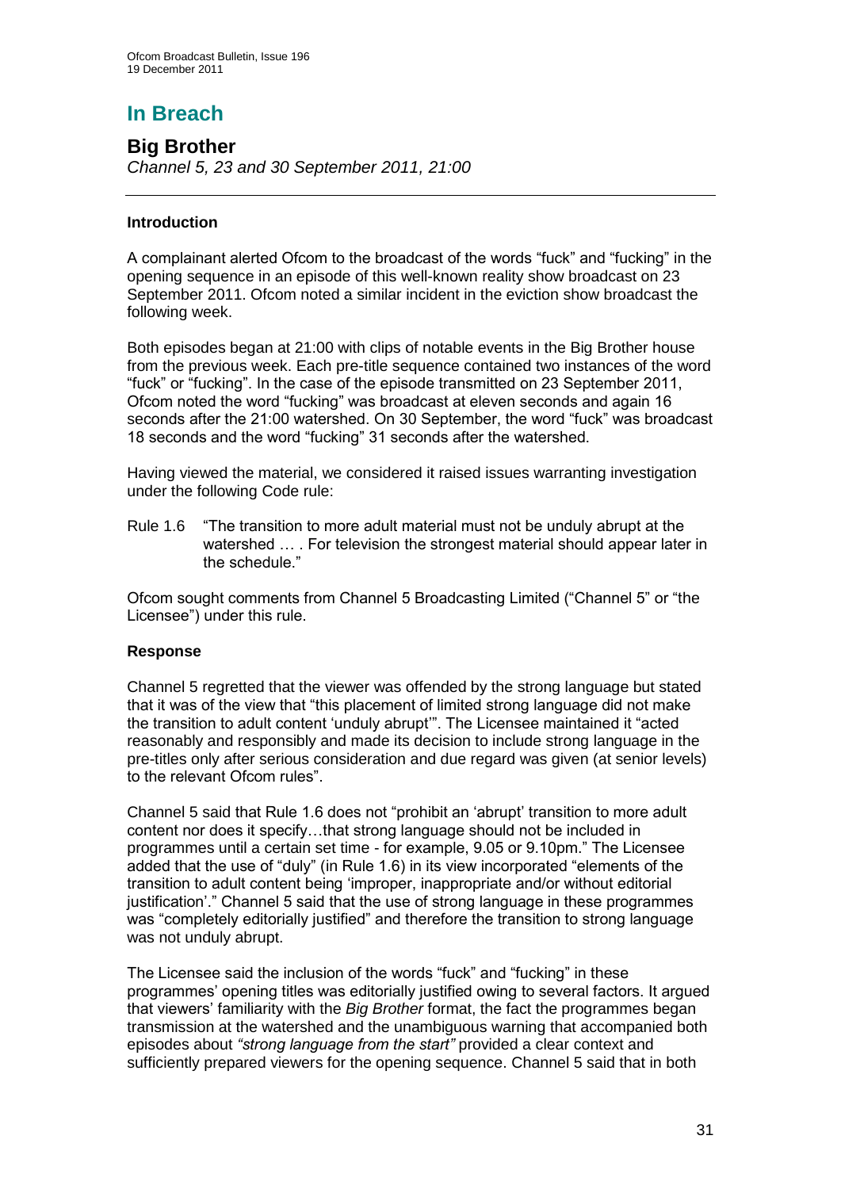# In Breach

## Big Brother

*Channel 5, 23 and 30 September 2011, 21:00*

---

### Introduction

A complainant alerted Ofcom to the broadcast of the words "fuck" and "fucking" in the opening sequence in an episode of this well-known reality show broadcast on 23 September 2011. Ofcom noted a similar incident in the eviction show broadcast the following week.

Both episodes began at 21:00 with clips of notable events in the Big Brother house from the previous week. Each pre-title sequence contained two instances of the word "fuck" or "fucking". In the case of the episode transmitted on 23 September 2011, Ofcom noted the word "fucking" was broadcast at eleven seconds and again 16 seconds after the 21:00 watershed. On 30 September, the word "fuck" was broadcast 18 seconds and the word "fucking" 31 seconds after the watershed.

Having viewed the material, we considered it raised issues warranting investigation under the following Code rule:

Rule 1.6 "The transition to more adult material must not be unduly abrupt at the watershed … . For television the strongest material should appear later in the schedule."

Ofcom sought comments from Channel 5 Broadcasting Limited ("Channel 5" or "the Licensee") under this rule.

### Response

Channel 5 regretted that the viewer was offended by the strong language but stated that it was of the view that "this placement of limited strong language did not make the transition to adult content 'unduly abrupt'". The Licensee maintained it "acted reasonably and responsibly and made its decision to include strong language in the pre-titles only after serious consideration and due regard was given (at senior levels) to the relevant Ofcom rules".

Channel 5 said that Rule 1.6 does not "prohibit an 'abrupt' transition to more adult content nor does it specify…that strong language should not be included in programmes until a certain set time - for example, 9.05 or 9.10pm." The Licensee added that the use of "duly" (in Rule 1.6) in its view incorporated "elements of the transition to adult content being 'improper, inappropriate and/or without editorial justification'." Channel 5 said that the use of strong language in these programmes was "completely editorially justified" and therefore the transition to strong language was not unduly abrupt.

The Licensee said the inclusion of the words "fuck" and "fucking" in these programmes' opening titles was editorially justified owing to several factors. It argued that viewers' familiarity with the *Big Brother* format, the fact the programmes began transmission at the watershed and the unambiguous warning that accompanied both episodes about *"strong language from the start"* provided a clear context and sufficiently prepared viewers for the opening sequence. Channel 5 said that in both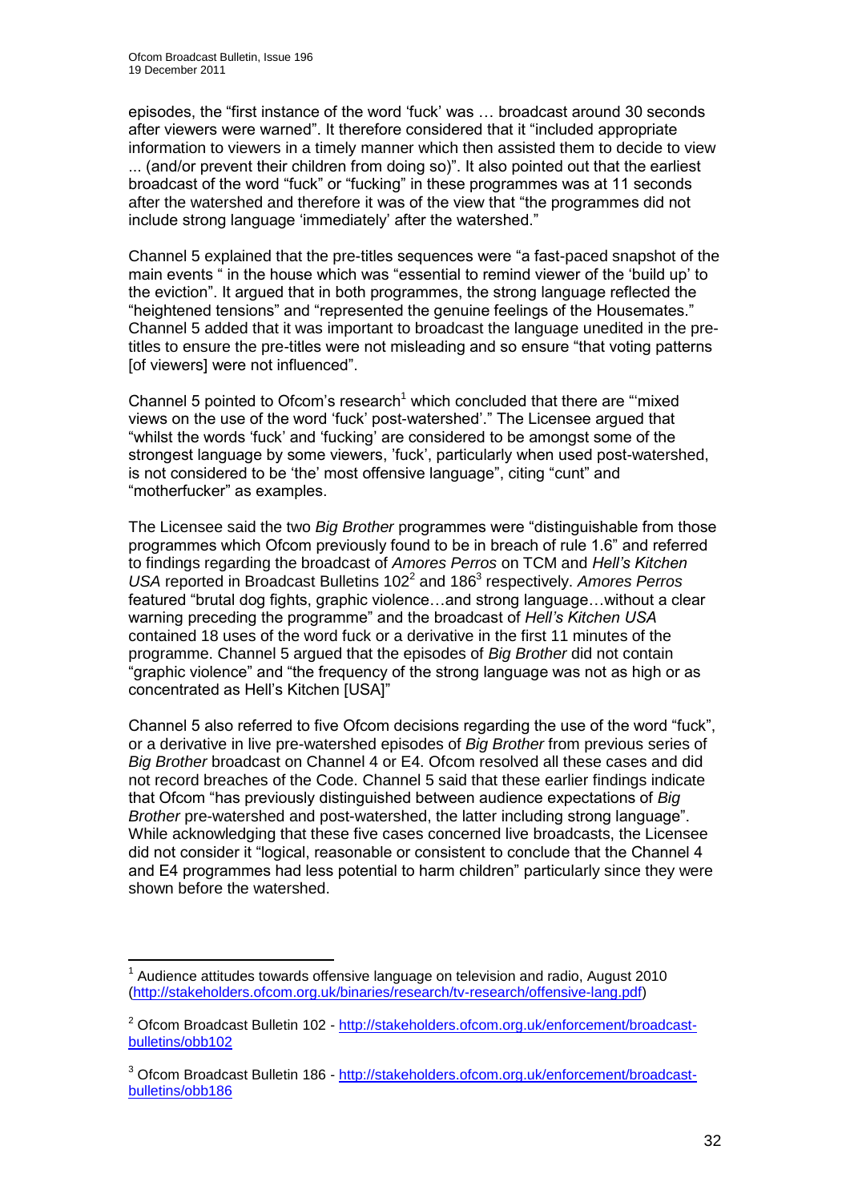episodes, the "first instance of the word 'fuck' was … broadcast around 30 seconds after viewers were warned". It therefore considered that it "included appropriate information to viewers in a timely manner which then assisted them to decide to view ... (and/or prevent their children from doing so)". It also pointed out that the earliest broadcast of the word "fuck" or "fucking" in these programmes was at 11 seconds after the watershed and therefore it was of the view that "the programmes did not include strong language 'immediately' after the watershed."

Channel 5 explained that the pre-titles sequences were "a fast-paced snapshot of the main events " in the house which was "essential to remind viewer of the 'build up' to the eviction". It argued that in both programmes, the strong language reflected the "heightened tensions" and "represented the genuine feelings of the Housemates." Channel 5 added that it was important to broadcast the language unedited in the pre-titles to ensure the pre-titles were not misleading and so ensure "that voting patterns [of viewers] were not influenced".

Channel 5 pointed to Ofcom's research[1] which concluded that there are "'mixed views on the use of the word 'fuck' post-watershed'." The Licensee argued that "whilst the words 'fuck' and 'fucking' are considered to be amongst some of the strongest language by some viewers, 'fuck', particularly when used post-watershed, is not considered to be 'the' most offensive language", citing "cunt" and "motherfucker" as examples.

The Licensee said the two *Big Brother* programmes were "distinguishable from those programmes which Ofcom previously found to be in breach of rule 1.6" and referred to findings regarding the broadcast of *Amores Perros* on TCM and *Hell's Kitchen USA* reported in Broadcast Bulletins 102[2] and 186[3] respectively. *Amores Perros* featured "brutal dog fights, graphic violence…and strong language…without a clear warning preceding the programme" and the broadcast of *Hell's Kitchen USA* contained 18 uses of the word fuck or a derivative in the first 11 minutes of the programme. Channel 5 argued that the episodes of *Big Brother* did not contain "graphic violence" and "the frequency of the strong language was not as high or as concentrated as Hell's Kitchen [USA]"

Channel 5 also referred to five Ofcom decisions regarding the use of the word "fuck", or a derivative in live pre-watershed episodes of *Big Brother* from previous series of *Big Brother* broadcast on Channel 4 or E4. Ofcom resolved all these cases and did not record breaches of the Code. Channel 5 said that these earlier findings indicate that Ofcom "has previously distinguished between audience expectations of *Big Brother* pre-watershed and post-watershed, the latter including strong language". While acknowledging that these five cases concerned live broadcasts, the Licensee did not consider it "logical, reasonable or consistent to conclude that the Channel 4 and E4 programmes had less potential to harm children" particularly since they were shown before the watershed.

---

[1] Audience attitudes towards offensive language on television and radio, August 2010 (http://stakeholders.ofcom.org.uk/binaries/research/tv-research/offensive-lang.pdf)

[2] Ofcom Broadcast Bulletin 102 - http://stakeholders.ofcom.org.uk/enforcement/broadcast-bulletins/obb102

[3] Ofcom Broadcast Bulletin 186 - http://stakeholders.ofcom.org.uk/enforcement/broadcast-bulletins/obb186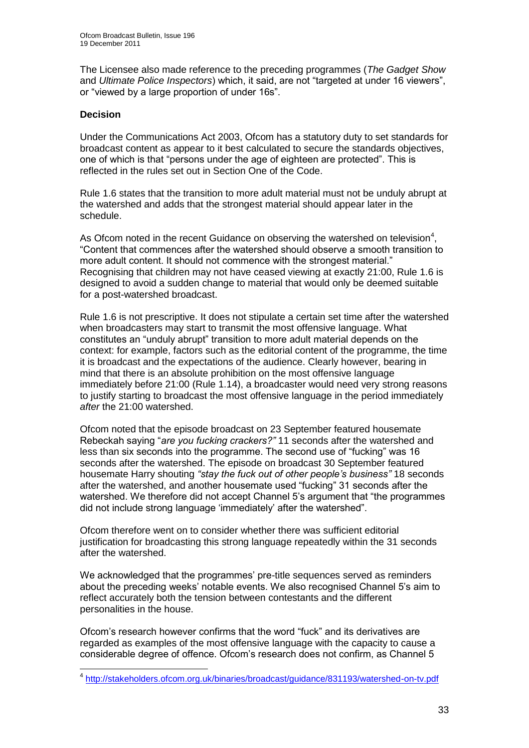The Licensee also made reference to the preceding programmes (*The Gadget Show* and *Ultimate Police Inspectors*) which, it said, are not "targeted at under 16 viewers", or "viewed by a large proportion of under 16s".

**Decision**

Under the Communications Act 2003, Ofcom has a statutory duty to set standards for broadcast content as appear to it best calculated to secure the standards objectives, one of which is that "persons under the age of eighteen are protected". This is reflected in the rules set out in Section One of the Code.

Rule 1.6 states that the transition to more adult material must not be unduly abrupt at the watershed and adds that the strongest material should appear later in the schedule.

As Ofcom noted in the recent Guidance on observing the watershed on television[4], "Content that commences after the watershed should observe a smooth transition to more adult content. It should not commence with the strongest material." Recognising that children may not have ceased viewing at exactly 21:00, Rule 1.6 is designed to avoid a sudden change to material that would only be deemed suitable for a post-watershed broadcast.

Rule 1.6 is not prescriptive. It does not stipulate a certain set time after the watershed when broadcasters may start to transmit the most offensive language. What constitutes an "unduly abrupt" transition to more adult material depends on the context: for example, factors such as the editorial content of the programme, the time it is broadcast and the expectations of the audience. Clearly however, bearing in mind that there is an absolute prohibition on the most offensive language immediately before 21:00 (Rule 1.14), a broadcaster would need very strong reasons to justify starting to broadcast the most offensive language in the period immediately *after* the 21:00 watershed.

Ofcom noted that the episode broadcast on 23 September featured housemate Rebeckah saying "*are you fucking crackers?"* 11 seconds after the watershed and less than six seconds into the programme. The second use of "fucking" was 16 seconds after the watershed. The episode on broadcast 30 September featured housemate Harry shouting *"stay the fuck out of other people's business"* 18 seconds after the watershed, and another housemate used "fucking" 31 seconds after the watershed. We therefore did not accept Channel 5's argument that "the programmes did not include strong language 'immediately' after the watershed".

Ofcom therefore went on to consider whether there was sufficient editorial justification for broadcasting this strong language repeatedly within the 31 seconds after the watershed.

We acknowledged that the programmes' pre-title sequences served as reminders about the preceding weeks' notable events. We also recognised Channel 5's aim to reflect accurately both the tension between contestants and the different personalities in the house.

Ofcom's research however confirms that the word "fuck" and its derivatives are regarded as examples of the most offensive language with the capacity to cause a considerable degree of offence. Ofcom's research does not confirm, as Channel 5

[4] http://stakeholders.ofcom.org.uk/binaries/broadcast/guidance/831193/watershed-on-tv.pdf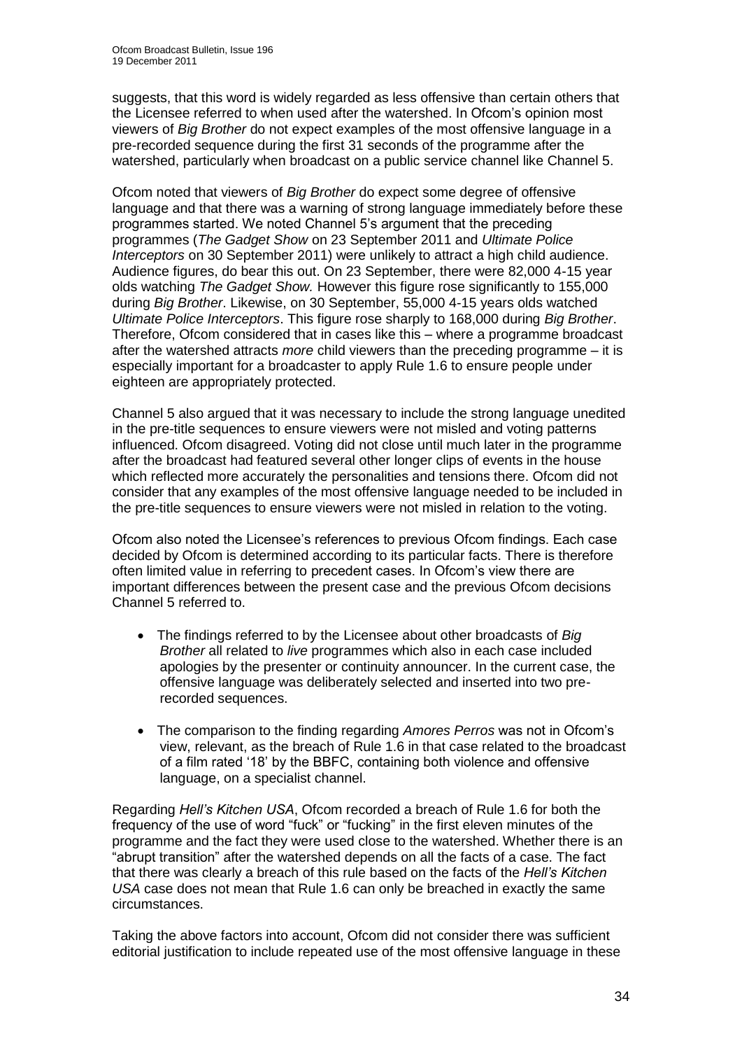suggests, that this word is widely regarded as less offensive than certain others that the Licensee referred to when used after the watershed. In Ofcom's opinion most viewers of *Big Brother* do not expect examples of the most offensive language in a pre-recorded sequence during the first 31 seconds of the programme after the watershed, particularly when broadcast on a public service channel like Channel 5.

Ofcom noted that viewers of *Big Brother* do expect some degree of offensive language and that there was a warning of strong language immediately before these programmes started. We noted Channel 5's argument that the preceding programmes (*The Gadget Show* on 23 September 2011 and *Ultimate Police Interceptors* on 30 September 2011) were unlikely to attract a high child audience. Audience figures, do bear this out. On 23 September, there were 82,000 4-15 year olds watching *The Gadget Show.* However this figure rose significantly to 155,000 during *Big Brother*. Likewise, on 30 September, 55,000 4-15 years olds watched *Ultimate Police Interceptors*. This figure rose sharply to 168,000 during *Big Brother*. Therefore, Ofcom considered that in cases like this – where a programme broadcast after the watershed attracts *more* child viewers than the preceding programme – it is especially important for a broadcaster to apply Rule 1.6 to ensure people under eighteen are appropriately protected.

Channel 5 also argued that it was necessary to include the strong language unedited in the pre-title sequences to ensure viewers were not misled and voting patterns influenced. Ofcom disagreed. Voting did not close until much later in the programme after the broadcast had featured several other longer clips of events in the house which reflected more accurately the personalities and tensions there. Ofcom did not consider that any examples of the most offensive language needed to be included in the pre-title sequences to ensure viewers were not misled in relation to the voting.

Ofcom also noted the Licensee's references to previous Ofcom findings. Each case decided by Ofcom is determined according to its particular facts. There is therefore often limited value in referring to precedent cases. In Ofcom's view there are important differences between the present case and the previous Ofcom decisions Channel 5 referred to.

- The findings referred to by the Licensee about other broadcasts of *Big Brother* all related to *live* programmes which also in each case included apologies by the presenter or continuity announcer. In the current case, the offensive language was deliberately selected and inserted into two pre-recorded sequences.
- The comparison to the finding regarding *Amores Perros* was not in Ofcom's view, relevant, as the breach of Rule 1.6 in that case related to the broadcast of a film rated '18' by the BBFC, containing both violence and offensive language, on a specialist channel.

Regarding *Hell's Kitchen USA*, Ofcom recorded a breach of Rule 1.6 for both the frequency of the use of word "fuck" or "fucking" in the first eleven minutes of the programme and the fact they were used close to the watershed. Whether there is an "abrupt transition" after the watershed depends on all the facts of a case. The fact that there was clearly a breach of this rule based on the facts of the *Hell's Kitchen USA* case does not mean that Rule 1.6 can only be breached in exactly the same circumstances.

Taking the above factors into account, Ofcom did not consider there was sufficient editorial justification to include repeated use of the most offensive language in these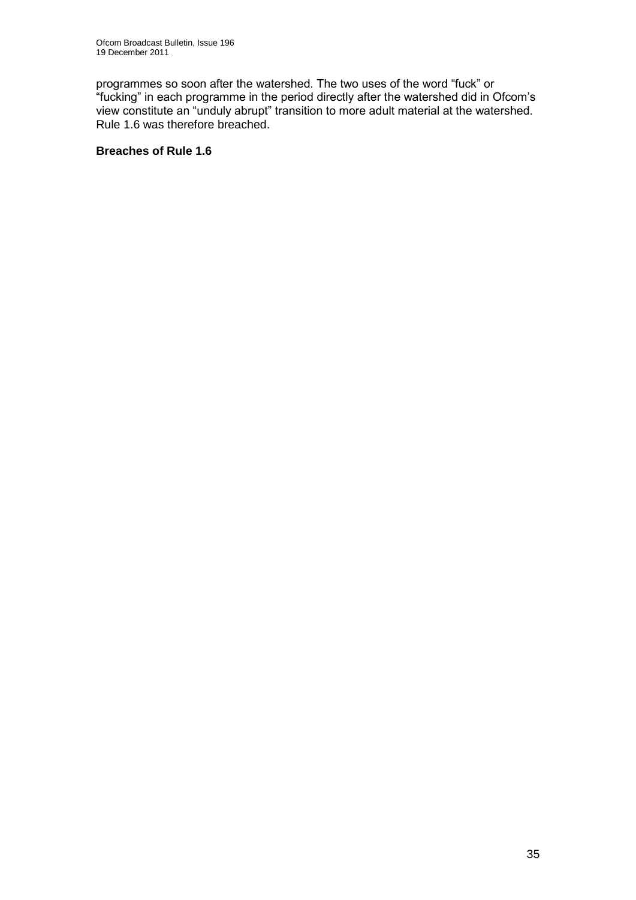programmes so soon after the watershed. The two uses of the word "fuck" or "fucking" in each programme in the period directly after the watershed did in Ofcom's view constitute an "unduly abrupt" transition to more adult material at the watershed. Rule 1.6 was therefore breached.

**Breaches of Rule 1.6**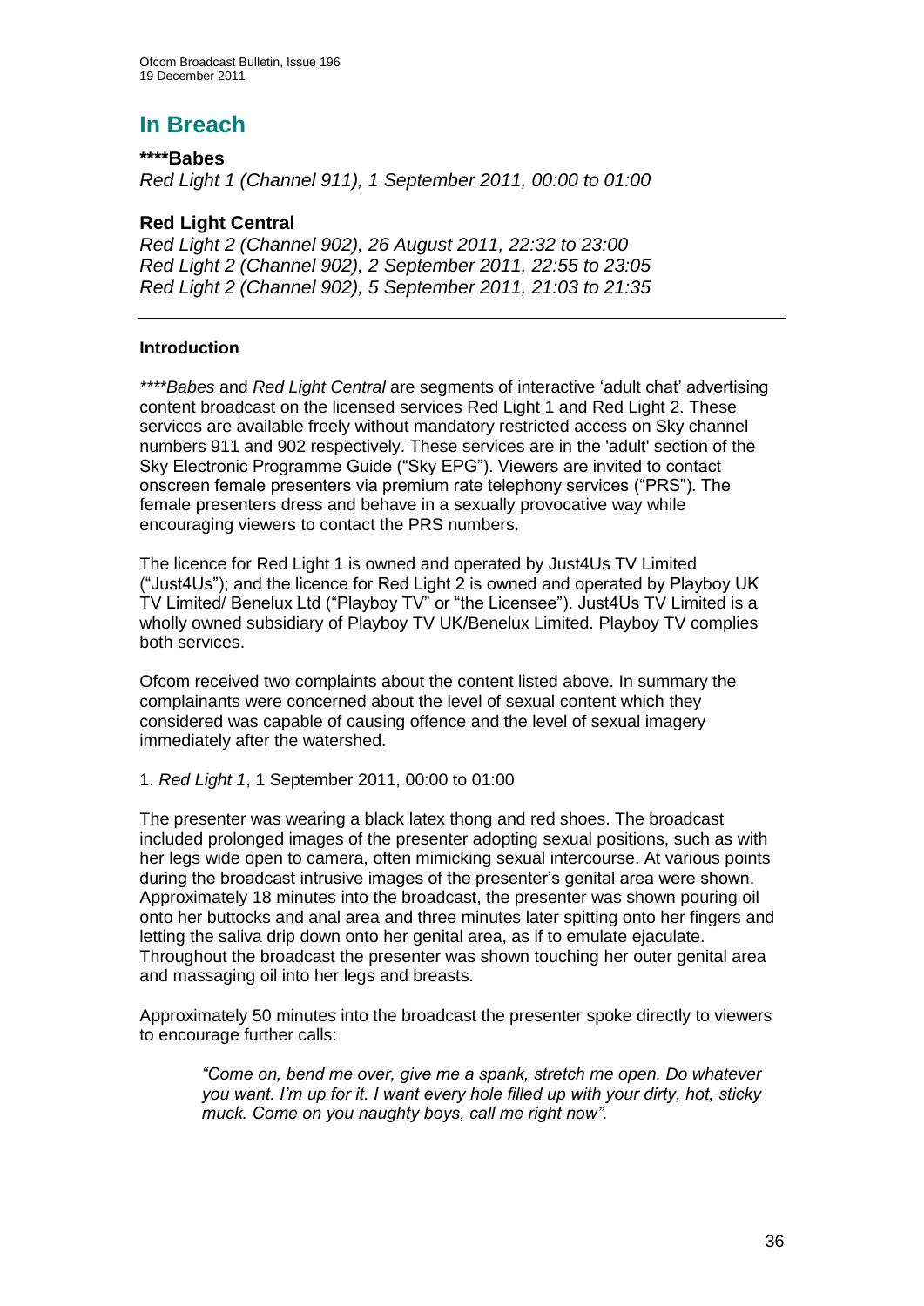# In Breach

**\*\*\*\*Babes**

*Red Light 1 (Channel 911), 1 September 2011, 00:00 to 01:00*

## Red Light Central

*Red Light 2 (Channel 902), 26 August 2011, 22:32 to 23:00*
*Red Light 2 (Channel 902), 2 September 2011, 22:55 to 23:05*
*Red Light 2 (Channel 902), 5 September 2011, 21:03 to 21:35*

---

### Introduction

*\*\*\*\*Babes* and *Red Light Central* are segments of interactive 'adult chat' advertising content broadcast on the licensed services Red Light 1 and Red Light 2. These services are available freely without mandatory restricted access on Sky channel numbers 911 and 902 respectively. These services are in the 'adult' section of the Sky Electronic Programme Guide ("Sky EPG"). Viewers are invited to contact onscreen female presenters via premium rate telephony services ("PRS"). The female presenters dress and behave in a sexually provocative way while encouraging viewers to contact the PRS numbers.

The licence for Red Light 1 is owned and operated by Just4Us TV Limited ("Just4Us"); and the licence for Red Light 2 is owned and operated by Playboy UK TV Limited/ Benelux Ltd ("Playboy TV" or "the Licensee"). Just4Us TV Limited is a wholly owned subsidiary of Playboy TV UK/Benelux Limited. Playboy TV complies both services.

Ofcom received two complaints about the content listed above. In summary the complainants were concerned about the level of sexual content which they considered was capable of causing offence and the level of sexual imagery immediately after the watershed.

1. *Red Light 1*, 1 September 2011, 00:00 to 01:00

The presenter was wearing a black latex thong and red shoes. The broadcast included prolonged images of the presenter adopting sexual positions, such as with her legs wide open to camera, often mimicking sexual intercourse. At various points during the broadcast intrusive images of the presenter's genital area were shown. Approximately 18 minutes into the broadcast, the presenter was shown pouring oil onto her buttocks and anal area and three minutes later spitting onto her fingers and letting the saliva drip down onto her genital area, as if to emulate ejaculate. Throughout the broadcast the presenter was shown touching her outer genital area and massaging oil into her legs and breasts.

Approximately 50 minutes into the broadcast the presenter spoke directly to viewers to encourage further calls:

> *"Come on, bend me over, give me a spank, stretch me open. Do whatever you want. I'm up for it. I want every hole filled up with your dirty, hot, sticky muck. Come on you naughty boys, call me right now".*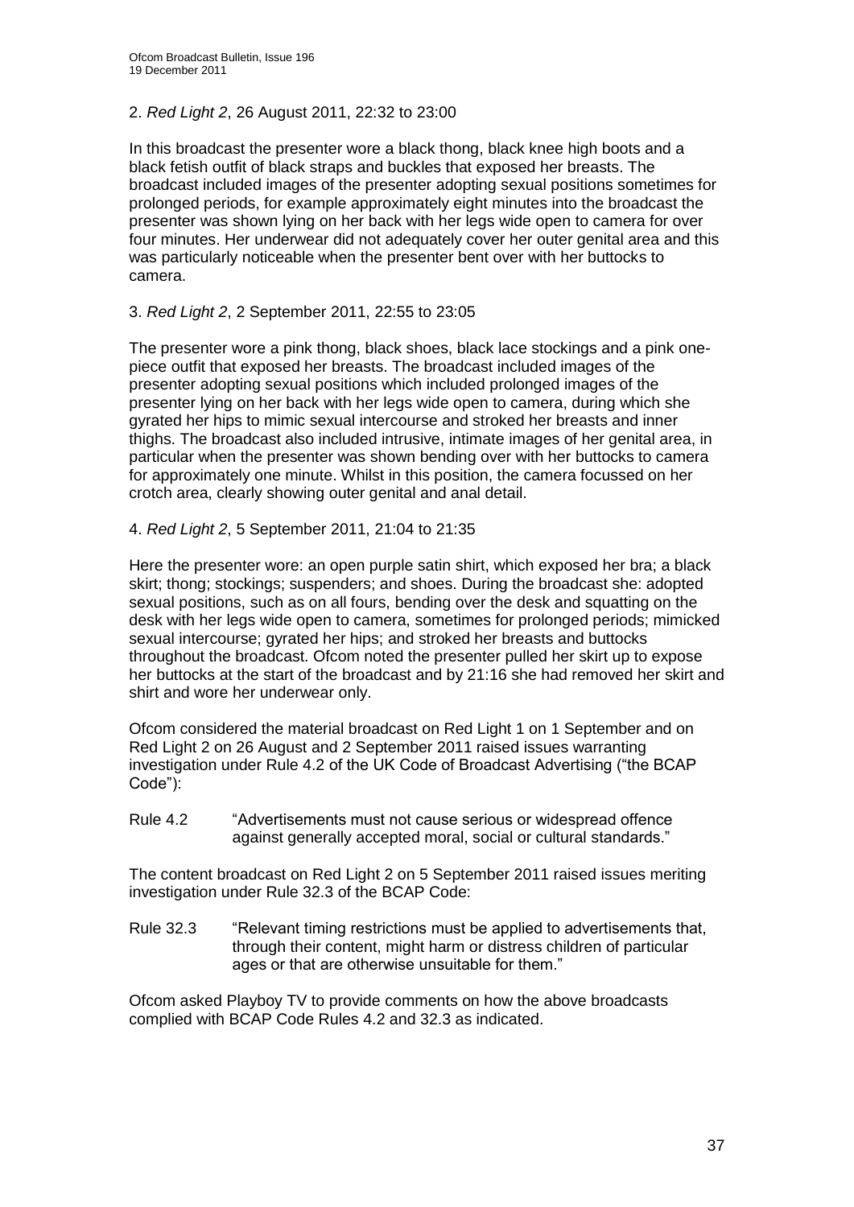2. *Red Light 2*, 26 August 2011, 22:32 to 23:00

In this broadcast the presenter wore a black thong, black knee high boots and a black fetish outfit of black straps and buckles that exposed her breasts. The broadcast included images of the presenter adopting sexual positions sometimes for prolonged periods, for example approximately eight minutes into the broadcast the presenter was shown lying on her back with her legs wide open to camera for over four minutes. Her underwear did not adequately cover her outer genital area and this was particularly noticeable when the presenter bent over with her buttocks to camera.

3. *Red Light 2*, 2 September 2011, 22:55 to 23:05

The presenter wore a pink thong, black shoes, black lace stockings and a pink one-piece outfit that exposed her breasts. The broadcast included images of the presenter adopting sexual positions which included prolonged images of the presenter lying on her back with her legs wide open to camera, during which she gyrated her hips to mimic sexual intercourse and stroked her breasts and inner thighs. The broadcast also included intrusive, intimate images of her genital area, in particular when the presenter was shown bending over with her buttocks to camera for approximately one minute. Whilst in this position, the camera focussed on her crotch area, clearly showing outer genital and anal detail.

4. *Red Light 2*, 5 September 2011, 21:04 to 21:35

Here the presenter wore: an open purple satin shirt, which exposed her bra; a black skirt; thong; stockings; suspenders; and shoes. During the broadcast she: adopted sexual positions, such as on all fours, bending over the desk and squatting on the desk with her legs wide open to camera, sometimes for prolonged periods; mimicked sexual intercourse; gyrated her hips; and stroked her breasts and buttocks throughout the broadcast. Ofcom noted the presenter pulled her skirt up to expose her buttocks at the start of the broadcast and by 21:16 she had removed her skirt and shirt and wore her underwear only.

Ofcom considered the material broadcast on Red Light 1 on 1 September and on Red Light 2 on 26 August and 2 September 2011 raised issues warranting investigation under Rule 4.2 of the UK Code of Broadcast Advertising ("the BCAP Code"):

Rule 4.2 "Advertisements must not cause serious or widespread offence against generally accepted moral, social or cultural standards."

The content broadcast on Red Light 2 on 5 September 2011 raised issues meriting investigation under Rule 32.3 of the BCAP Code:

Rule 32.3 "Relevant timing restrictions must be applied to advertisements that, through their content, might harm or distress children of particular ages or that are otherwise unsuitable for them."

Ofcom asked Playboy TV to provide comments on how the above broadcasts complied with BCAP Code Rules 4.2 and 32.3 as indicated.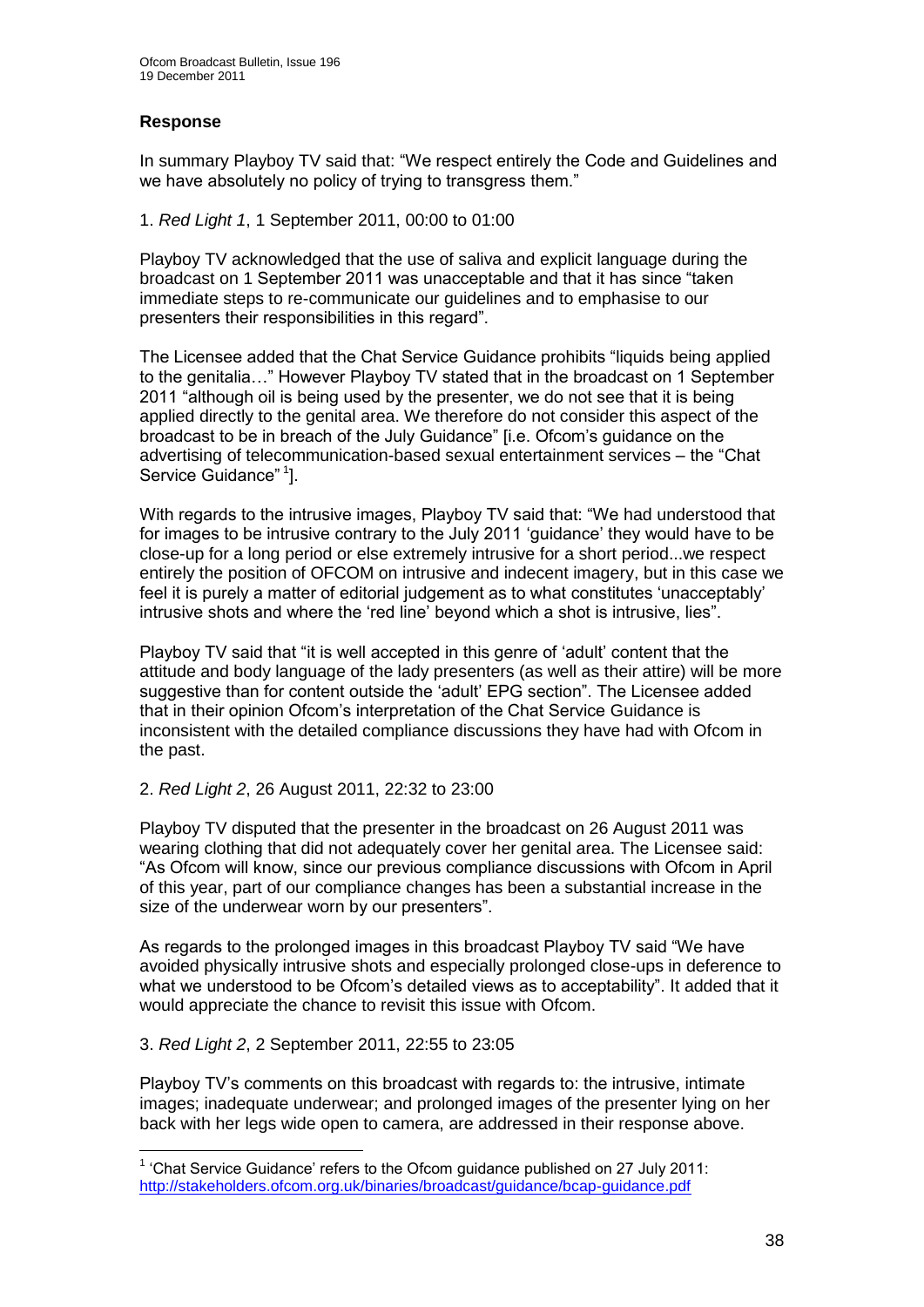### Response

In summary Playboy TV said that: "We respect entirely the Code and Guidelines and we have absolutely no policy of trying to transgress them."

1. *Red Light 1*, 1 September 2011, 00:00 to 01:00

Playboy TV acknowledged that the use of saliva and explicit language during the broadcast on 1 September 2011 was unacceptable and that it has since "taken immediate steps to re-communicate our guidelines and to emphasise to our presenters their responsibilities in this regard".

The Licensee added that the Chat Service Guidance prohibits "liquids being applied to the genitalia…" However Playboy TV stated that in the broadcast on 1 September 2011 "although oil is being used by the presenter, we do not see that it is being applied directly to the genital area. We therefore do not consider this aspect of the broadcast to be in breach of the July Guidance" [i.e. Ofcom's guidance on the advertising of telecommunication-based sexual entertainment services – the "Chat Service Guidance" [1]].

With regards to the intrusive images, Playboy TV said that: "We had understood that for images to be intrusive contrary to the July 2011 'guidance' they would have to be close-up for a long period or else extremely intrusive for a short period...we respect entirely the position of OFCOM on intrusive and indecent imagery, but in this case we feel it is purely a matter of editorial judgement as to what constitutes 'unacceptably' intrusive shots and where the 'red line' beyond which a shot is intrusive, lies".

Playboy TV said that "it is well accepted in this genre of 'adult' content that the attitude and body language of the lady presenters (as well as their attire) will be more suggestive than for content outside the 'adult' EPG section". The Licensee added that in their opinion Ofcom's interpretation of the Chat Service Guidance is inconsistent with the detailed compliance discussions they have had with Ofcom in the past.

2. *Red Light 2*, 26 August 2011, 22:32 to 23:00

Playboy TV disputed that the presenter in the broadcast on 26 August 2011 was wearing clothing that did not adequately cover her genital area. The Licensee said: "As Ofcom will know, since our previous compliance discussions with Ofcom in April of this year, part of our compliance changes has been a substantial increase in the size of the underwear worn by our presenters".

As regards to the prolonged images in this broadcast Playboy TV said "We have avoided physically intrusive shots and especially prolonged close-ups in deference to what we understood to be Ofcom's detailed views as to acceptability". It added that it would appreciate the chance to revisit this issue with Ofcom.

3. *Red Light 2*, 2 September 2011, 22:55 to 23:05

Playboy TV's comments on this broadcast with regards to: the intrusive, intimate images; inadequate underwear; and prolonged images of the presenter lying on her back with her legs wide open to camera, are addressed in their response above.

---

[1] 'Chat Service Guidance' refers to the Ofcom guidance published on 27 July 2011: http://stakeholders.ofcom.org.uk/binaries/broadcast/guidance/bcap-guidance.pdf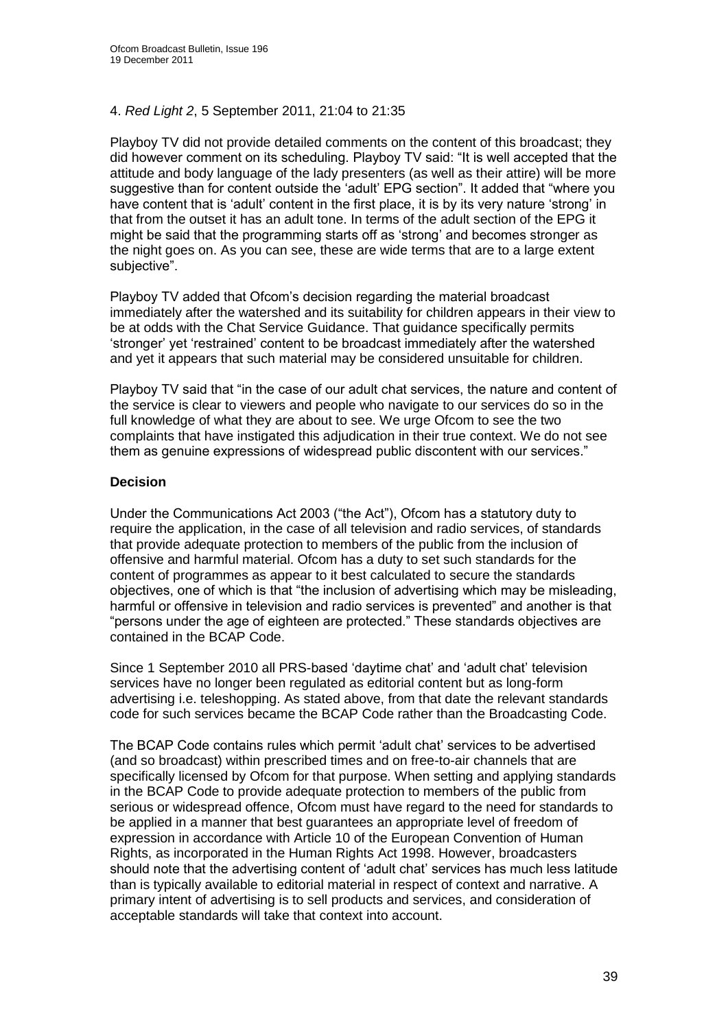4. *Red Light 2*, 5 September 2011, 21:04 to 21:35

Playboy TV did not provide detailed comments on the content of this broadcast; they did however comment on its scheduling. Playboy TV said: "It is well accepted that the attitude and body language of the lady presenters (as well as their attire) will be more suggestive than for content outside the 'adult' EPG section". It added that "where you have content that is 'adult' content in the first place, it is by its very nature 'strong' in that from the outset it has an adult tone. In terms of the adult section of the EPG it might be said that the programming starts off as 'strong' and becomes stronger as the night goes on. As you can see, these are wide terms that are to a large extent subjective".

Playboy TV added that Ofcom's decision regarding the material broadcast immediately after the watershed and its suitability for children appears in their view to be at odds with the Chat Service Guidance. That guidance specifically permits 'stronger' yet 'restrained' content to be broadcast immediately after the watershed and yet it appears that such material may be considered unsuitable for children.

Playboy TV said that "in the case of our adult chat services, the nature and content of the service is clear to viewers and people who navigate to our services do so in the full knowledge of what they are about to see. We urge Ofcom to see the two complaints that have instigated this adjudication in their true context. We do not see them as genuine expressions of widespread public discontent with our services."

**Decision**

Under the Communications Act 2003 ("the Act"), Ofcom has a statutory duty to require the application, in the case of all television and radio services, of standards that provide adequate protection to members of the public from the inclusion of offensive and harmful material. Ofcom has a duty to set such standards for the content of programmes as appear to it best calculated to secure the standards objectives, one of which is that "the inclusion of advertising which may be misleading, harmful or offensive in television and radio services is prevented" and another is that "persons under the age of eighteen are protected." These standards objectives are contained in the BCAP Code.

Since 1 September 2010 all PRS-based 'daytime chat' and 'adult chat' television services have no longer been regulated as editorial content but as long-form advertising i.e. teleshopping. As stated above, from that date the relevant standards code for such services became the BCAP Code rather than the Broadcasting Code.

The BCAP Code contains rules which permit 'adult chat' services to be advertised (and so broadcast) within prescribed times and on free-to-air channels that are specifically licensed by Ofcom for that purpose. When setting and applying standards in the BCAP Code to provide adequate protection to members of the public from serious or widespread offence, Ofcom must have regard to the need for standards to be applied in a manner that best guarantees an appropriate level of freedom of expression in accordance with Article 10 of the European Convention of Human Rights, as incorporated in the Human Rights Act 1998. However, broadcasters should note that the advertising content of 'adult chat' services has much less latitude than is typically available to editorial material in respect of context and narrative. A primary intent of advertising is to sell products and services, and consideration of acceptable standards will take that context into account.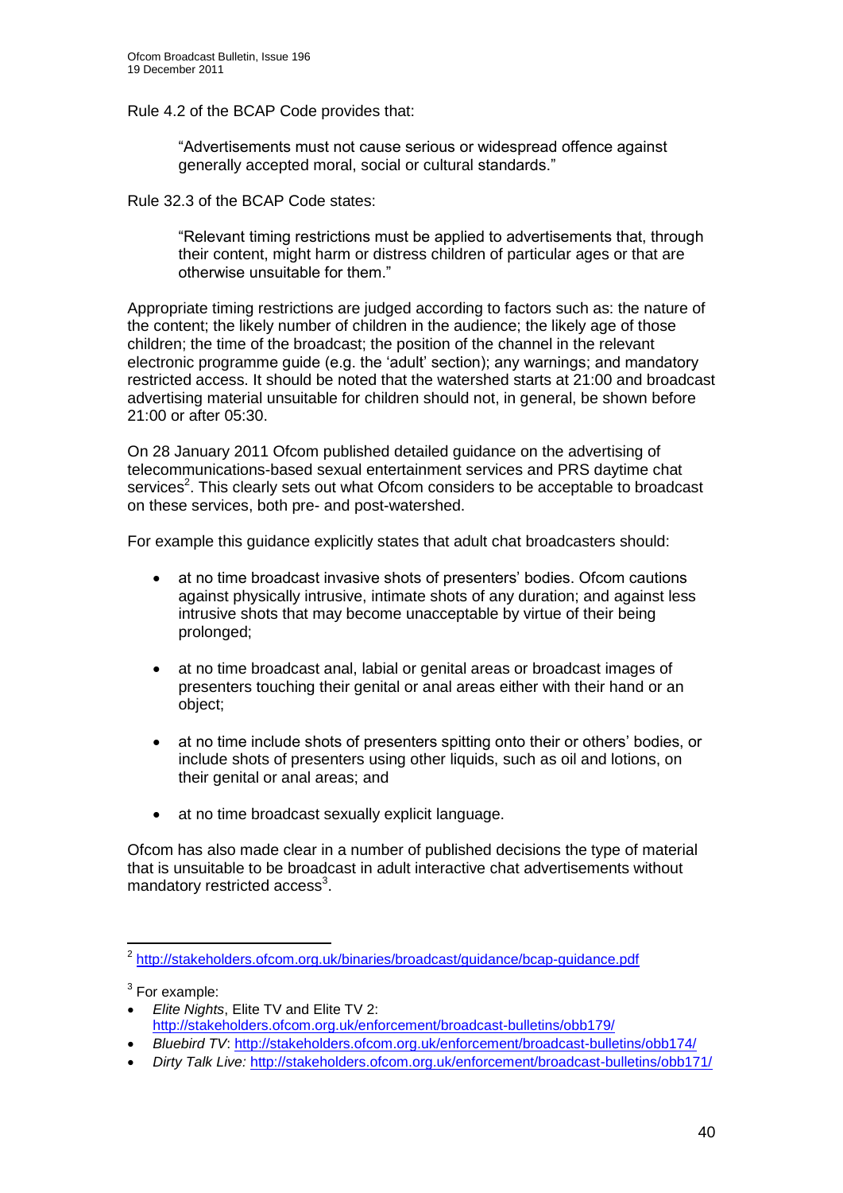Rule 4.2 of the BCAP Code provides that:

> "Advertisements must not cause serious or widespread offence against generally accepted moral, social or cultural standards."

Rule 32.3 of the BCAP Code states:

> "Relevant timing restrictions must be applied to advertisements that, through their content, might harm or distress children of particular ages or that are otherwise unsuitable for them."

Appropriate timing restrictions are judged according to factors such as: the nature of the content; the likely number of children in the audience; the likely age of those children; the time of the broadcast; the position of the channel in the relevant electronic programme guide (e.g. the 'adult' section); any warnings; and mandatory restricted access. It should be noted that the watershed starts at 21:00 and broadcast advertising material unsuitable for children should not, in general, be shown before 21:00 or after 05:30.

On 28 January 2011 Ofcom published detailed guidance on the advertising of telecommunications-based sexual entertainment services and PRS daytime chat services[2]. This clearly sets out what Ofcom considers to be acceptable to broadcast on these services, both pre- and post-watershed.

For example this guidance explicitly states that adult chat broadcasters should:

- at no time broadcast invasive shots of presenters' bodies. Ofcom cautions against physically intrusive, intimate shots of any duration; and against less intrusive shots that may become unacceptable by virtue of their being prolonged;
- at no time broadcast anal, labial or genital areas or broadcast images of presenters touching their genital or anal areas either with their hand or an object;
- at no time include shots of presenters spitting onto their or others' bodies, or include shots of presenters using other liquids, such as oil and lotions, on their genital or anal areas; and
- at no time broadcast sexually explicit language.

Ofcom has also made clear in a number of published decisions the type of material that is unsuitable to be broadcast in adult interactive chat advertisements without mandatory restricted access[3].

---

[2] http://stakeholders.ofcom.org.uk/binaries/broadcast/guidance/bcap-guidance.pdf

[3] For example:

- *Elite Nights*, Elite TV and Elite TV 2: http://stakeholders.ofcom.org.uk/enforcement/broadcast-bulletins/obb179/
- *Bluebird TV*: http://stakeholders.ofcom.org.uk/enforcement/broadcast-bulletins/obb174/
- *Dirty Talk Live:* http://stakeholders.ofcom.org.uk/enforcement/broadcast-bulletins/obb171/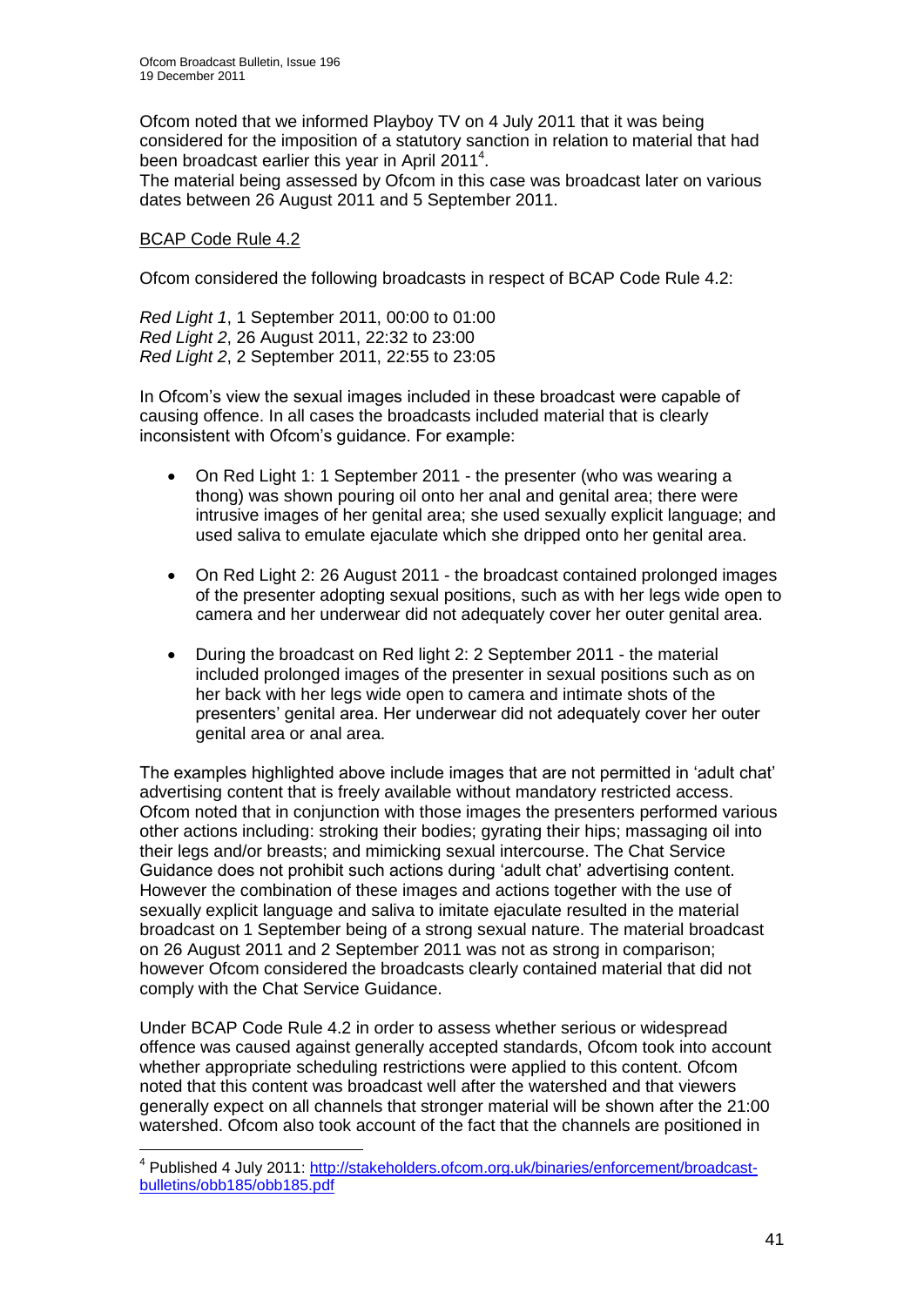Ofcom noted that we informed Playboy TV on 4 July 2011 that it was being considered for the imposition of a statutory sanction in relation to material that had been broadcast earlier this year in April 2011[4].

The material being assessed by Ofcom in this case was broadcast later on various dates between 26 August 2011 and 5 September 2011.

BCAP Code Rule 4.2

Ofcom considered the following broadcasts in respect of BCAP Code Rule 4.2:

*Red Light 1*, 1 September 2011, 00:00 to 01:00
*Red Light 2*, 26 August 2011, 22:32 to 23:00
*Red Light 2*, 2 September 2011, 22:55 to 23:05

In Ofcom's view the sexual images included in these broadcast were capable of causing offence. In all cases the broadcasts included material that is clearly inconsistent with Ofcom's guidance. For example:

- On Red Light 1: 1 September 2011 - the presenter (who was wearing a thong) was shown pouring oil onto her anal and genital area; there were intrusive images of her genital area; she used sexually explicit language; and used saliva to emulate ejaculate which she dripped onto her genital area.
- On Red Light 2: 26 August 2011 - the broadcast contained prolonged images of the presenter adopting sexual positions, such as with her legs wide open to camera and her underwear did not adequately cover her outer genital area.
- During the broadcast on Red light 2: 2 September 2011 - the material included prolonged images of the presenter in sexual positions such as on her back with her legs wide open to camera and intimate shots of the presenters' genital area. Her underwear did not adequately cover her outer genital area or anal area.

The examples highlighted above include images that are not permitted in 'adult chat' advertising content that is freely available without mandatory restricted access. Ofcom noted that in conjunction with those images the presenters performed various other actions including: stroking their bodies; gyrating their hips; massaging oil into their legs and/or breasts; and mimicking sexual intercourse. The Chat Service Guidance does not prohibit such actions during 'adult chat' advertising content. However the combination of these images and actions together with the use of sexually explicit language and saliva to imitate ejaculate resulted in the material broadcast on 1 September being of a strong sexual nature. The material broadcast on 26 August 2011 and 2 September 2011 was not as strong in comparison; however Ofcom considered the broadcasts clearly contained material that did not comply with the Chat Service Guidance.

Under BCAP Code Rule 4.2 in order to assess whether serious or widespread offence was caused against generally accepted standards, Ofcom took into account whether appropriate scheduling restrictions were applied to this content. Ofcom noted that this content was broadcast well after the watershed and that viewers generally expect on all channels that stronger material will be shown after the 21:00 watershed. Ofcom also took account of the fact that the channels are positioned in

[4] Published 4 July 2011: http://stakeholders.ofcom.org.uk/binaries/enforcement/broadcast-bulletins/obb185/obb185.pdf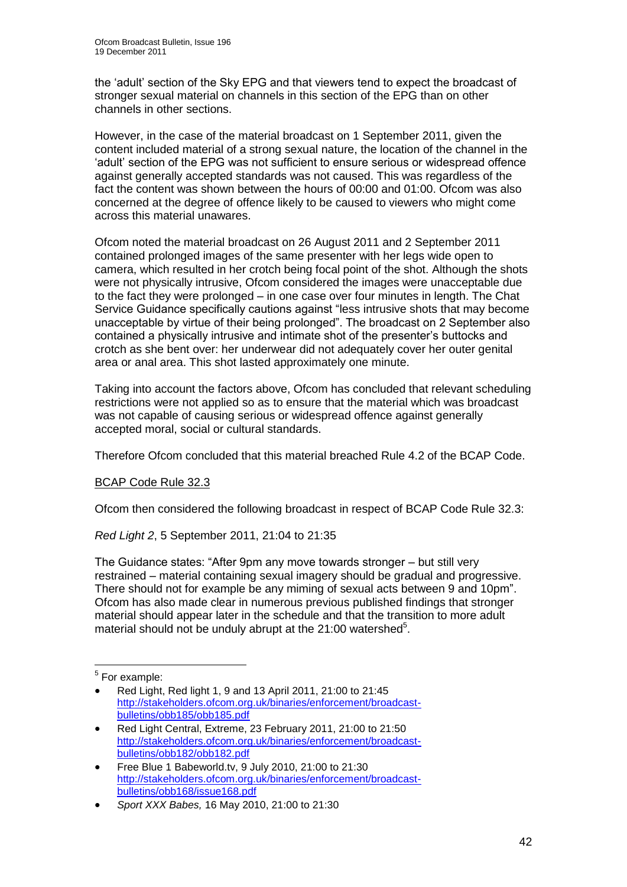the 'adult' section of the Sky EPG and that viewers tend to expect the broadcast of stronger sexual material on channels in this section of the EPG than on other channels in other sections.

However, in the case of the material broadcast on 1 September 2011, given the content included material of a strong sexual nature, the location of the channel in the 'adult' section of the EPG was not sufficient to ensure serious or widespread offence against generally accepted standards was not caused. This was regardless of the fact the content was shown between the hours of 00:00 and 01:00. Ofcom was also concerned at the degree of offence likely to be caused to viewers who might come across this material unawares.

Ofcom noted the material broadcast on 26 August 2011 and 2 September 2011 contained prolonged images of the same presenter with her legs wide open to camera, which resulted in her crotch being focal point of the shot. Although the shots were not physically intrusive, Ofcom considered the images were unacceptable due to the fact they were prolonged – in one case over four minutes in length. The Chat Service Guidance specifically cautions against "less intrusive shots that may become unacceptable by virtue of their being prolonged". The broadcast on 2 September also contained a physically intrusive and intimate shot of the presenter's buttocks and crotch as she bent over: her underwear did not adequately cover her outer genital area or anal area. This shot lasted approximately one minute.

Taking into account the factors above, Ofcom has concluded that relevant scheduling restrictions were not applied so as to ensure that the material which was broadcast was not capable of causing serious or widespread offence against generally accepted moral, social or cultural standards.

Therefore Ofcom concluded that this material breached Rule 4.2 of the BCAP Code.

BCAP Code Rule 32.3

Ofcom then considered the following broadcast in respect of BCAP Code Rule 32.3:

*Red Light 2*, 5 September 2011, 21:04 to 21:35

The Guidance states: "After 9pm any move towards stronger – but still very restrained – material containing sexual imagery should be gradual and progressive. There should not for example be any miming of sexual acts between 9 and 10pm". Ofcom has also made clear in numerous previous published findings that stronger material should appear later in the schedule and that the transition to more adult material should not be unduly abrupt at the 21:00 watershed[5].

---

[5] For example:

- Red Light, Red light 1, 9 and 13 April 2011, 21:00 to 21:45 http://stakeholders.ofcom.org.uk/binaries/enforcement/broadcast-bulletins/obb185/obb185.pdf
- Red Light Central, Extreme, 23 February 2011, 21:00 to 21:50 http://stakeholders.ofcom.org.uk/binaries/enforcement/broadcast-bulletins/obb182/obb182.pdf
- Free Blue 1 Babeworld.tv, 9 July 2010, 21:00 to 21:30 http://stakeholders.ofcom.org.uk/binaries/enforcement/broadcast-bulletins/obb168/issue168.pdf
- *Sport XXX Babes,* 16 May 2010, 21:00 to 21:30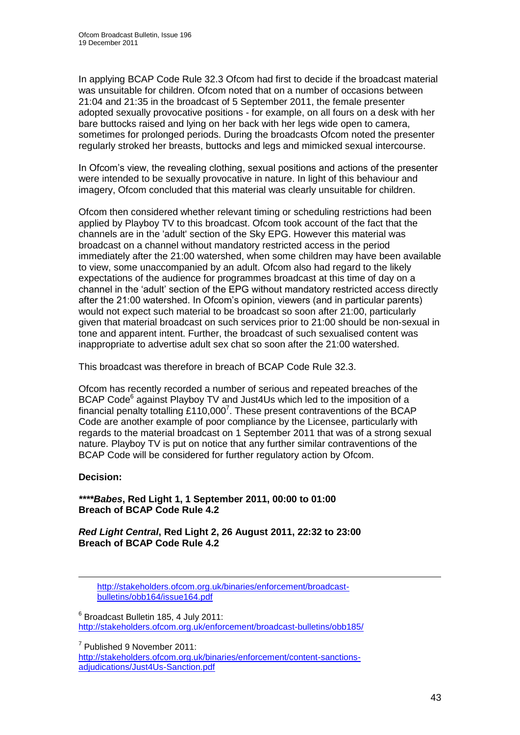In applying BCAP Code Rule 32.3 Ofcom had first to decide if the broadcast material was unsuitable for children. Ofcom noted that on a number of occasions between 21:04 and 21:35 in the broadcast of 5 September 2011, the female presenter adopted sexually provocative positions - for example, on all fours on a desk with her bare buttocks raised and lying on her back with her legs wide open to camera, sometimes for prolonged periods. During the broadcasts Ofcom noted the presenter regularly stroked her breasts, buttocks and legs and mimicked sexual intercourse.

In Ofcom's view, the revealing clothing, sexual positions and actions of the presenter were intended to be sexually provocative in nature. In light of this behaviour and imagery, Ofcom concluded that this material was clearly unsuitable for children.

Ofcom then considered whether relevant timing or scheduling restrictions had been applied by Playboy TV to this broadcast. Ofcom took account of the fact that the channels are in the 'adult' section of the Sky EPG. However this material was broadcast on a channel without mandatory restricted access in the period immediately after the 21:00 watershed, when some children may have been available to view, some unaccompanied by an adult. Ofcom also had regard to the likely expectations of the audience for programmes broadcast at this time of day on a channel in the 'adult' section of the EPG without mandatory restricted access directly after the 21:00 watershed. In Ofcom's opinion, viewers (and in particular parents) would not expect such material to be broadcast so soon after 21:00, particularly given that material broadcast on such services prior to 21:00 should be non-sexual in tone and apparent intent. Further, the broadcast of such sexualised content was inappropriate to advertise adult sex chat so soon after the 21:00 watershed.

This broadcast was therefore in breach of BCAP Code Rule 32.3.

Ofcom has recently recorded a number of serious and repeated breaches of the BCAP Code[6] against Playboy TV and Just4Us which led to the imposition of a financial penalty totalling £110,000[7]. These present contraventions of the BCAP Code are another example of poor compliance by the Licensee, particularly with regards to the material broadcast on 1 September 2011 that was of a strong sexual nature. Playboy TV is put on notice that any further similar contraventions of the BCAP Code will be considered for further regulatory action by Ofcom.

**Decision:**

***\*\*\*\*Babes*, Red Light 1, 1 September 2011, 00:00 to 01:00**
**Breach of BCAP Code Rule 4.2**

***Red Light Central*, Red Light 2, 26 August 2011, 22:32 to 23:00**
**Breach of BCAP Code Rule 4.2**

---

http://stakeholders.ofcom.org.uk/binaries/enforcement/broadcast-bulletins/obb164/issue164.pdf

[6] Broadcast Bulletin 185, 4 July 2011: http://stakeholders.ofcom.org.uk/enforcement/broadcast-bulletins/obb185/

[7] Published 9 November 2011: http://stakeholders.ofcom.org.uk/binaries/enforcement/content-sanctions-adjudications/Just4Us-Sanction.pdf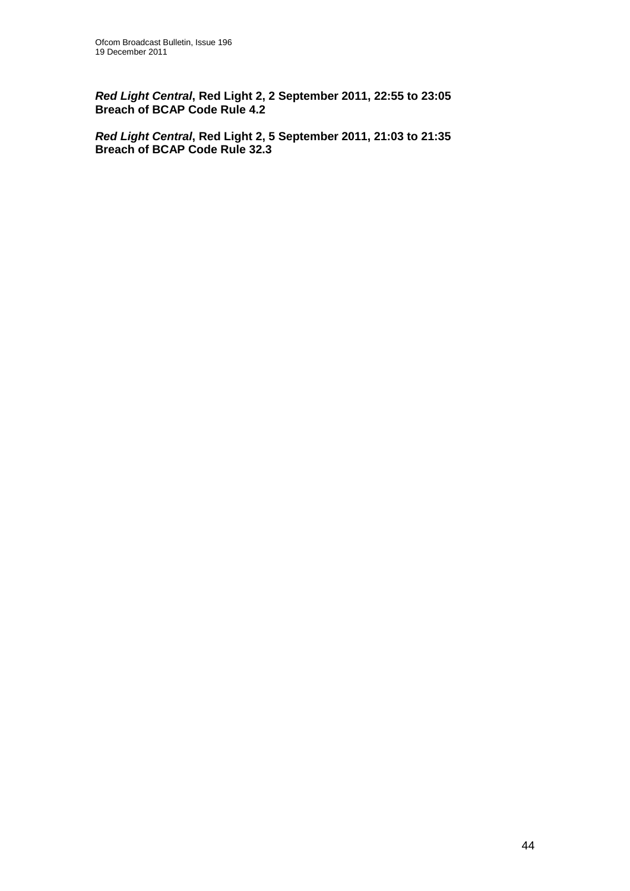***Red Light Central*, Red Light 2, 2 September 2011, 22:55 to 23:05**
**Breach of BCAP Code Rule 4.2**

***Red Light Central*, Red Light 2, 5 September 2011, 21:03 to 21:35**
**Breach of BCAP Code Rule 32.3**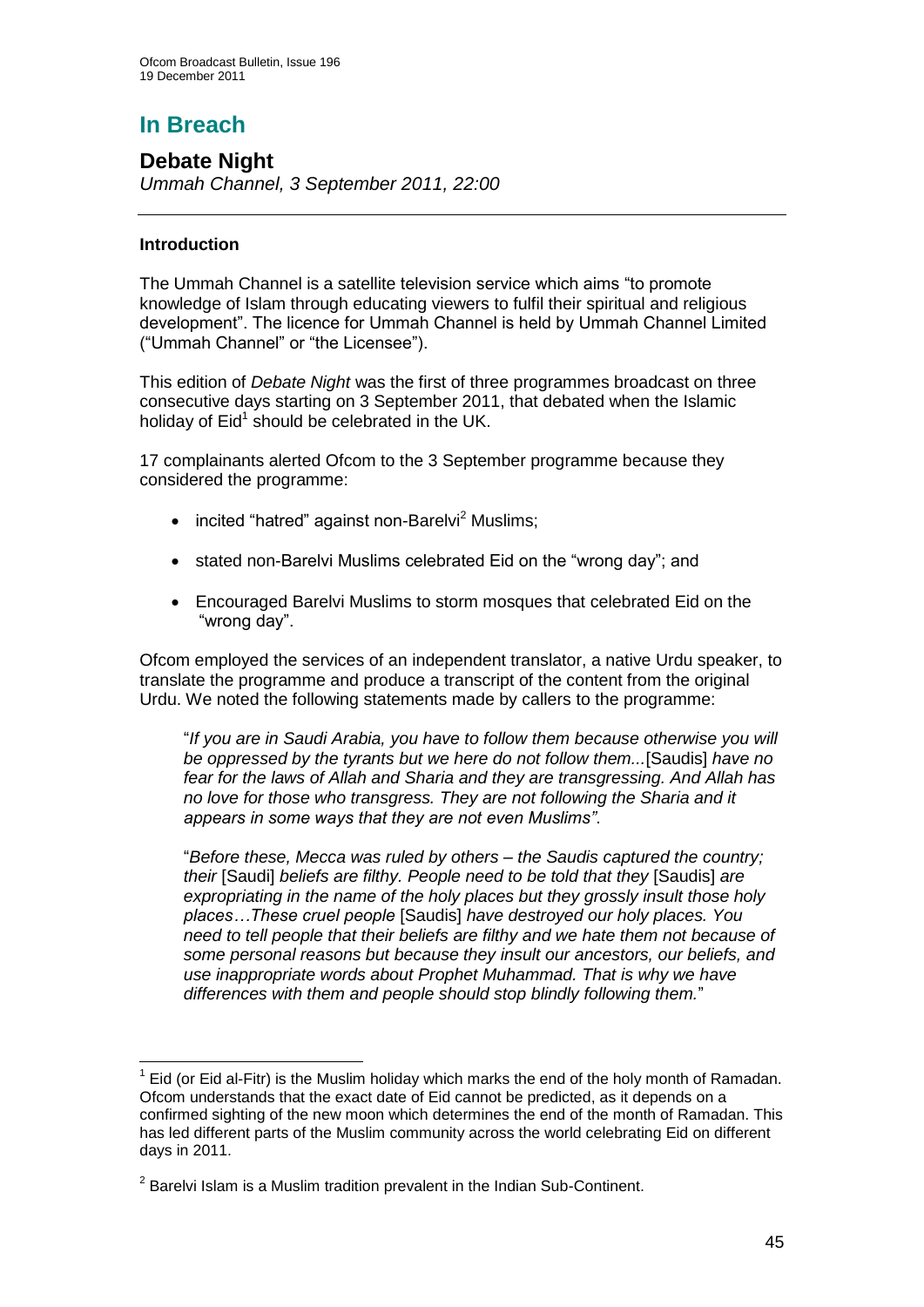# In Breach

## Debate Night

*Ummah Channel, 3 September 2011, 22:00*

### Introduction

The Ummah Channel is a satellite television service which aims "to promote knowledge of Islam through educating viewers to fulfil their spiritual and religious development". The licence for Ummah Channel is held by Ummah Channel Limited ("Ummah Channel" or "the Licensee").

This edition of *Debate Night* was the first of three programmes broadcast on three consecutive days starting on 3 September 2011, that debated when the Islamic holiday of Eid[1] should be celebrated in the UK.

17 complainants alerted Ofcom to the 3 September programme because they considered the programme:

- incited "hatred" against non-Barelvi[2] Muslims;
- stated non-Barelvi Muslims celebrated Eid on the "wrong day"; and
- Encouraged Barelvi Muslims to storm mosques that celebrated Eid on the "wrong day".

Ofcom employed the services of an independent translator, a native Urdu speaker, to translate the programme and produce a transcript of the content from the original Urdu. We noted the following statements made by callers to the programme:

> "*If you are in Saudi Arabia, you have to follow them because otherwise you will be oppressed by the tyrants but we here do not follow them...*[Saudis] *have no fear for the laws of Allah and Sharia and they are transgressing. And Allah has no love for those who transgress. They are not following the Sharia and it appears in some ways that they are not even Muslims"*.

> "*Before these, Mecca was ruled by others – the Saudis captured the country; their* [Saudi] *beliefs are filthy. People need to be told that they* [Saudis] *are expropriating in the name of the holy places but they grossly insult those holy places…These cruel people* [Saudis] *have destroyed our holy places. You need to tell people that their beliefs are filthy and we hate them not because of some personal reasons but because they insult our ancestors, our beliefs, and use inappropriate words about Prophet Muhammad. That is why we have differences with them and people should stop blindly following them.*"

---

[1] Eid (or Eid al-Fitr) is the Muslim holiday which marks the end of the holy month of Ramadan. Ofcom understands that the exact date of Eid cannot be predicted, as it depends on a confirmed sighting of the new moon which determines the end of the month of Ramadan. This has led different parts of the Muslim community across the world celebrating Eid on different days in 2011.

[2] Barelvi Islam is a Muslim tradition prevalent in the Indian Sub-Continent.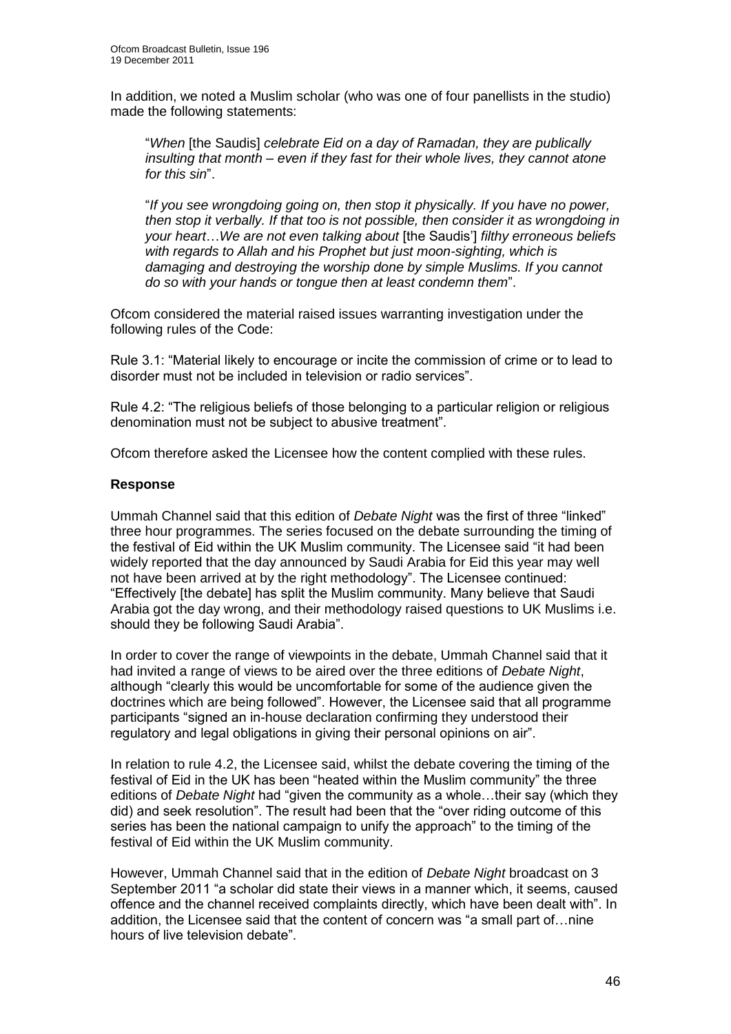In addition, we noted a Muslim scholar (who was one of four panellists in the studio) made the following statements:

> "*When* [the Saudis] *celebrate Eid on a day of Ramadan, they are publically insulting that month – even if they fast for their whole lives, they cannot atone for this sin*".
>
> "*If you see wrongdoing going on, then stop it physically. If you have no power, then stop it verbally. If that too is not possible, then consider it as wrongdoing in your heart…We are not even talking about* [the Saudis'] *filthy erroneous beliefs with regards to Allah and his Prophet but just moon-sighting, which is damaging and destroying the worship done by simple Muslims. If you cannot do so with your hands or tongue then at least condemn them*".

Ofcom considered the material raised issues warranting investigation under the following rules of the Code:

Rule 3.1: "Material likely to encourage or incite the commission of crime or to lead to disorder must not be included in television or radio services".

Rule 4.2: "The religious beliefs of those belonging to a particular religion or religious denomination must not be subject to abusive treatment".

Ofcom therefore asked the Licensee how the content complied with these rules.

**Response**

Ummah Channel said that this edition of *Debate Night* was the first of three "linked" three hour programmes. The series focused on the debate surrounding the timing of the festival of Eid within the UK Muslim community. The Licensee said "it had been widely reported that the day announced by Saudi Arabia for Eid this year may well not have been arrived at by the right methodology". The Licensee continued: "Effectively [the debate] has split the Muslim community. Many believe that Saudi Arabia got the day wrong, and their methodology raised questions to UK Muslims i.e. should they be following Saudi Arabia".

In order to cover the range of viewpoints in the debate, Ummah Channel said that it had invited a range of views to be aired over the three editions of *Debate Night*, although "clearly this would be uncomfortable for some of the audience given the doctrines which are being followed". However, the Licensee said that all programme participants "signed an in-house declaration confirming they understood their regulatory and legal obligations in giving their personal opinions on air".

In relation to rule 4.2, the Licensee said, whilst the debate covering the timing of the festival of Eid in the UK has been "heated within the Muslim community" the three editions of *Debate Night* had "given the community as a whole…their say (which they did) and seek resolution". The result had been that the "over riding outcome of this series has been the national campaign to unify the approach" to the timing of the festival of Eid within the UK Muslim community.

However, Ummah Channel said that in the edition of *Debate Night* broadcast on 3 September 2011 "a scholar did state their views in a manner which, it seems, caused offence and the channel received complaints directly, which have been dealt with". In addition, the Licensee said that the content of concern was "a small part of…nine hours of live television debate".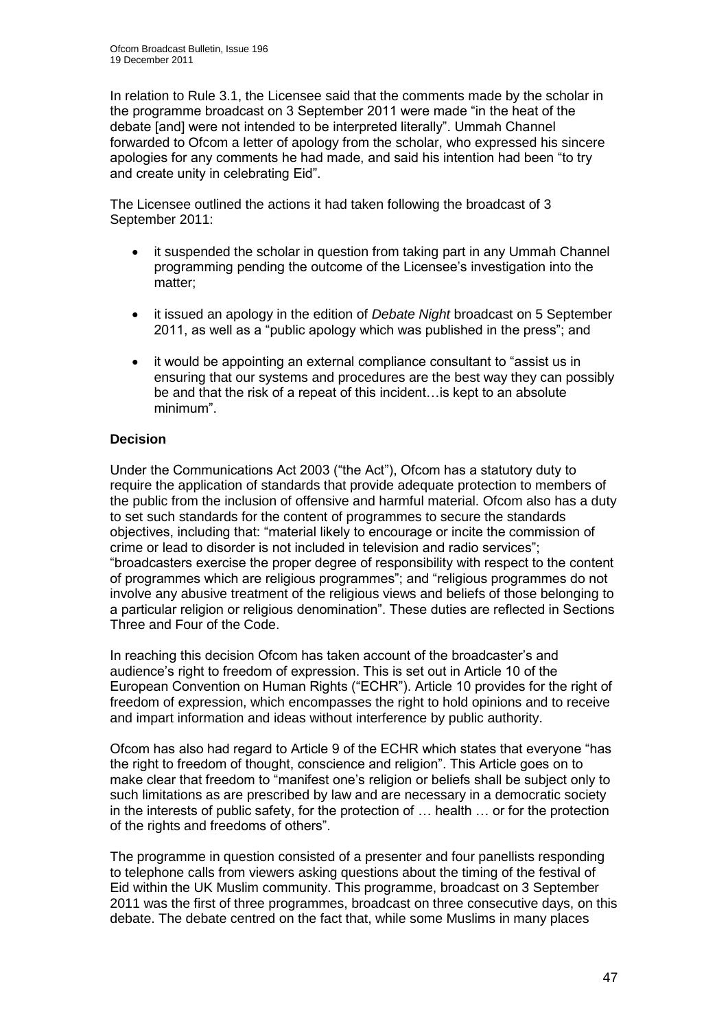In relation to Rule 3.1, the Licensee said that the comments made by the scholar in the programme broadcast on 3 September 2011 were made "in the heat of the debate [and] were not intended to be interpreted literally". Ummah Channel forwarded to Ofcom a letter of apology from the scholar, who expressed his sincere apologies for any comments he had made, and said his intention had been "to try and create unity in celebrating Eid".

The Licensee outlined the actions it had taken following the broadcast of 3 September 2011:

- it suspended the scholar in question from taking part in any Ummah Channel programming pending the outcome of the Licensee's investigation into the matter;
- it issued an apology in the edition of *Debate Night* broadcast on 5 September 2011, as well as a "public apology which was published in the press"; and
- it would be appointing an external compliance consultant to "assist us in ensuring that our systems and procedures are the best way they can possibly be and that the risk of a repeat of this incident…is kept to an absolute minimum".

**Decision**

Under the Communications Act 2003 ("the Act"), Ofcom has a statutory duty to require the application of standards that provide adequate protection to members of the public from the inclusion of offensive and harmful material. Ofcom also has a duty to set such standards for the content of programmes to secure the standards objectives, including that: "material likely to encourage or incite the commission of crime or lead to disorder is not included in television and radio services"; "broadcasters exercise the proper degree of responsibility with respect to the content of programmes which are religious programmes"; and "religious programmes do not involve any abusive treatment of the religious views and beliefs of those belonging to a particular religion or religious denomination". These duties are reflected in Sections Three and Four of the Code.

In reaching this decision Ofcom has taken account of the broadcaster's and audience's right to freedom of expression. This is set out in Article 10 of the European Convention on Human Rights ("ECHR"). Article 10 provides for the right of freedom of expression, which encompasses the right to hold opinions and to receive and impart information and ideas without interference by public authority.

Ofcom has also had regard to Article 9 of the ECHR which states that everyone "has the right to freedom of thought, conscience and religion". This Article goes on to make clear that freedom to "manifest one's religion or beliefs shall be subject only to such limitations as are prescribed by law and are necessary in a democratic society in the interests of public safety, for the protection of … health … or for the protection of the rights and freedoms of others".

The programme in question consisted of a presenter and four panellists responding to telephone calls from viewers asking questions about the timing of the festival of Eid within the UK Muslim community. This programme, broadcast on 3 September 2011 was the first of three programmes, broadcast on three consecutive days, on this debate. The debate centred on the fact that, while some Muslims in many places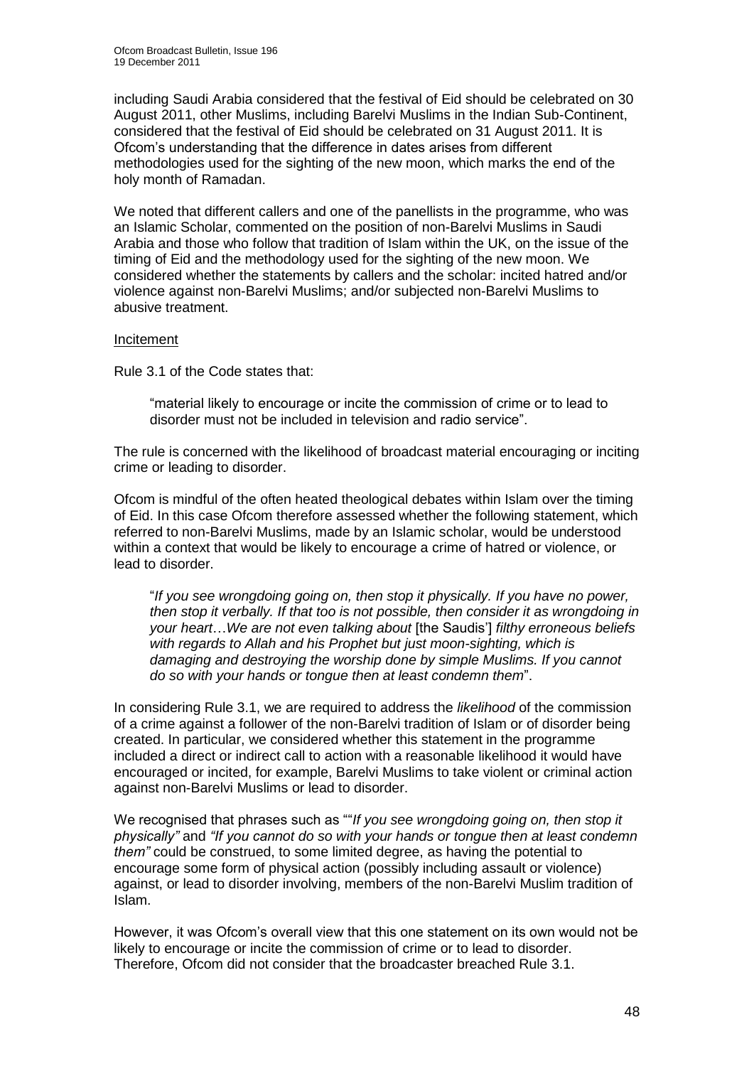including Saudi Arabia considered that the festival of Eid should be celebrated on 30 August 2011, other Muslims, including Barelvi Muslims in the Indian Sub-Continent, considered that the festival of Eid should be celebrated on 31 August 2011. It is Ofcom's understanding that the difference in dates arises from different methodologies used for the sighting of the new moon, which marks the end of the holy month of Ramadan.

We noted that different callers and one of the panellists in the programme, who was an Islamic Scholar, commented on the position of non-Barelvi Muslims in Saudi Arabia and those who follow that tradition of Islam within the UK, on the issue of the timing of Eid and the methodology used for the sighting of the new moon. We considered whether the statements by callers and the scholar: incited hatred and/or violence against non-Barelvi Muslims; and/or subjected non-Barelvi Muslims to abusive treatment.

Incitement

Rule 3.1 of the Code states that:

> "material likely to encourage or incite the commission of crime or to lead to disorder must not be included in television and radio service".

The rule is concerned with the likelihood of broadcast material encouraging or inciting crime or leading to disorder.

Ofcom is mindful of the often heated theological debates within Islam over the timing of Eid. In this case Ofcom therefore assessed whether the following statement, which referred to non-Barelvi Muslims, made by an Islamic scholar, would be understood within a context that would be likely to encourage a crime of hatred or violence, or lead to disorder.

> "*If you see wrongdoing going on, then stop it physically. If you have no power, then stop it verbally. If that too is not possible, then consider it as wrongdoing in your heart…We are not even talking about* [the Saudis'] *filthy erroneous beliefs with regards to Allah and his Prophet but just moon-sighting, which is damaging and destroying the worship done by simple Muslims. If you cannot do so with your hands or tongue then at least condemn them*".

In considering Rule 3.1, we are required to address the *likelihood* of the commission of a crime against a follower of the non-Barelvi tradition of Islam or of disorder being created. In particular, we considered whether this statement in the programme included a direct or indirect call to action with a reasonable likelihood it would have encouraged or incited, for example, Barelvi Muslims to take violent or criminal action against non-Barelvi Muslims or lead to disorder.

We recognised that phrases such as ""*If you see wrongdoing going on, then stop it physically"* and *"If you cannot do so with your hands or tongue then at least condemn them"* could be construed, to some limited degree, as having the potential to encourage some form of physical action (possibly including assault or violence) against, or lead to disorder involving, members of the non-Barelvi Muslim tradition of Islam.

However, it was Ofcom's overall view that this one statement on its own would not be likely to encourage or incite the commission of crime or to lead to disorder. Therefore, Ofcom did not consider that the broadcaster breached Rule 3.1.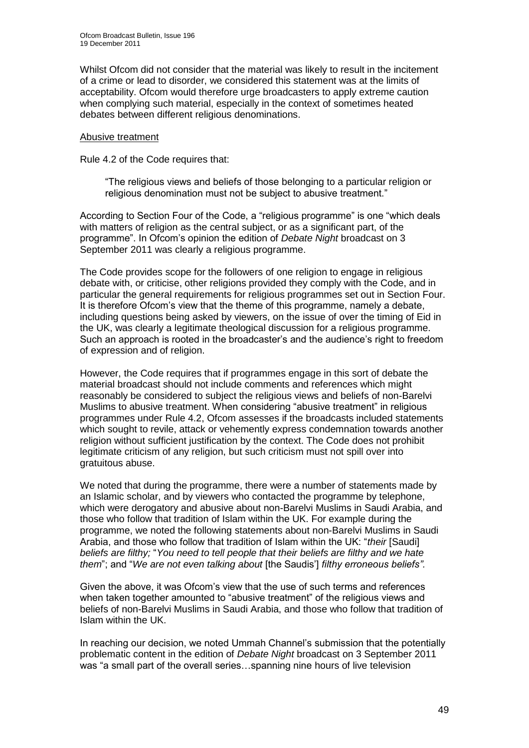Whilst Ofcom did not consider that the material was likely to result in the incitement of a crime or lead to disorder, we considered this statement was at the limits of acceptability. Ofcom would therefore urge broadcasters to apply extreme caution when complying such material, especially in the context of sometimes heated debates between different religious denominations.

Abusive treatment

Rule 4.2 of the Code requires that:

> "The religious views and beliefs of those belonging to a particular religion or religious denomination must not be subject to abusive treatment."

According to Section Four of the Code, a "religious programme" is one "which deals with matters of religion as the central subject, or as a significant part, of the programme". In Ofcom's opinion the edition of *Debate Night* broadcast on 3 September 2011 was clearly a religious programme.

The Code provides scope for the followers of one religion to engage in religious debate with, or criticise, other religions provided they comply with the Code, and in particular the general requirements for religious programmes set out in Section Four. It is therefore Ofcom's view that the theme of this programme, namely a debate, including questions being asked by viewers, on the issue of over the timing of Eid in the UK, was clearly a legitimate theological discussion for a religious programme. Such an approach is rooted in the broadcaster's and the audience's right to freedom of expression and of religion.

However, the Code requires that if programmes engage in this sort of debate the material broadcast should not include comments and references which might reasonably be considered to subject the religious views and beliefs of non-Barelvi Muslims to abusive treatment. When considering "abusive treatment" in religious programmes under Rule 4.2, Ofcom assesses if the broadcasts included statements which sought to revile, attack or vehemently express condemnation towards another religion without sufficient justification by the context. The Code does not prohibit legitimate criticism of any religion, but such criticism must not spill over into gratuitous abuse.

We noted that during the programme, there were a number of statements made by an Islamic scholar, and by viewers who contacted the programme by telephone, which were derogatory and abusive about non-Barelvi Muslims in Saudi Arabia, and those who follow that tradition of Islam within the UK. For example during the programme, we noted the following statements about non-Barelvi Muslims in Saudi Arabia, and those who follow that tradition of Islam within the UK: "*their* [Saudi] *beliefs are filthy;* "*You need to tell people that their beliefs are filthy and we hate them*"; and "*We are not even talking about* [the Saudis'] *filthy erroneous beliefs".*

Given the above, it was Ofcom's view that the use of such terms and references when taken together amounted to "abusive treatment" of the religious views and beliefs of non-Barelvi Muslims in Saudi Arabia, and those who follow that tradition of Islam within the UK.

In reaching our decision, we noted Ummah Channel's submission that the potentially problematic content in the edition of *Debate Night* broadcast on 3 September 2011 was "a small part of the overall series…spanning nine hours of live television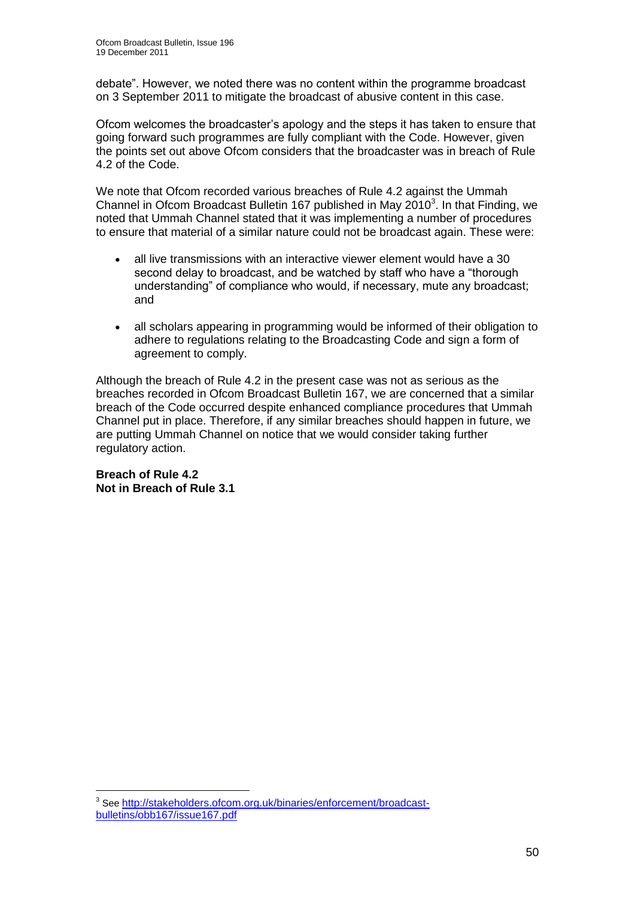debate". However, we noted there was no content within the programme broadcast on 3 September 2011 to mitigate the broadcast of abusive content in this case.

Ofcom welcomes the broadcaster's apology and the steps it has taken to ensure that going forward such programmes are fully compliant with the Code. However, given the points set out above Ofcom considers that the broadcaster was in breach of Rule 4.2 of the Code.

We note that Ofcom recorded various breaches of Rule 4.2 against the Ummah Channel in Ofcom Broadcast Bulletin 167 published in May 2010[3]. In that Finding, we noted that Ummah Channel stated that it was implementing a number of procedures to ensure that material of a similar nature could not be broadcast again. These were:

- all live transmissions with an interactive viewer element would have a 30 second delay to broadcast, and be watched by staff who have a "thorough understanding" of compliance who would, if necessary, mute any broadcast; and
- all scholars appearing in programming would be informed of their obligation to adhere to regulations relating to the Broadcasting Code and sign a form of agreement to comply.

Although the breach of Rule 4.2 in the present case was not as serious as the breaches recorded in Ofcom Broadcast Bulletin 167, we are concerned that a similar breach of the Code occurred despite enhanced compliance procedures that Ummah Channel put in place. Therefore, if any similar breaches should happen in future, we are putting Ummah Channel on notice that we would consider taking further regulatory action.

**Breach of Rule 4.2**
**Not in Breach of Rule 3.1**

[3] See http://stakeholders.ofcom.org.uk/binaries/enforcement/broadcast-bulletins/obb167/issue167.pdf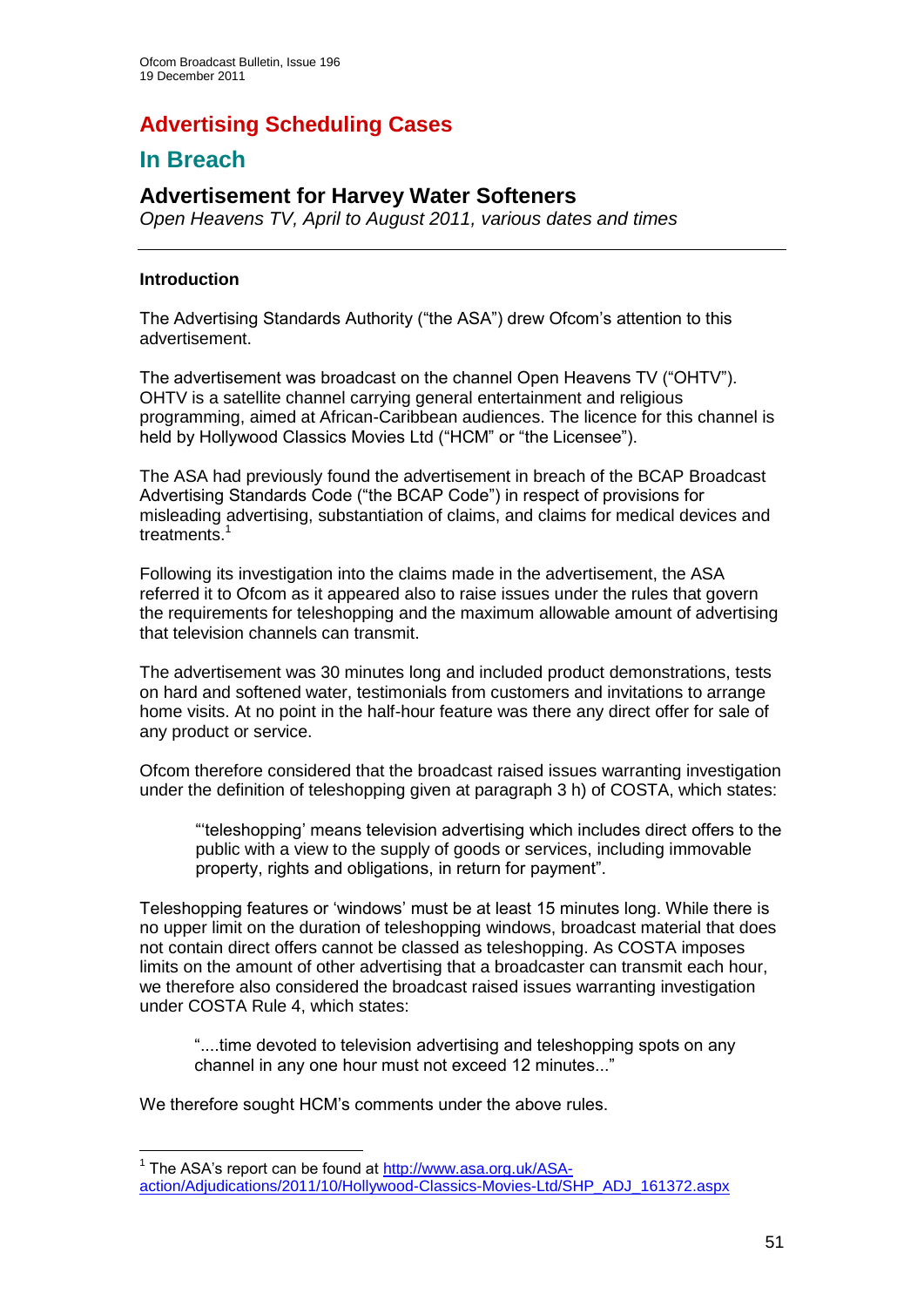# Advertising Scheduling Cases

## In Breach

### Advertisement for Harvey Water Softeners

*Open Heavens TV, April to August 2011, various dates and times*

---

**Introduction**

The Advertising Standards Authority ("the ASA") drew Ofcom's attention to this advertisement.

The advertisement was broadcast on the channel Open Heavens TV ("OHTV"). OHTV is a satellite channel carrying general entertainment and religious programming, aimed at African-Caribbean audiences. The licence for this channel is held by Hollywood Classics Movies Ltd ("HCM" or "the Licensee").

The ASA had previously found the advertisement in breach of the BCAP Broadcast Advertising Standards Code ("the BCAP Code") in respect of provisions for misleading advertising, substantiation of claims, and claims for medical devices and treatments.[1]

Following its investigation into the claims made in the advertisement, the ASA referred it to Ofcom as it appeared also to raise issues under the rules that govern the requirements for teleshopping and the maximum allowable amount of advertising that television channels can transmit.

The advertisement was 30 minutes long and included product demonstrations, tests on hard and softened water, testimonials from customers and invitations to arrange home visits. At no point in the half-hour feature was there any direct offer for sale of any product or service.

Ofcom therefore considered that the broadcast raised issues warranting investigation under the definition of teleshopping given at paragraph 3 h) of COSTA, which states:

> "'teleshopping' means television advertising which includes direct offers to the public with a view to the supply of goods or services, including immovable property, rights and obligations, in return for payment".

Teleshopping features or 'windows' must be at least 15 minutes long. While there is no upper limit on the duration of teleshopping windows, broadcast material that does not contain direct offers cannot be classed as teleshopping. As COSTA imposes limits on the amount of other advertising that a broadcaster can transmit each hour, we therefore also considered the broadcast raised issues warranting investigation under COSTA Rule 4, which states:

> "....time devoted to television advertising and teleshopping spots on any channel in any one hour must not exceed 12 minutes..."

We therefore sought HCM's comments under the above rules.

---

[1] The ASA's report can be found at http://www.asa.org.uk/ASA-action/Adjudications/2011/10/Hollywood-Classics-Movies-Ltd/SHP_ADJ_161372.aspx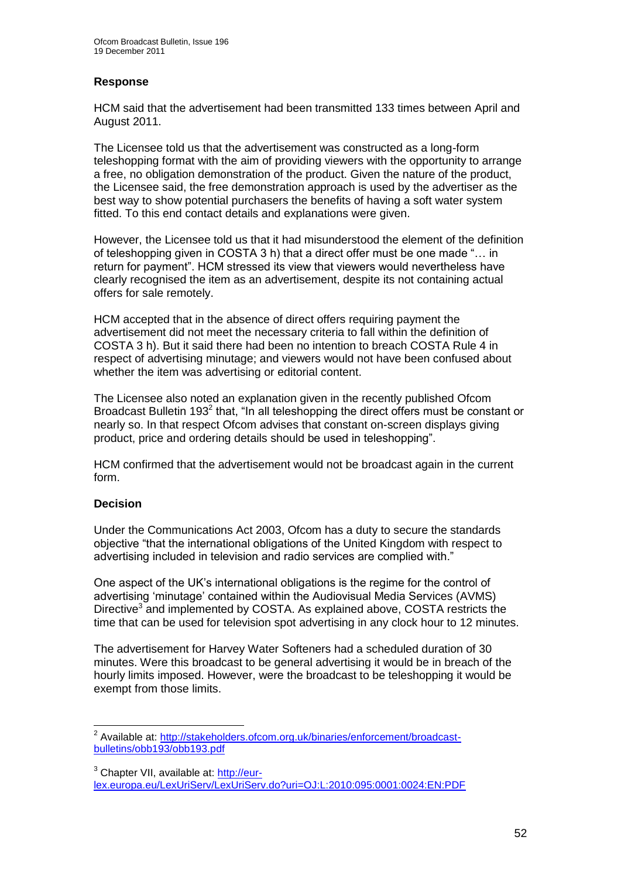### Response

HCM said that the advertisement had been transmitted 133 times between April and August 2011.

The Licensee told us that the advertisement was constructed as a long-form teleshopping format with the aim of providing viewers with the opportunity to arrange a free, no obligation demonstration of the product. Given the nature of the product, the Licensee said, the free demonstration approach is used by the advertiser as the best way to show potential purchasers the benefits of having a soft water system fitted. To this end contact details and explanations were given.

However, the Licensee told us that it had misunderstood the element of the definition of teleshopping given in COSTA 3 h) that a direct offer must be one made "… in return for payment". HCM stressed its view that viewers would nevertheless have clearly recognised the item as an advertisement, despite its not containing actual offers for sale remotely.

HCM accepted that in the absence of direct offers requiring payment the advertisement did not meet the necessary criteria to fall within the definition of COSTA 3 h). But it said there had been no intention to breach COSTA Rule 4 in respect of advertising minutage; and viewers would not have been confused about whether the item was advertising or editorial content.

The Licensee also noted an explanation given in the recently published Ofcom Broadcast Bulletin 193[2] that, "In all teleshopping the direct offers must be constant or nearly so. In that respect Ofcom advises that constant on-screen displays giving product, price and ordering details should be used in teleshopping".

HCM confirmed that the advertisement would not be broadcast again in the current form.

### Decision

Under the Communications Act 2003, Ofcom has a duty to secure the standards objective "that the international obligations of the United Kingdom with respect to advertising included in television and radio services are complied with."

One aspect of the UK's international obligations is the regime for the control of advertising 'minutage' contained within the Audiovisual Media Services (AVMS) Directive[3] and implemented by COSTA. As explained above, COSTA restricts the time that can be used for television spot advertising in any clock hour to 12 minutes.

The advertisement for Harvey Water Softeners had a scheduled duration of 30 minutes. Were this broadcast to be general advertising it would be in breach of the hourly limits imposed. However, were the broadcast to be teleshopping it would be exempt from those limits.

---

[2] Available at: http://stakeholders.ofcom.org.uk/binaries/enforcement/broadcast-bulletins/obb193/obb193.pdf

[3] Chapter VII, available at: http://eur-lex.europa.eu/LexUriServ/LexUriServ.do?uri=OJ:L:2010:095:0001:0024:EN:PDF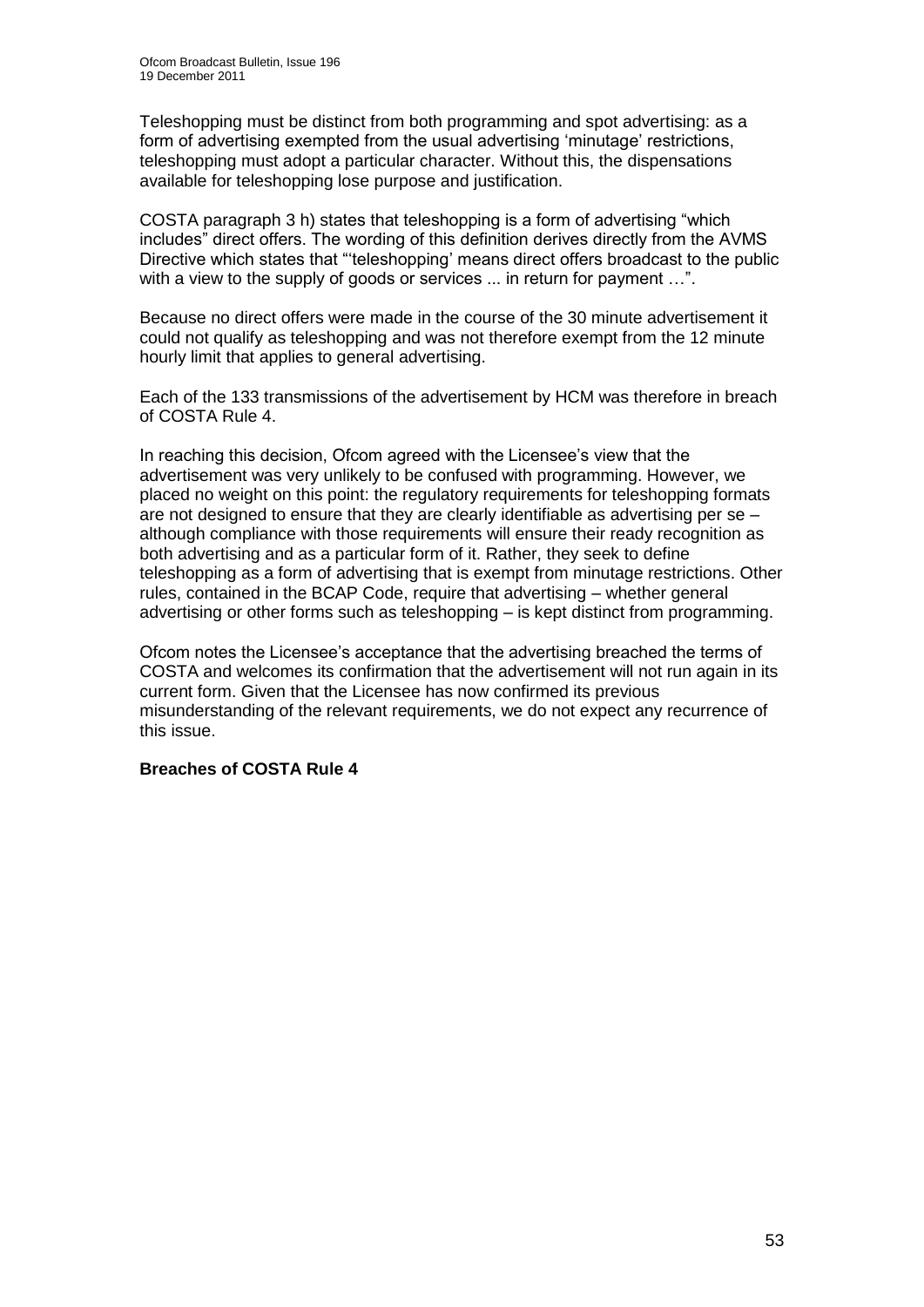Teleshopping must be distinct from both programming and spot advertising: as a form of advertising exempted from the usual advertising 'minutage' restrictions, teleshopping must adopt a particular character. Without this, the dispensations available for teleshopping lose purpose and justification.

COSTA paragraph 3 h) states that teleshopping is a form of advertising "which includes" direct offers. The wording of this definition derives directly from the AVMS Directive which states that "'teleshopping' means direct offers broadcast to the public with a view to the supply of goods or services ... in return for payment …".

Because no direct offers were made in the course of the 30 minute advertisement it could not qualify as teleshopping and was not therefore exempt from the 12 minute hourly limit that applies to general advertising.

Each of the 133 transmissions of the advertisement by HCM was therefore in breach of COSTA Rule 4.

In reaching this decision, Ofcom agreed with the Licensee's view that the advertisement was very unlikely to be confused with programming. However, we placed no weight on this point: the regulatory requirements for teleshopping formats are not designed to ensure that they are clearly identifiable as advertising per se – although compliance with those requirements will ensure their ready recognition as both advertising and as a particular form of it. Rather, they seek to define teleshopping as a form of advertising that is exempt from minutage restrictions. Other rules, contained in the BCAP Code, require that advertising – whether general advertising or other forms such as teleshopping – is kept distinct from programming.

Ofcom notes the Licensee's acceptance that the advertising breached the terms of COSTA and welcomes its confirmation that the advertisement will not run again in its current form. Given that the Licensee has now confirmed its previous misunderstanding of the relevant requirements, we do not expect any recurrence of this issue.

**Breaches of COSTA Rule 4**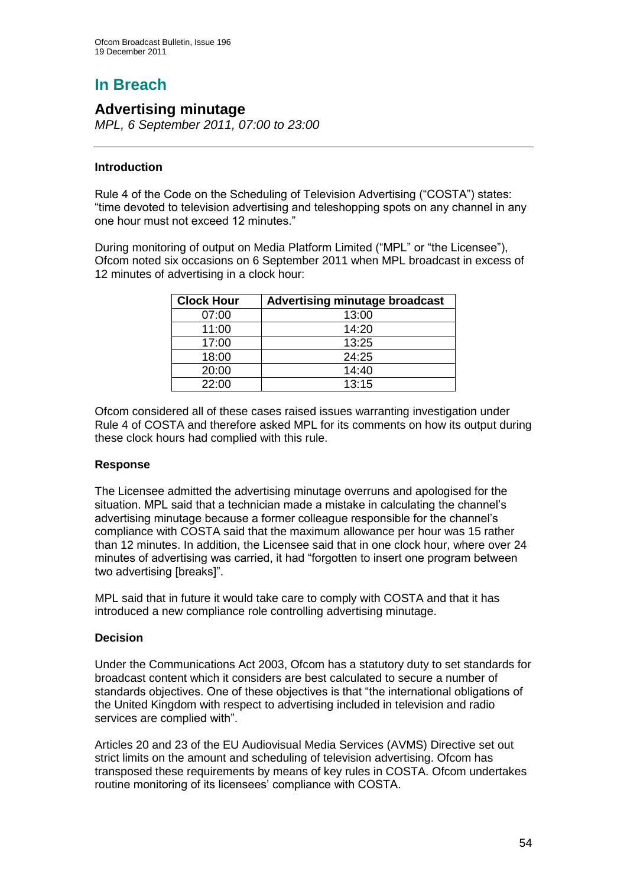# In Breach

## Advertising minutage

*MPL, 6 September 2011, 07:00 to 23:00*

---

### Introduction

Rule 4 of the Code on the Scheduling of Television Advertising ("COSTA") states: "time devoted to television advertising and teleshopping spots on any channel in any one hour must not exceed 12 minutes."

During monitoring of output on Media Platform Limited ("MPL" or "the Licensee"), Ofcom noted six occasions on 6 September 2011 when MPL broadcast in excess of 12 minutes of advertising in a clock hour:

| Clock Hour | Advertising minutage broadcast |
|---|---|
| 07:00 | 13:00 |
| 11:00 | 14:20 |
| 17:00 | 13:25 |
| 18:00 | 24:25 |
| 20:00 | 14:40 |
| 22:00 | 13:15 |

Ofcom considered all of these cases raised issues warranting investigation under Rule 4 of COSTA and therefore asked MPL for its comments on how its output during these clock hours had complied with this rule.

### Response

The Licensee admitted the advertising minutage overruns and apologised for the situation. MPL said that a technician made a mistake in calculating the channel's advertising minutage because a former colleague responsible for the channel's compliance with COSTA said that the maximum allowance per hour was 15 rather than 12 minutes. In addition, the Licensee said that in one clock hour, where over 24 minutes of advertising was carried, it had "forgotten to insert one program between two advertising [breaks]".

MPL said that in future it would take care to comply with COSTA and that it has introduced a new compliance role controlling advertising minutage.

### Decision

Under the Communications Act 2003, Ofcom has a statutory duty to set standards for broadcast content which it considers are best calculated to secure a number of standards objectives. One of these objectives is that "the international obligations of the United Kingdom with respect to advertising included in television and radio services are complied with".

Articles 20 and 23 of the EU Audiovisual Media Services (AVMS) Directive set out strict limits on the amount and scheduling of television advertising. Ofcom has transposed these requirements by means of key rules in COSTA. Ofcom undertakes routine monitoring of its licensees' compliance with COSTA.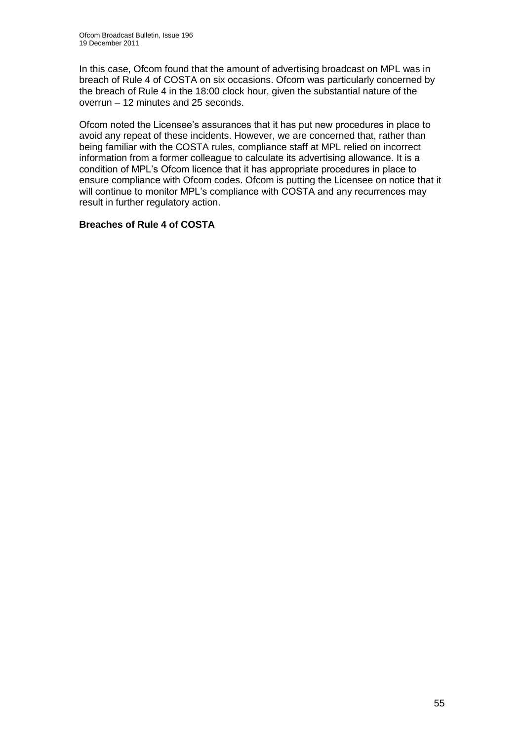In this case, Ofcom found that the amount of advertising broadcast on MPL was in breach of Rule 4 of COSTA on six occasions. Ofcom was particularly concerned by the breach of Rule 4 in the 18:00 clock hour, given the substantial nature of the overrun – 12 minutes and 25 seconds.

Ofcom noted the Licensee's assurances that it has put new procedures in place to avoid any repeat of these incidents. However, we are concerned that, rather than being familiar with the COSTA rules, compliance staff at MPL relied on incorrect information from a former colleague to calculate its advertising allowance. It is a condition of MPL's Ofcom licence that it has appropriate procedures in place to ensure compliance with Ofcom codes. Ofcom is putting the Licensee on notice that it will continue to monitor MPL's compliance with COSTA and any recurrences may result in further regulatory action.

**Breaches of Rule 4 of COSTA**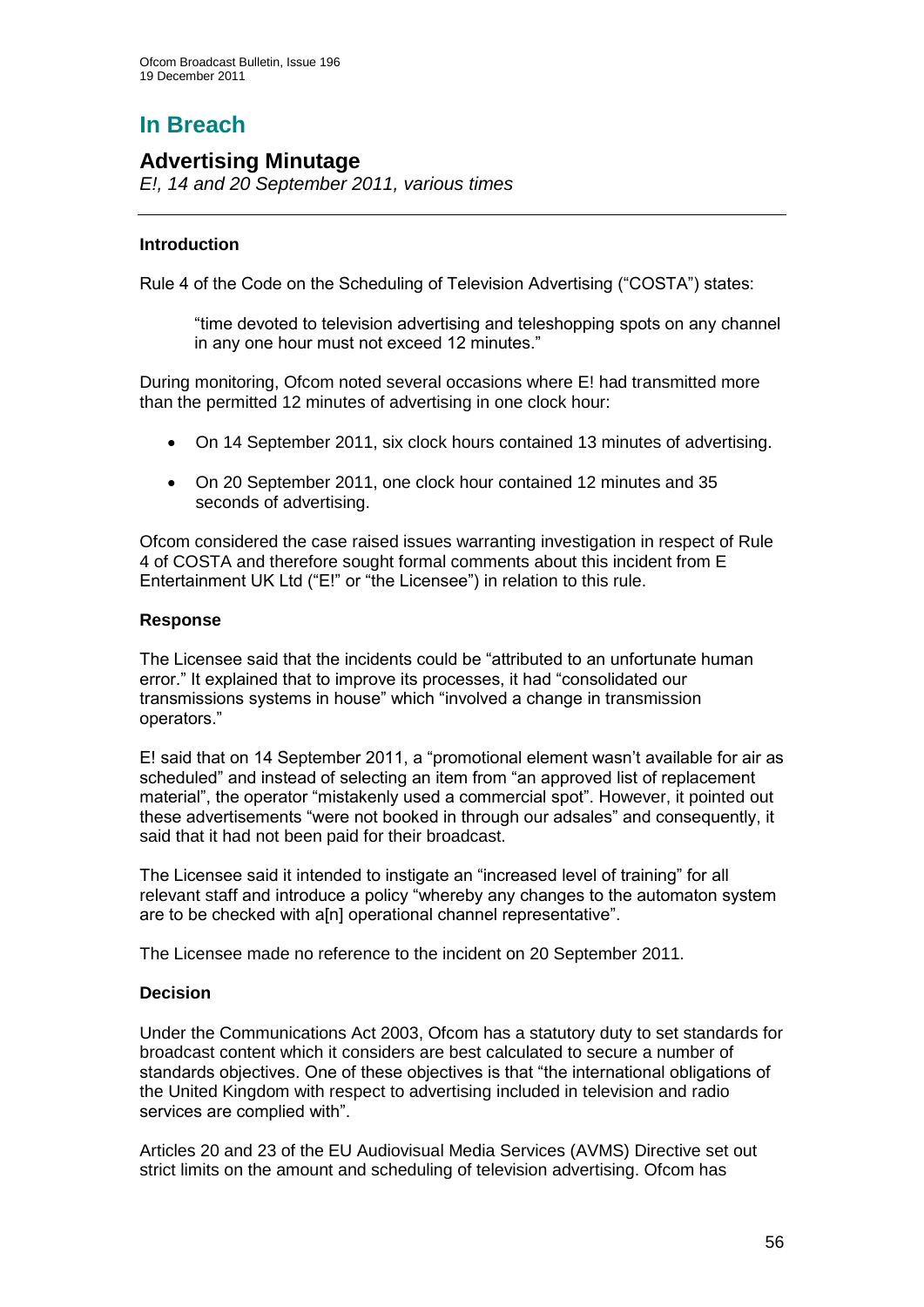# In Breach

## Advertising Minutage

*E!, 14 and 20 September 2011, various times*

---

### Introduction

Rule 4 of the Code on the Scheduling of Television Advertising ("COSTA") states:

> "time devoted to television advertising and teleshopping spots on any channel in any one hour must not exceed 12 minutes."

During monitoring, Ofcom noted several occasions where E! had transmitted more than the permitted 12 minutes of advertising in one clock hour:

- On 14 September 2011, six clock hours contained 13 minutes of advertising.
- On 20 September 2011, one clock hour contained 12 minutes and 35 seconds of advertising.

Ofcom considered the case raised issues warranting investigation in respect of Rule 4 of COSTA and therefore sought formal comments about this incident from E Entertainment UK Ltd ("E!" or "the Licensee") in relation to this rule.

### Response

The Licensee said that the incidents could be "attributed to an unfortunate human error." It explained that to improve its processes, it had "consolidated our transmissions systems in house" which "involved a change in transmission operators."

E! said that on 14 September 2011, a "promotional element wasn't available for air as scheduled" and instead of selecting an item from "an approved list of replacement material", the operator "mistakenly used a commercial spot". However, it pointed out these advertisements "were not booked in through our adsales" and consequently, it said that it had not been paid for their broadcast.

The Licensee said it intended to instigate an "increased level of training" for all relevant staff and introduce a policy "whereby any changes to the automaton system are to be checked with a[n] operational channel representative".

The Licensee made no reference to the incident on 20 September 2011.

### Decision

Under the Communications Act 2003, Ofcom has a statutory duty to set standards for broadcast content which it considers are best calculated to secure a number of standards objectives. One of these objectives is that "the international obligations of the United Kingdom with respect to advertising included in television and radio services are complied with".

Articles 20 and 23 of the EU Audiovisual Media Services (AVMS) Directive set out strict limits on the amount and scheduling of television advertising. Ofcom has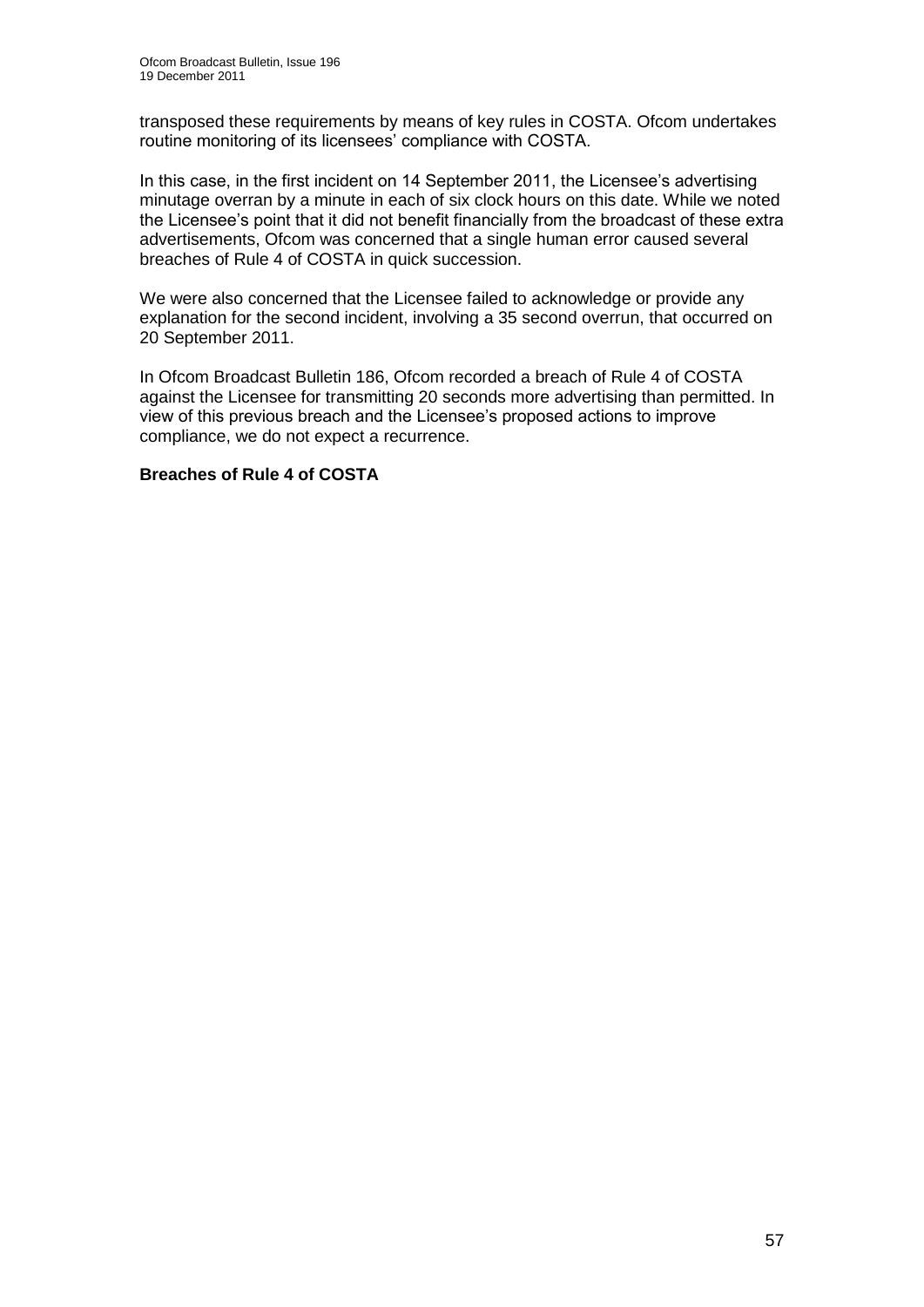transposed these requirements by means of key rules in COSTA. Ofcom undertakes routine monitoring of its licensees' compliance with COSTA.

In this case, in the first incident on 14 September 2011, the Licensee's advertising minutage overran by a minute in each of six clock hours on this date. While we noted the Licensee's point that it did not benefit financially from the broadcast of these extra advertisements, Ofcom was concerned that a single human error caused several breaches of Rule 4 of COSTA in quick succession.

We were also concerned that the Licensee failed to acknowledge or provide any explanation for the second incident, involving a 35 second overrun, that occurred on 20 September 2011.

In Ofcom Broadcast Bulletin 186, Ofcom recorded a breach of Rule 4 of COSTA against the Licensee for transmitting 20 seconds more advertising than permitted. In view of this previous breach and the Licensee's proposed actions to improve compliance, we do not expect a recurrence.

**Breaches of Rule 4 of COSTA**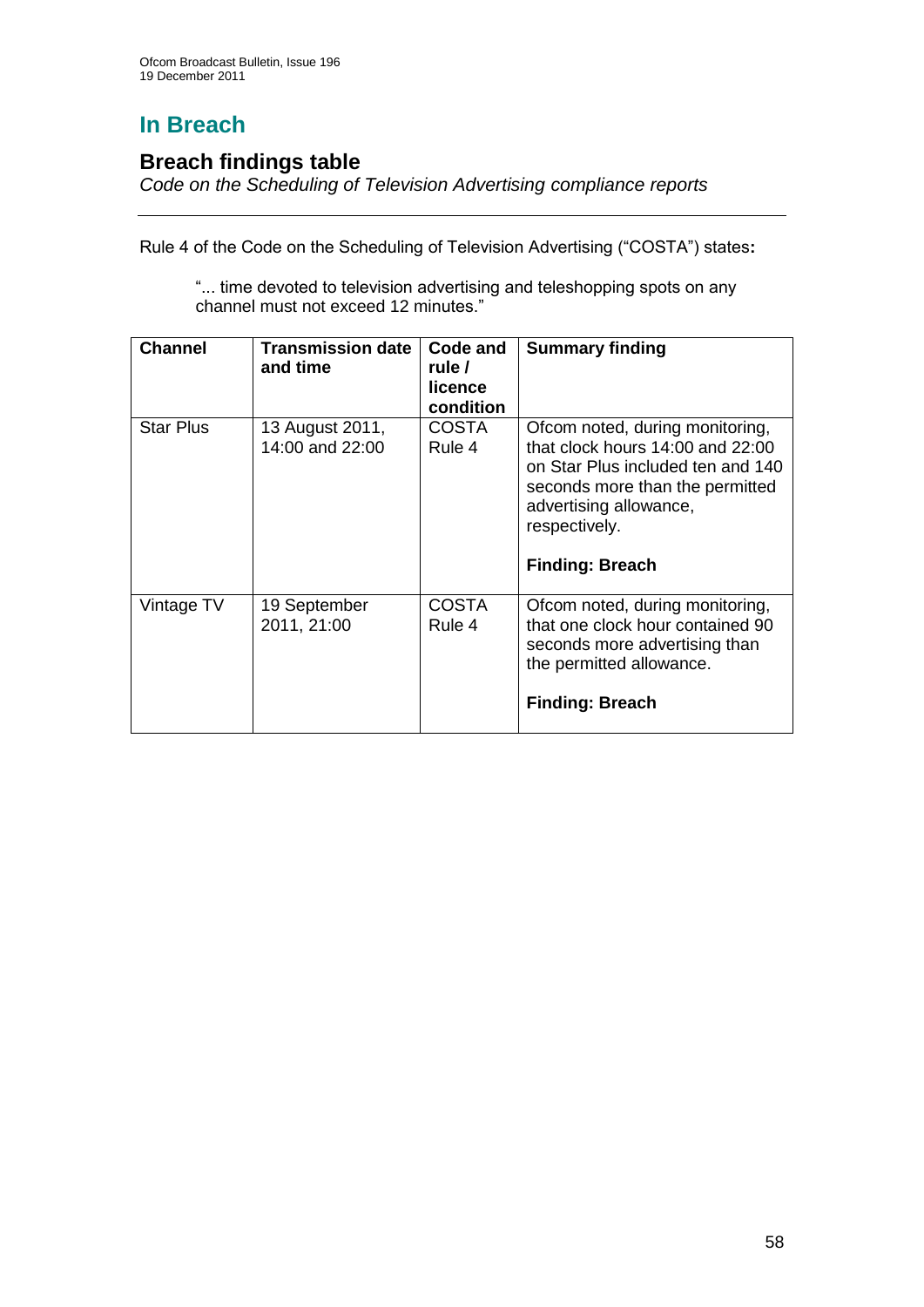## In Breach

### Breach findings table

*Code on the Scheduling of Television Advertising compliance reports*

---

Rule 4 of the Code on the Scheduling of Television Advertising ("COSTA") states**:**

> "... time devoted to television advertising and teleshopping spots on any channel must not exceed 12 minutes."

| Channel | Transmission date and time | Code and rule / licence condition | Summary finding |
|---|---|---|---|
| Star Plus | 13 August 2011, 14:00 and 22:00 | COSTA Rule 4 | Ofcom noted, during monitoring, that clock hours 14:00 and 22:00 on Star Plus included ten and 140 seconds more than the permitted advertising allowance, respectively.<br><br>**Finding: Breach** |
| Vintage TV | 19 September 2011, 21:00 | COSTA Rule 4 | Ofcom noted, during monitoring, that one clock hour contained 90 seconds more advertising than the permitted allowance.<br><br>**Finding: Breach** |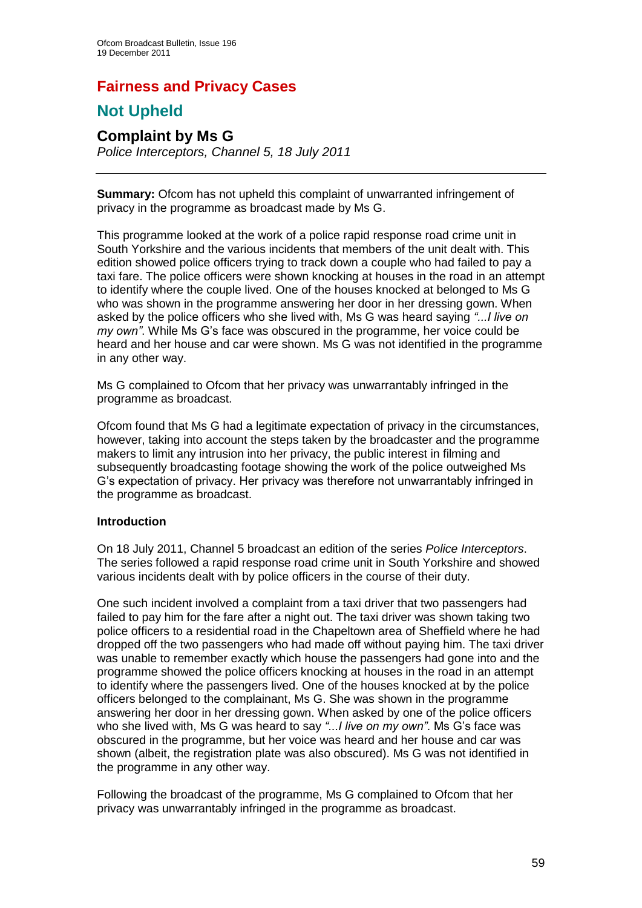# Fairness and Privacy Cases

## Not Upheld

### Complaint by Ms G

*Police Interceptors, Channel 5, 18 July 2011*

---

**Summary:** Ofcom has not upheld this complaint of unwarranted infringement of privacy in the programme as broadcast made by Ms G.

This programme looked at the work of a police rapid response road crime unit in South Yorkshire and the various incidents that members of the unit dealt with. This edition showed police officers trying to track down a couple who had failed to pay a taxi fare. The police officers were shown knocking at houses in the road in an attempt to identify where the couple lived. One of the houses knocked at belonged to Ms G who was shown in the programme answering her door in her dressing gown. When asked by the police officers who she lived with, Ms G was heard saying *"...I live on my own"*. While Ms G's face was obscured in the programme, her voice could be heard and her house and car were shown. Ms G was not identified in the programme in any other way.

Ms G complained to Ofcom that her privacy was unwarrantably infringed in the programme as broadcast.

Ofcom found that Ms G had a legitimate expectation of privacy in the circumstances, however, taking into account the steps taken by the broadcaster and the programme makers to limit any intrusion into her privacy, the public interest in filming and subsequently broadcasting footage showing the work of the police outweighed Ms G's expectation of privacy. Her privacy was therefore not unwarrantably infringed in the programme as broadcast.

**Introduction**

On 18 July 2011, Channel 5 broadcast an edition of the series *Police Interceptors*. The series followed a rapid response road crime unit in South Yorkshire and showed various incidents dealt with by police officers in the course of their duty.

One such incident involved a complaint from a taxi driver that two passengers had failed to pay him for the fare after a night out. The taxi driver was shown taking two police officers to a residential road in the Chapeltown area of Sheffield where he had dropped off the two passengers who had made off without paying him. The taxi driver was unable to remember exactly which house the passengers had gone into and the programme showed the police officers knocking at houses in the road in an attempt to identify where the passengers lived. One of the houses knocked at by the police officers belonged to the complainant, Ms G. She was shown in the programme answering her door in her dressing gown. When asked by one of the police officers who she lived with, Ms G was heard to say *"...I live on my own"*. Ms G's face was obscured in the programme, but her voice was heard and her house and car was shown (albeit, the registration plate was also obscured). Ms G was not identified in the programme in any other way.

Following the broadcast of the programme, Ms G complained to Ofcom that her privacy was unwarrantably infringed in the programme as broadcast.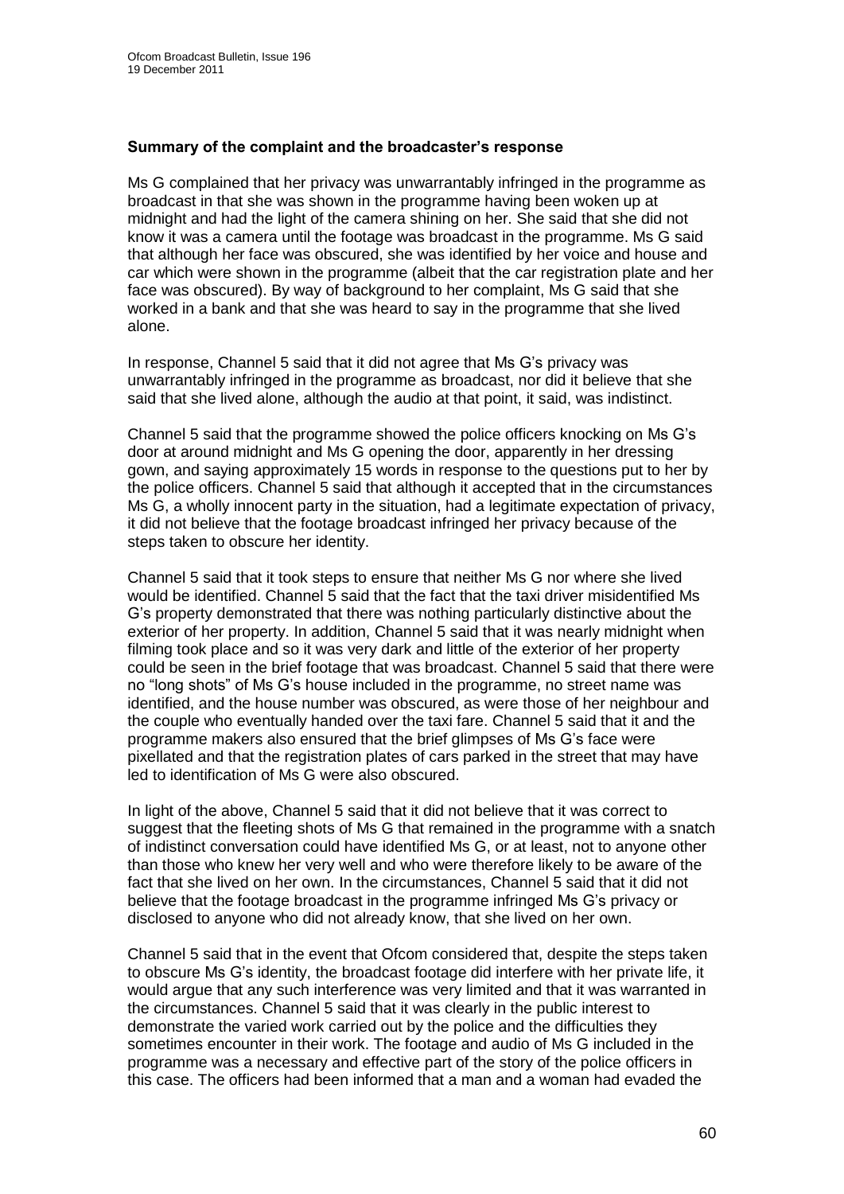**Summary of the complaint and the broadcaster's response**

Ms G complained that her privacy was unwarrantably infringed in the programme as broadcast in that she was shown in the programme having been woken up at midnight and had the light of the camera shining on her. She said that she did not know it was a camera until the footage was broadcast in the programme. Ms G said that although her face was obscured, she was identified by her voice and house and car which were shown in the programme (albeit that the car registration plate and her face was obscured). By way of background to her complaint, Ms G said that she worked in a bank and that she was heard to say in the programme that she lived alone.

In response, Channel 5 said that it did not agree that Ms G's privacy was unwarrantably infringed in the programme as broadcast, nor did it believe that she said that she lived alone, although the audio at that point, it said, was indistinct.

Channel 5 said that the programme showed the police officers knocking on Ms G's door at around midnight and Ms G opening the door, apparently in her dressing gown, and saying approximately 15 words in response to the questions put to her by the police officers. Channel 5 said that although it accepted that in the circumstances Ms G, a wholly innocent party in the situation, had a legitimate expectation of privacy, it did not believe that the footage broadcast infringed her privacy because of the steps taken to obscure her identity.

Channel 5 said that it took steps to ensure that neither Ms G nor where she lived would be identified. Channel 5 said that the fact that the taxi driver misidentified Ms G's property demonstrated that there was nothing particularly distinctive about the exterior of her property. In addition, Channel 5 said that it was nearly midnight when filming took place and so it was very dark and little of the exterior of her property could be seen in the brief footage that was broadcast. Channel 5 said that there were no "long shots" of Ms G's house included in the programme, no street name was identified, and the house number was obscured, as were those of her neighbour and the couple who eventually handed over the taxi fare. Channel 5 said that it and the programme makers also ensured that the brief glimpses of Ms G's face were pixellated and that the registration plates of cars parked in the street that may have led to identification of Ms G were also obscured.

In light of the above, Channel 5 said that it did not believe that it was correct to suggest that the fleeting shots of Ms G that remained in the programme with a snatch of indistinct conversation could have identified Ms G, or at least, not to anyone other than those who knew her very well and who were therefore likely to be aware of the fact that she lived on her own. In the circumstances, Channel 5 said that it did not believe that the footage broadcast in the programme infringed Ms G's privacy or disclosed to anyone who did not already know, that she lived on her own.

Channel 5 said that in the event that Ofcom considered that, despite the steps taken to obscure Ms G's identity, the broadcast footage did interfere with her private life, it would argue that any such interference was very limited and that it was warranted in the circumstances. Channel 5 said that it was clearly in the public interest to demonstrate the varied work carried out by the police and the difficulties they sometimes encounter in their work. The footage and audio of Ms G included in the programme was a necessary and effective part of the story of the police officers in this case. The officers had been informed that a man and a woman had evaded the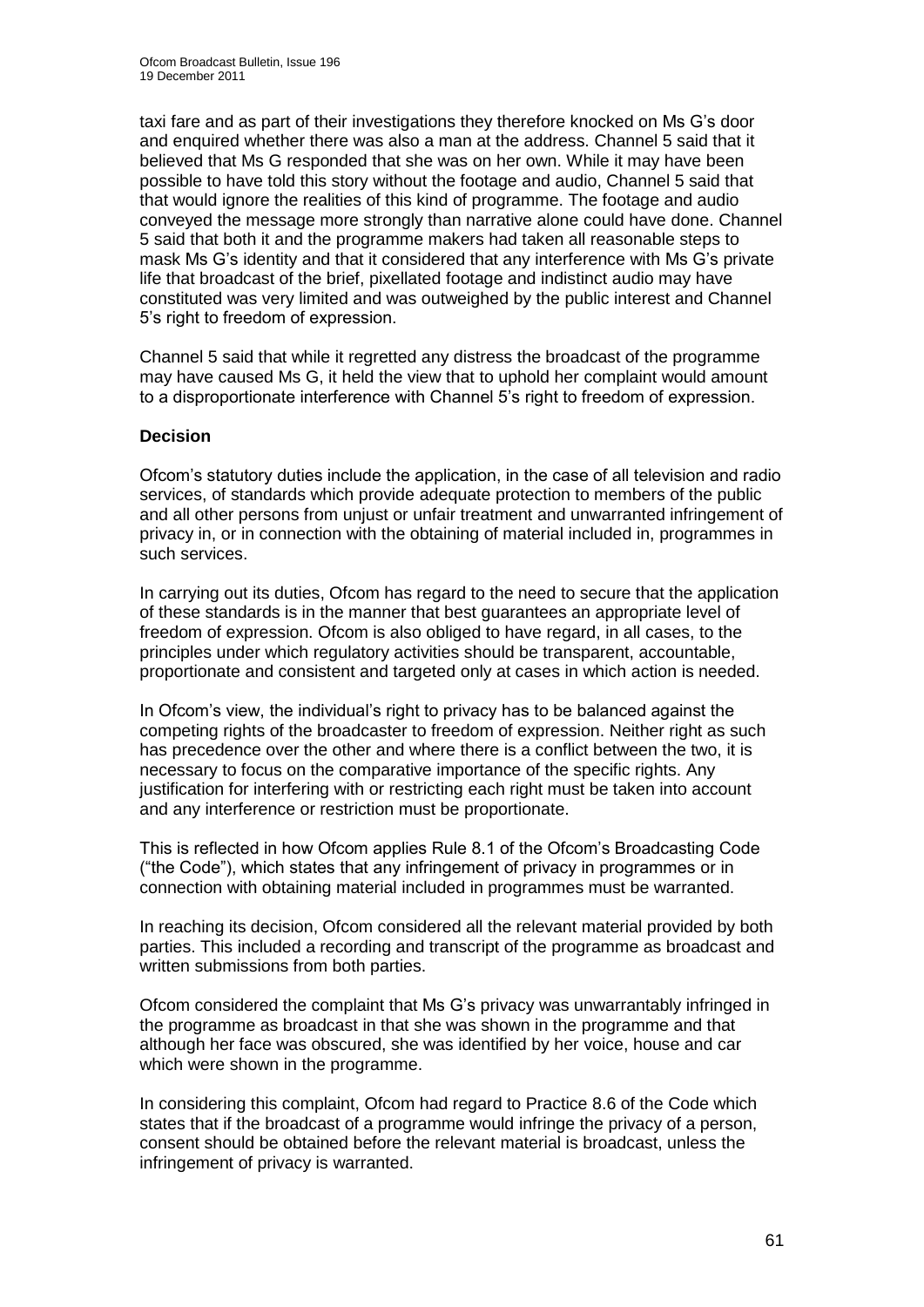taxi fare and as part of their investigations they therefore knocked on Ms G's door and enquired whether there was also a man at the address. Channel 5 said that it believed that Ms G responded that she was on her own. While it may have been possible to have told this story without the footage and audio, Channel 5 said that that would ignore the realities of this kind of programme. The footage and audio conveyed the message more strongly than narrative alone could have done. Channel 5 said that both it and the programme makers had taken all reasonable steps to mask Ms G's identity and that it considered that any interference with Ms G's private life that broadcast of the brief, pixellated footage and indistinct audio may have constituted was very limited and was outweighed by the public interest and Channel 5's right to freedom of expression.

Channel 5 said that while it regretted any distress the broadcast of the programme may have caused Ms G, it held the view that to uphold her complaint would amount to a disproportionate interference with Channel 5's right to freedom of expression.

**Decision**

Ofcom's statutory duties include the application, in the case of all television and radio services, of standards which provide adequate protection to members of the public and all other persons from unjust or unfair treatment and unwarranted infringement of privacy in, or in connection with the obtaining of material included in, programmes in such services.

In carrying out its duties, Ofcom has regard to the need to secure that the application of these standards is in the manner that best guarantees an appropriate level of freedom of expression. Ofcom is also obliged to have regard, in all cases, to the principles under which regulatory activities should be transparent, accountable, proportionate and consistent and targeted only at cases in which action is needed.

In Ofcom's view, the individual's right to privacy has to be balanced against the competing rights of the broadcaster to freedom of expression. Neither right as such has precedence over the other and where there is a conflict between the two, it is necessary to focus on the comparative importance of the specific rights. Any justification for interfering with or restricting each right must be taken into account and any interference or restriction must be proportionate.

This is reflected in how Ofcom applies Rule 8.1 of the Ofcom's Broadcasting Code ("the Code"), which states that any infringement of privacy in programmes or in connection with obtaining material included in programmes must be warranted.

In reaching its decision, Ofcom considered all the relevant material provided by both parties. This included a recording and transcript of the programme as broadcast and written submissions from both parties.

Ofcom considered the complaint that Ms G's privacy was unwarrantably infringed in the programme as broadcast in that she was shown in the programme and that although her face was obscured, she was identified by her voice, house and car which were shown in the programme.

In considering this complaint, Ofcom had regard to Practice 8.6 of the Code which states that if the broadcast of a programme would infringe the privacy of a person, consent should be obtained before the relevant material is broadcast, unless the infringement of privacy is warranted.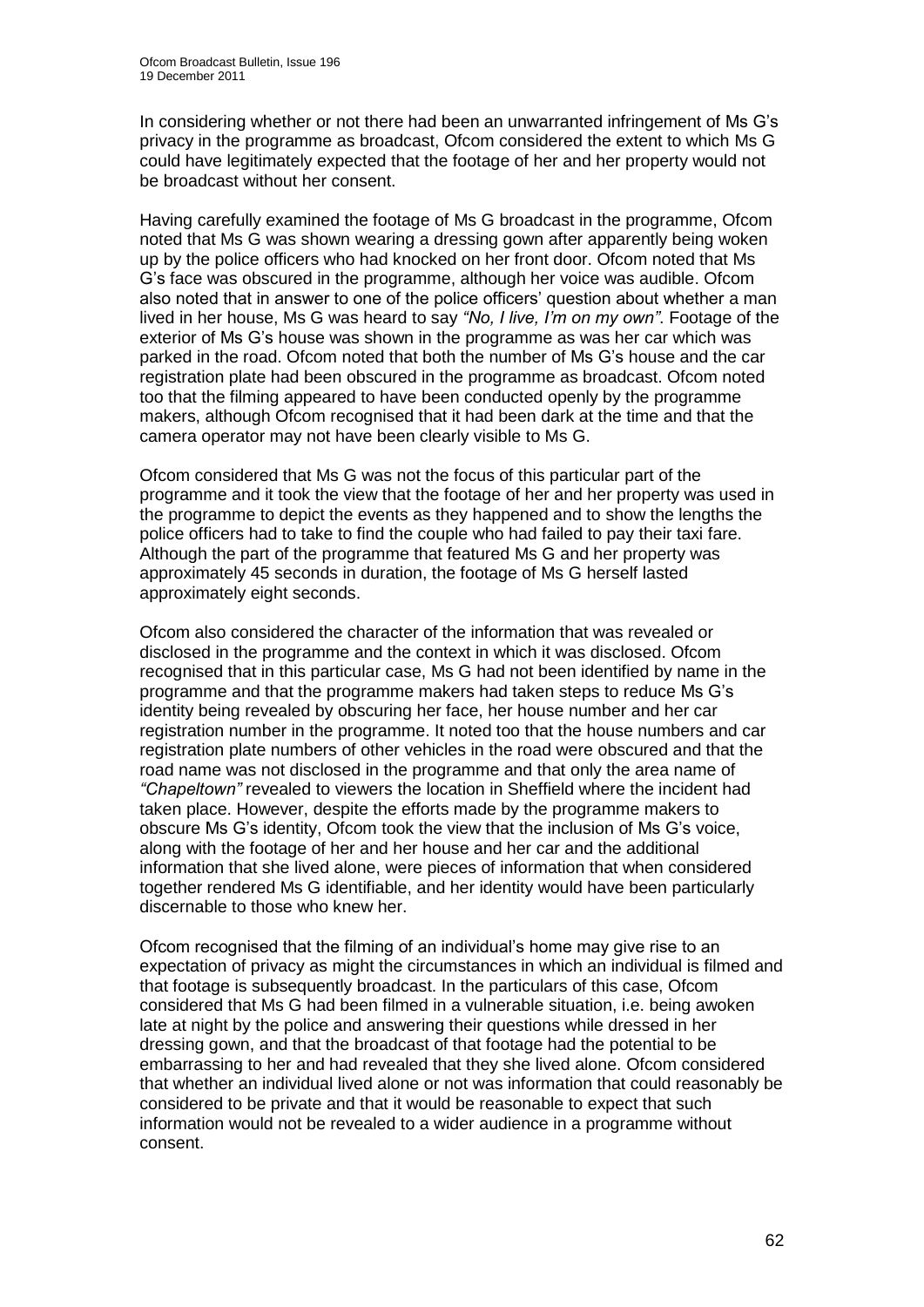In considering whether or not there had been an unwarranted infringement of Ms G's privacy in the programme as broadcast, Ofcom considered the extent to which Ms G could have legitimately expected that the footage of her and her property would not be broadcast without her consent.

Having carefully examined the footage of Ms G broadcast in the programme, Ofcom noted that Ms G was shown wearing a dressing gown after apparently being woken up by the police officers who had knocked on her front door. Ofcom noted that Ms G's face was obscured in the programme, although her voice was audible. Ofcom also noted that in answer to one of the police officers' question about whether a man lived in her house, Ms G was heard to say *"No, I live, I'm on my own"*. Footage of the exterior of Ms G's house was shown in the programme as was her car which was parked in the road. Ofcom noted that both the number of Ms G's house and the car registration plate had been obscured in the programme as broadcast. Ofcom noted too that the filming appeared to have been conducted openly by the programme makers, although Ofcom recognised that it had been dark at the time and that the camera operator may not have been clearly visible to Ms G.

Ofcom considered that Ms G was not the focus of this particular part of the programme and it took the view that the footage of her and her property was used in the programme to depict the events as they happened and to show the lengths the police officers had to take to find the couple who had failed to pay their taxi fare. Although the part of the programme that featured Ms G and her property was approximately 45 seconds in duration, the footage of Ms G herself lasted approximately eight seconds.

Ofcom also considered the character of the information that was revealed or disclosed in the programme and the context in which it was disclosed. Ofcom recognised that in this particular case, Ms G had not been identified by name in the programme and that the programme makers had taken steps to reduce Ms G's identity being revealed by obscuring her face, her house number and her car registration number in the programme. It noted too that the house numbers and car registration plate numbers of other vehicles in the road were obscured and that the road name was not disclosed in the programme and that only the area name of *"Chapeltown"* revealed to viewers the location in Sheffield where the incident had taken place. However, despite the efforts made by the programme makers to obscure Ms G's identity, Ofcom took the view that the inclusion of Ms G's voice, along with the footage of her and her house and her car and the additional information that she lived alone, were pieces of information that when considered together rendered Ms G identifiable, and her identity would have been particularly discernable to those who knew her.

Ofcom recognised that the filming of an individual's home may give rise to an expectation of privacy as might the circumstances in which an individual is filmed and that footage is subsequently broadcast. In the particulars of this case, Ofcom considered that Ms G had been filmed in a vulnerable situation, i.e. being awoken late at night by the police and answering their questions while dressed in her dressing gown, and that the broadcast of that footage had the potential to be embarrassing to her and had revealed that they she lived alone. Ofcom considered that whether an individual lived alone or not was information that could reasonably be considered to be private and that it would be reasonable to expect that such information would not be revealed to a wider audience in a programme without consent.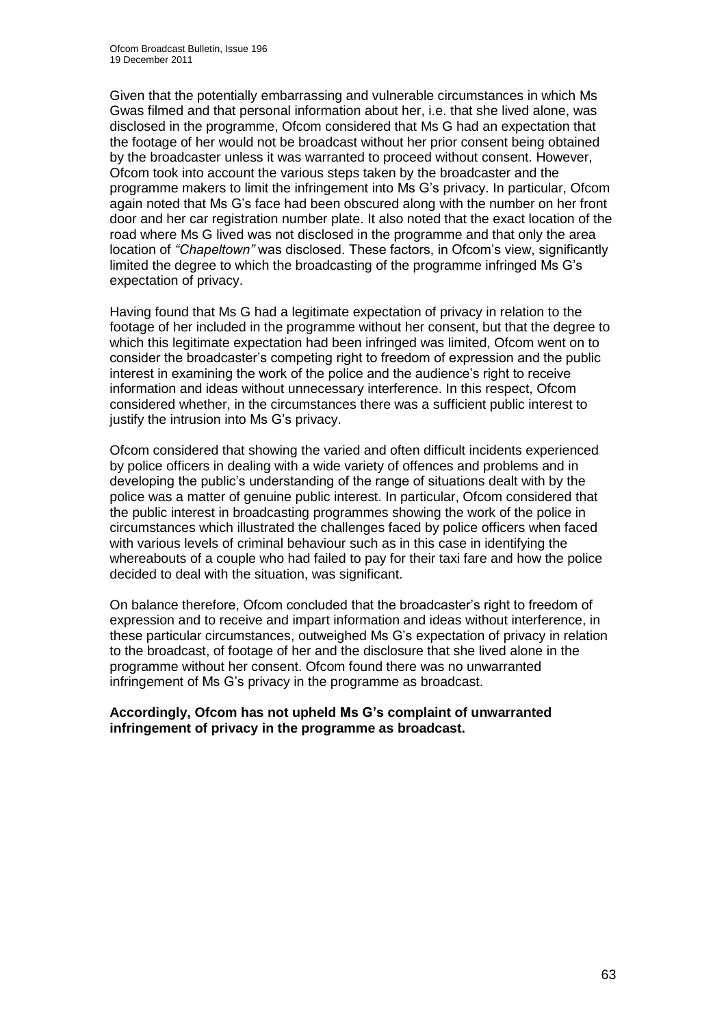Given that the potentially embarrassing and vulnerable circumstances in which Ms Gwas filmed and that personal information about her, i.e. that she lived alone, was disclosed in the programme, Ofcom considered that Ms G had an expectation that the footage of her would not be broadcast without her prior consent being obtained by the broadcaster unless it was warranted to proceed without consent. However, Ofcom took into account the various steps taken by the broadcaster and the programme makers to limit the infringement into Ms G's privacy. In particular, Ofcom again noted that Ms G's face had been obscured along with the number on her front door and her car registration number plate. It also noted that the exact location of the road where Ms G lived was not disclosed in the programme and that only the area location of *"Chapeltown"* was disclosed. These factors, in Ofcom's view, significantly limited the degree to which the broadcasting of the programme infringed Ms G's expectation of privacy.

Having found that Ms G had a legitimate expectation of privacy in relation to the footage of her included in the programme without her consent, but that the degree to which this legitimate expectation had been infringed was limited, Ofcom went on to consider the broadcaster's competing right to freedom of expression and the public interest in examining the work of the police and the audience's right to receive information and ideas without unnecessary interference. In this respect, Ofcom considered whether, in the circumstances there was a sufficient public interest to justify the intrusion into Ms G's privacy.

Ofcom considered that showing the varied and often difficult incidents experienced by police officers in dealing with a wide variety of offences and problems and in developing the public's understanding of the range of situations dealt with by the police was a matter of genuine public interest. In particular, Ofcom considered that the public interest in broadcasting programmes showing the work of the police in circumstances which illustrated the challenges faced by police officers when faced with various levels of criminal behaviour such as in this case in identifying the whereabouts of a couple who had failed to pay for their taxi fare and how the police decided to deal with the situation, was significant.

On balance therefore, Ofcom concluded that the broadcaster's right to freedom of expression and to receive and impart information and ideas without interference, in these particular circumstances, outweighed Ms G's expectation of privacy in relation to the broadcast, of footage of her and the disclosure that she lived alone in the programme without her consent. Ofcom found there was no unwarranted infringement of Ms G's privacy in the programme as broadcast.

**Accordingly, Ofcom has not upheld Ms G's complaint of unwarranted infringement of privacy in the programme as broadcast.**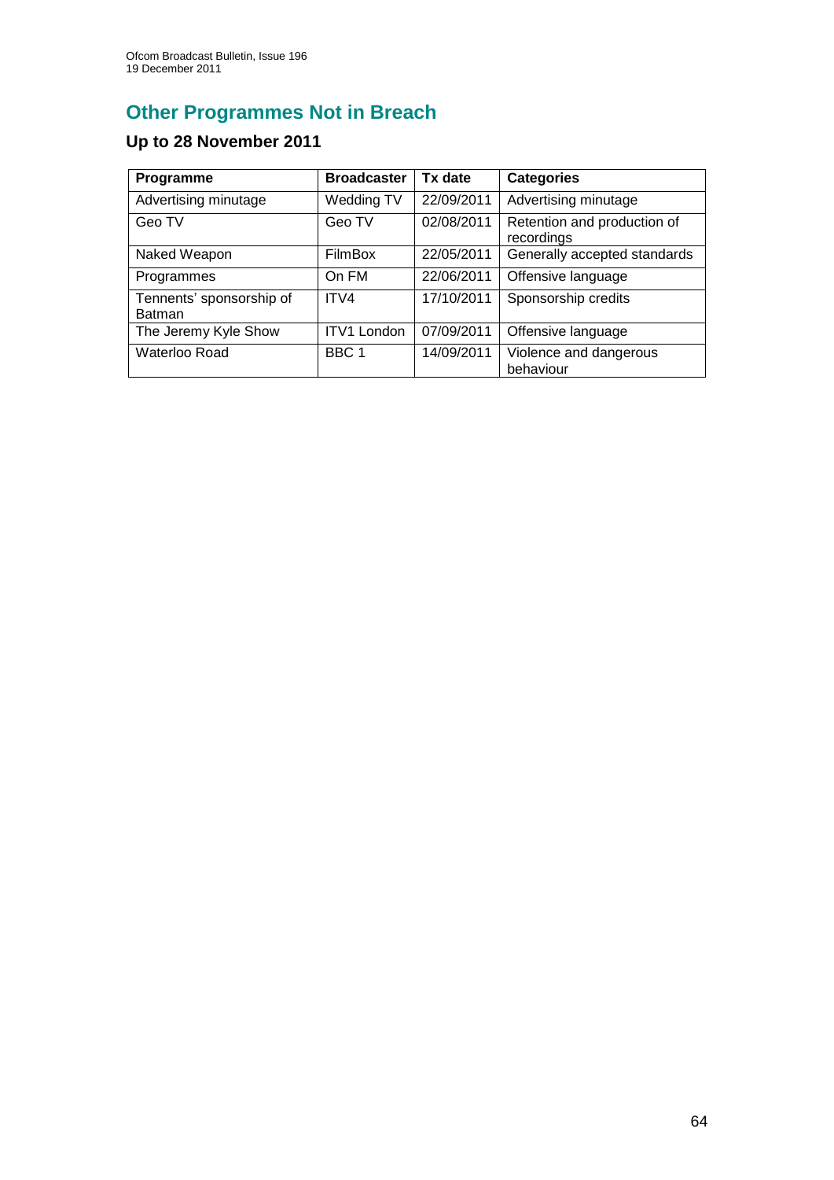# Other Programmes Not in Breach

## Up to 28 November 2011

| Programme | Broadcaster | Tx date | Categories |
|---|---|---|---|
| Advertising minutage | Wedding TV | 22/09/2011 | Advertising minutage |
| Geo TV | Geo TV | 02/08/2011 | Retention and production of recordings |
| Naked Weapon | FilmBox | 22/05/2011 | Generally accepted standards |
| Programmes | On FM | 22/06/2011 | Offensive language |
| Tennents' sponsorship of Batman | ITV4 | 17/10/2011 | Sponsorship credits |
| The Jeremy Kyle Show | ITV1 London | 07/09/2011 | Offensive language |
| Waterloo Road | BBC 1 | 14/09/2011 | Violence and dangerous behaviour |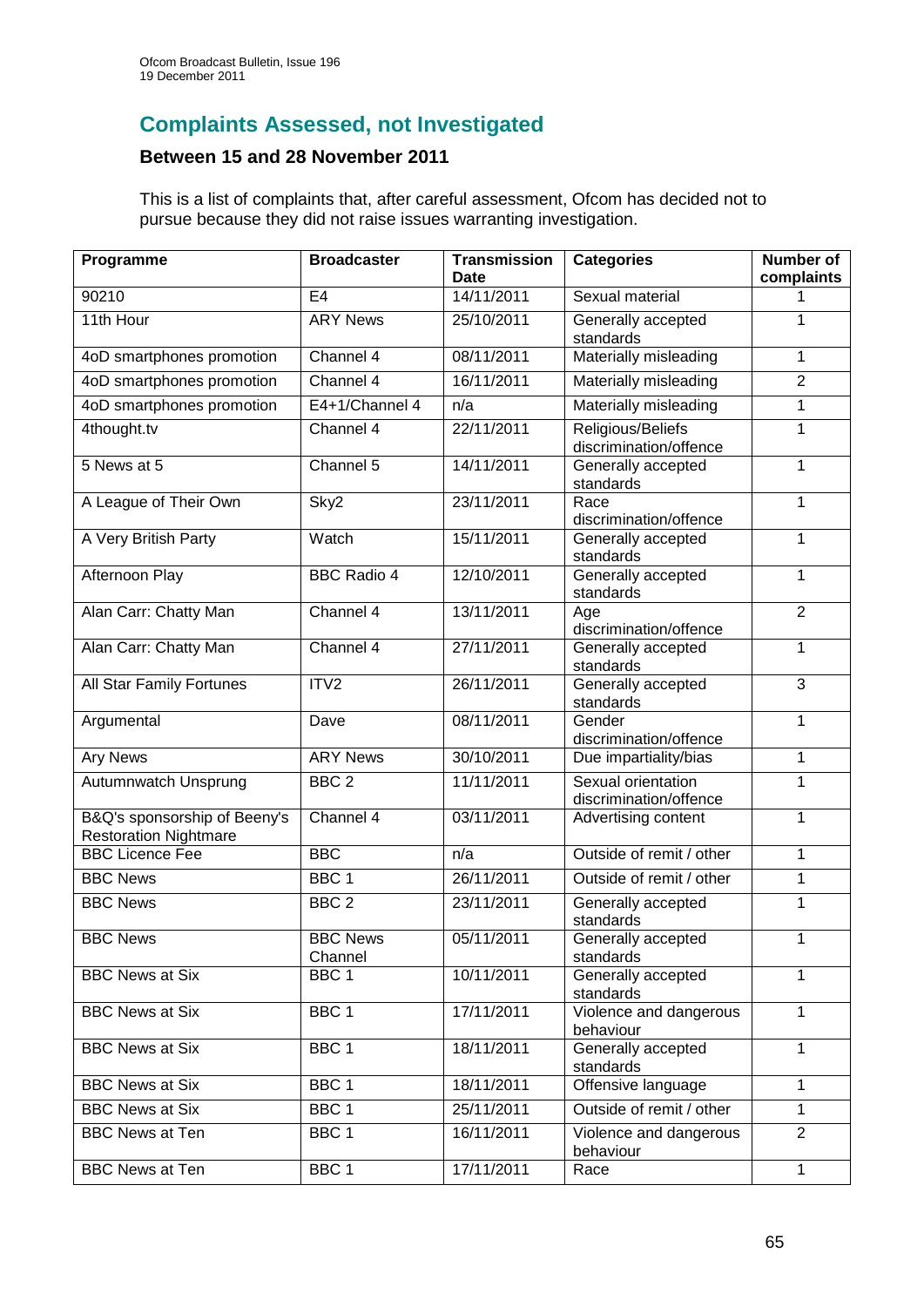## Complaints Assessed, not Investigated

### Between 15 and 28 November 2011

This is a list of complaints that, after careful assessment, Ofcom has decided not to pursue because they did not raise issues warranting investigation.

| Programme | Broadcaster | Transmission Date | Categories | Number of complaints |
|---|---|---|---|---|
| 90210 | E4 | 14/11/2011 | Sexual material | 1 |
| 11th Hour | ARY News | 25/10/2011 | Generally accepted standards | 1 |
| 4oD smartphones promotion | Channel 4 | 08/11/2011 | Materially misleading | 1 |
| 4oD smartphones promotion | Channel 4 | 16/11/2011 | Materially misleading | 2 |
| 4oD smartphones promotion | E4+1/Channel 4 | n/a | Materially misleading | 1 |
| 4thought.tv | Channel 4 | 22/11/2011 | Religious/Beliefs discrimination/offence | 1 |
| 5 News at 5 | Channel 5 | 14/11/2011 | Generally accepted standards | 1 |
| A League of Their Own | Sky2 | 23/11/2011 | Race discrimination/offence | 1 |
| A Very British Party | Watch | 15/11/2011 | Generally accepted standards | 1 |
| Afternoon Play | BBC Radio 4 | 12/10/2011 | Generally accepted standards | 1 |
| Alan Carr: Chatty Man | Channel 4 | 13/11/2011 | Age discrimination/offence | 2 |
| Alan Carr: Chatty Man | Channel 4 | 27/11/2011 | Generally accepted standards | 1 |
| All Star Family Fortunes | ITV2 | 26/11/2011 | Generally accepted standards | 3 |
| Argumental | Dave | 08/11/2011 | Gender discrimination/offence | 1 |
| Ary News | ARY News | 30/10/2011 | Due impartiality/bias | 1 |
| Autumnwatch Unsprung | BBC 2 | 11/11/2011 | Sexual orientation discrimination/offence | 1 |
| B&Q's sponsorship of Beeny's Restoration Nightmare | Channel 4 | 03/11/2011 | Advertising content | 1 |
| BBC Licence Fee | BBC | n/a | Outside of remit / other | 1 |
| BBC News | BBC 1 | 26/11/2011 | Outside of remit / other | 1 |
| BBC News | BBC 2 | 23/11/2011 | Generally accepted standards | 1 |
| BBC News | BBC News Channel | 05/11/2011 | Generally accepted standards | 1 |
| BBC News at Six | BBC 1 | 10/11/2011 | Generally accepted standards | 1 |
| BBC News at Six | BBC 1 | 17/11/2011 | Violence and dangerous behaviour | 1 |
| BBC News at Six | BBC 1 | 18/11/2011 | Generally accepted standards | 1 |
| BBC News at Six | BBC 1 | 18/11/2011 | Offensive language | 1 |
| BBC News at Six | BBC 1 | 25/11/2011 | Outside of remit / other | 1 |
| BBC News at Ten | BBC 1 | 16/11/2011 | Violence and dangerous behaviour | 2 |
| BBC News at Ten | BBC 1 | 17/11/2011 | Race | 1 |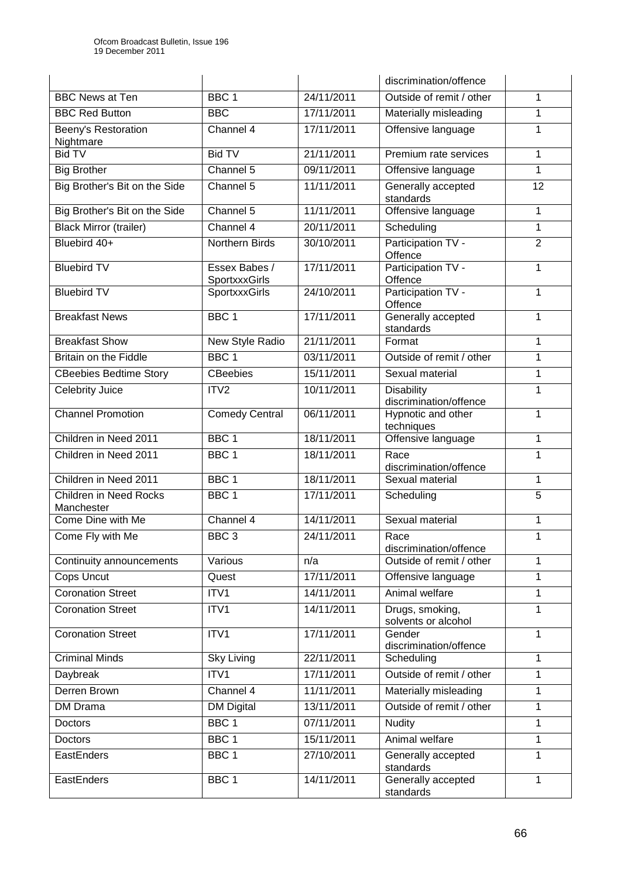| | | | discrimination/offence | |
|---|---|---|---|---|
| BBC News at Ten | BBC 1 | 24/11/2011 | Outside of remit / other | 1 |
| BBC Red Button | BBC | 17/11/2011 | Materially misleading | 1 |
| Beeny's Restoration Nightmare | Channel 4 | 17/11/2011 | Offensive language | 1 |
| Bid TV | Bid TV | 21/11/2011 | Premium rate services | 1 |
| Big Brother | Channel 5 | 09/11/2011 | Offensive language | 1 |
| Big Brother's Bit on the Side | Channel 5 | 11/11/2011 | Generally accepted standards | 12 |
| Big Brother's Bit on the Side | Channel 5 | 11/11/2011 | Offensive language | 1 |
| Black Mirror (trailer) | Channel 4 | 20/11/2011 | Scheduling | 1 |
| Bluebird 40+ | Northern Birds | 30/10/2011 | Participation TV - Offence | 2 |
| Bluebird TV | Essex Babes / SportxxxGirls | 17/11/2011 | Participation TV - Offence | 1 |
| Bluebird TV | SportxxxGirls | 24/10/2011 | Participation TV - Offence | 1 |
| Breakfast News | BBC 1 | 17/11/2011 | Generally accepted standards | 1 |
| Breakfast Show | New Style Radio | 21/11/2011 | Format | 1 |
| Britain on the Fiddle | BBC 1 | 03/11/2011 | Outside of remit / other | 1 |
| CBeebies Bedtime Story | CBeebies | 15/11/2011 | Sexual material | 1 |
| Celebrity Juice | ITV2 | 10/11/2011 | Disability discrimination/offence | 1 |
| Channel Promotion | Comedy Central | 06/11/2011 | Hypnotic and other techniques | 1 |
| Children in Need 2011 | BBC 1 | 18/11/2011 | Offensive language | 1 |
| Children in Need 2011 | BBC 1 | 18/11/2011 | Race discrimination/offence | 1 |
| Children in Need 2011 | BBC 1 | 18/11/2011 | Sexual material | 1 |
| Children in Need Rocks Manchester | BBC 1 | 17/11/2011 | Scheduling | 5 |
| Come Dine with Me | Channel 4 | 14/11/2011 | Sexual material | 1 |
| Come Fly with Me | BBC 3 | 24/11/2011 | Race discrimination/offence | 1 |
| Continuity announcements | Various | n/a | Outside of remit / other | 1 |
| Cops Uncut | Quest | 17/11/2011 | Offensive language | 1 |
| Coronation Street | ITV1 | 14/11/2011 | Animal welfare | 1 |
| Coronation Street | ITV1 | 14/11/2011 | Drugs, smoking, solvents or alcohol | 1 |
| Coronation Street | ITV1 | 17/11/2011 | Gender discrimination/offence | 1 |
| Criminal Minds | Sky Living | 22/11/2011 | Scheduling | 1 |
| Daybreak | ITV1 | 17/11/2011 | Outside of remit / other | 1 |
| Derren Brown | Channel 4 | 11/11/2011 | Materially misleading | 1 |
| DM Drama | DM Digital | 13/11/2011 | Outside of remit / other | 1 |
| Doctors | BBC 1 | 07/11/2011 | Nudity | 1 |
| Doctors | BBC 1 | 15/11/2011 | Animal welfare | 1 |
| EastEnders | BBC 1 | 27/10/2011 | Generally accepted standards | 1 |
| EastEnders | BBC 1 | 14/11/2011 | Generally accepted standards | 1 |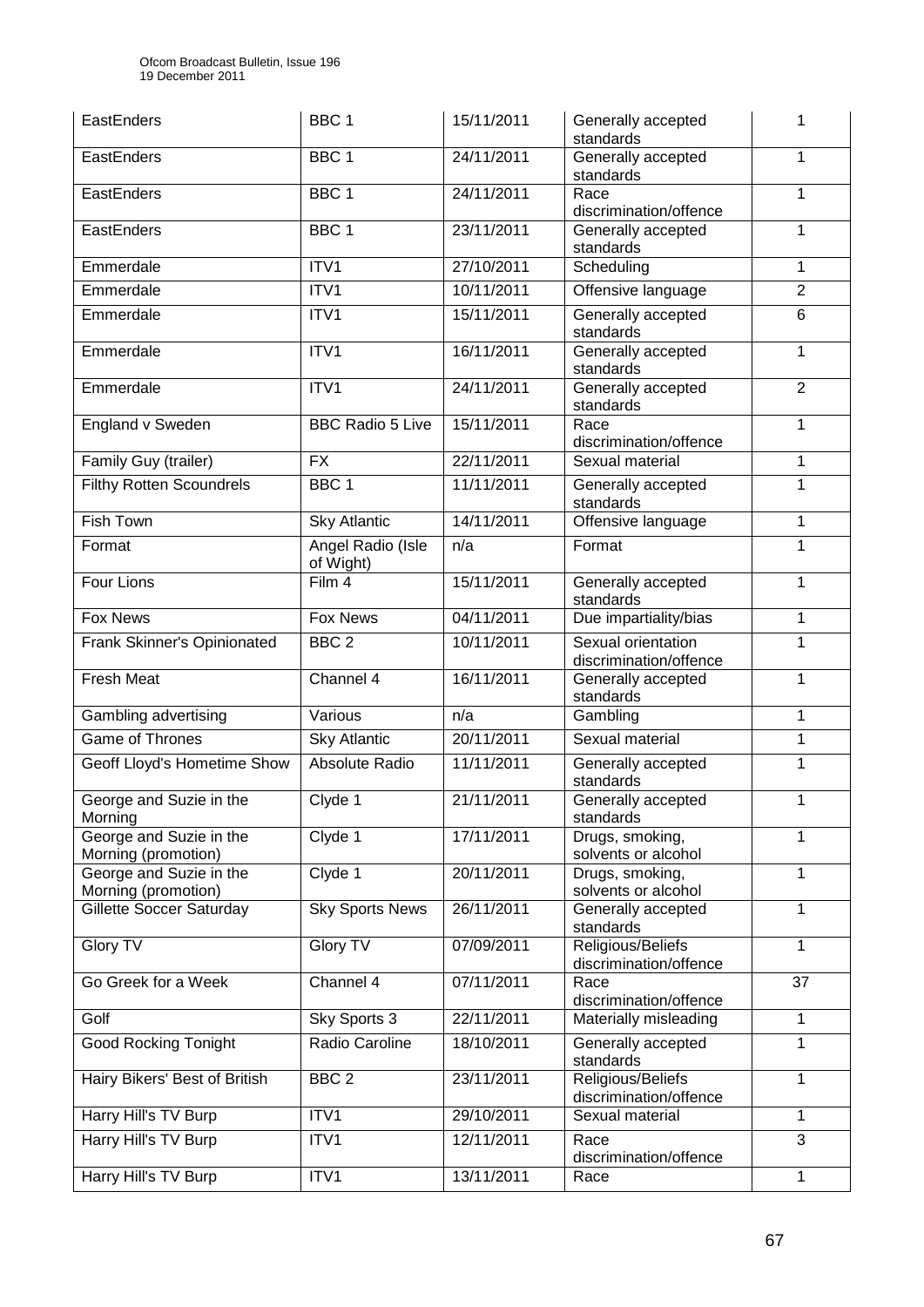| EastEnders | BBC 1 | 15/11/2011 | Generally accepted standards | 1 |
|---|---|---|---|---|
| EastEnders | BBC 1 | 24/11/2011 | Generally accepted standards | 1 |
| EastEnders | BBC 1 | 24/11/2011 | Race discrimination/offence | 1 |
| EastEnders | BBC 1 | 23/11/2011 | Generally accepted standards | 1 |
| Emmerdale | ITV1 | 27/10/2011 | Scheduling | 1 |
| Emmerdale | ITV1 | 10/11/2011 | Offensive language | 2 |
| Emmerdale | ITV1 | 15/11/2011 | Generally accepted standards | 6 |
| Emmerdale | ITV1 | 16/11/2011 | Generally accepted standards | 1 |
| Emmerdale | ITV1 | 24/11/2011 | Generally accepted standards | 2 |
| England v Sweden | BBC Radio 5 Live | 15/11/2011 | Race discrimination/offence | 1 |
| Family Guy (trailer) | FX | 22/11/2011 | Sexual material | 1 |
| Filthy Rotten Scoundrels | BBC 1 | 11/11/2011 | Generally accepted standards | 1 |
| Fish Town | Sky Atlantic | 14/11/2011 | Offensive language | 1 |
| Format | Angel Radio (Isle of Wight) | n/a | Format | 1 |
| Four Lions | Film 4 | 15/11/2011 | Generally accepted standards | 1 |
| Fox News | Fox News | 04/11/2011 | Due impartiality/bias | 1 |
| Frank Skinner's Opinionated | BBC 2 | 10/11/2011 | Sexual orientation discrimination/offence | 1 |
| Fresh Meat | Channel 4 | 16/11/2011 | Generally accepted standards | 1 |
| Gambling advertising | Various | n/a | Gambling | 1 |
| Game of Thrones | Sky Atlantic | 20/11/2011 | Sexual material | 1 |
| Geoff Lloyd's Hometime Show | Absolute Radio | 11/11/2011 | Generally accepted standards | 1 |
| George and Suzie in the Morning | Clyde 1 | 21/11/2011 | Generally accepted standards | 1 |
| George and Suzie in the Morning (promotion) | Clyde 1 | 17/11/2011 | Drugs, smoking, solvents or alcohol | 1 |
| George and Suzie in the Morning (promotion) | Clyde 1 | 20/11/2011 | Drugs, smoking, solvents or alcohol | 1 |
| Gillette Soccer Saturday | Sky Sports News | 26/11/2011 | Generally accepted standards | 1 |
| Glory TV | Glory TV | 07/09/2011 | Religious/Beliefs discrimination/offence | 1 |
| Go Greek for a Week | Channel 4 | 07/11/2011 | Race discrimination/offence | 37 |
| Golf | Sky Sports 3 | 22/11/2011 | Materially misleading | 1 |
| Good Rocking Tonight | Radio Caroline | 18/10/2011 | Generally accepted standards | 1 |
| Hairy Bikers' Best of British | BBC 2 | 23/11/2011 | Religious/Beliefs discrimination/offence | 1 |
| Harry Hill's TV Burp | ITV1 | 29/10/2011 | Sexual material | 1 |
| Harry Hill's TV Burp | ITV1 | 12/11/2011 | Race discrimination/offence | 3 |
| Harry Hill's TV Burp | ITV1 | 13/11/2011 | Race | 1 |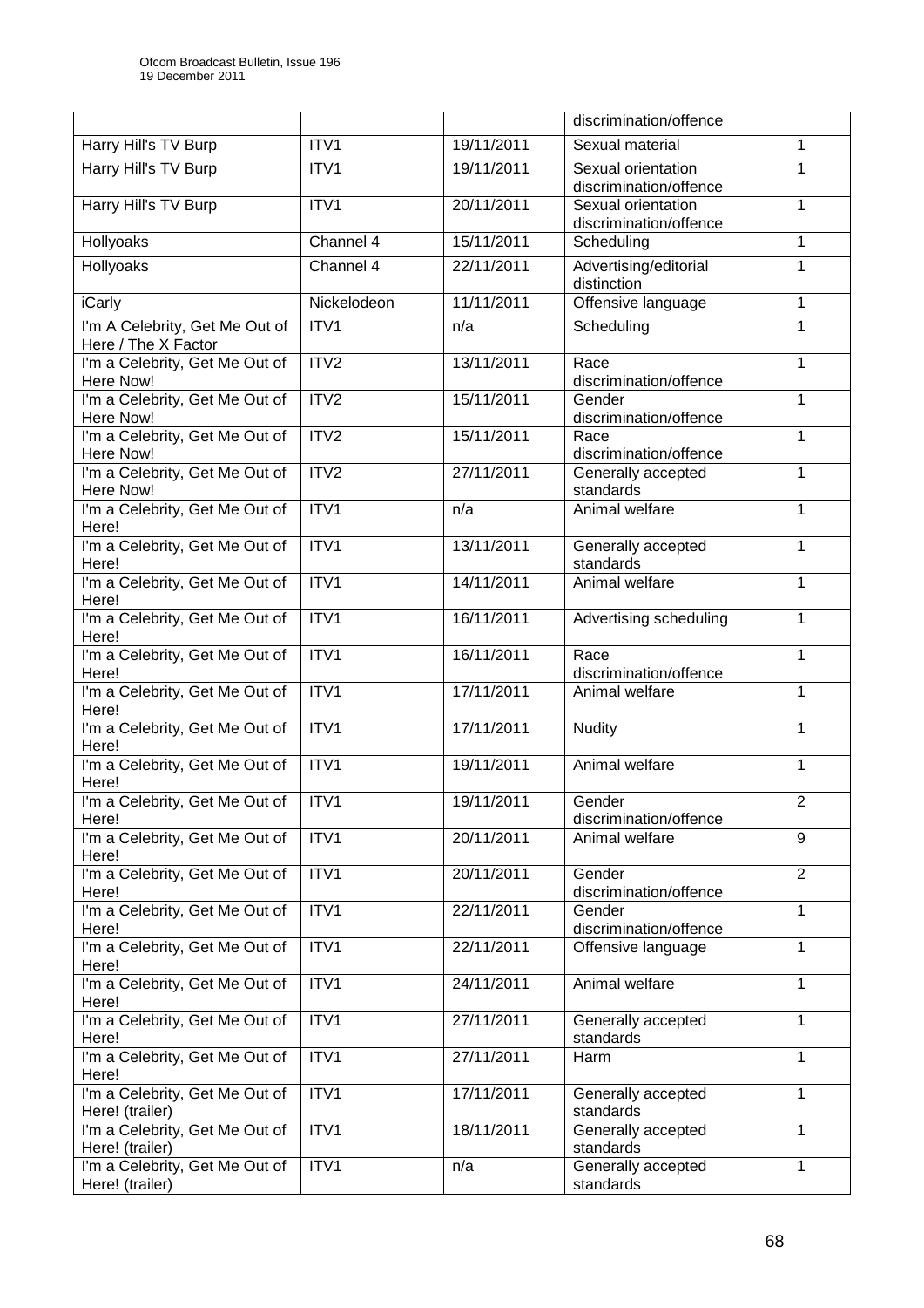| | | | discrimination/offence | |
|---|---|---|---|---|
| Harry Hill's TV Burp | ITV1 | 19/11/2011 | Sexual material | 1 |
| Harry Hill's TV Burp | ITV1 | 19/11/2011 | Sexual orientation discrimination/offence | 1 |
| Harry Hill's TV Burp | ITV1 | 20/11/2011 | Sexual orientation discrimination/offence | 1 |
| Hollyoaks | Channel 4 | 15/11/2011 | Scheduling | 1 |
| Hollyoaks | Channel 4 | 22/11/2011 | Advertising/editorial distinction | 1 |
| iCarly | Nickelodeon | 11/11/2011 | Offensive language | 1 |
| I'm A Celebrity, Get Me Out of Here / The X Factor | ITV1 | n/a | Scheduling | 1 |
| I'm a Celebrity, Get Me Out of Here Now! | ITV2 | 13/11/2011 | Race discrimination/offence | 1 |
| I'm a Celebrity, Get Me Out of Here Now! | ITV2 | 15/11/2011 | Gender discrimination/offence | 1 |
| I'm a Celebrity, Get Me Out of Here Now! | ITV2 | 15/11/2011 | Race discrimination/offence | 1 |
| I'm a Celebrity, Get Me Out of Here Now! | ITV2 | 27/11/2011 | Generally accepted standards | 1 |
| I'm a Celebrity, Get Me Out of Here! | ITV1 | n/a | Animal welfare | 1 |
| I'm a Celebrity, Get Me Out of Here! | ITV1 | 13/11/2011 | Generally accepted standards | 1 |
| I'm a Celebrity, Get Me Out of Here! | ITV1 | 14/11/2011 | Animal welfare | 1 |
| I'm a Celebrity, Get Me Out of Here! | ITV1 | 16/11/2011 | Advertising scheduling | 1 |
| I'm a Celebrity, Get Me Out of Here! | ITV1 | 16/11/2011 | Race discrimination/offence | 1 |
| I'm a Celebrity, Get Me Out of Here! | ITV1 | 17/11/2011 | Animal welfare | 1 |
| I'm a Celebrity, Get Me Out of Here! | ITV1 | 17/11/2011 | Nudity | 1 |
| I'm a Celebrity, Get Me Out of Here! | ITV1 | 19/11/2011 | Animal welfare | 1 |
| I'm a Celebrity, Get Me Out of Here! | ITV1 | 19/11/2011 | Gender discrimination/offence | 2 |
| I'm a Celebrity, Get Me Out of Here! | ITV1 | 20/11/2011 | Animal welfare | 9 |
| I'm a Celebrity, Get Me Out of Here! | ITV1 | 20/11/2011 | Gender discrimination/offence | 2 |
| I'm a Celebrity, Get Me Out of Here! | ITV1 | 22/11/2011 | Gender discrimination/offence | 1 |
| I'm a Celebrity, Get Me Out of Here! | ITV1 | 22/11/2011 | Offensive language | 1 |
| I'm a Celebrity, Get Me Out of Here! | ITV1 | 24/11/2011 | Animal welfare | 1 |
| I'm a Celebrity, Get Me Out of Here! | ITV1 | 27/11/2011 | Generally accepted standards | 1 |
| I'm a Celebrity, Get Me Out of Here! | ITV1 | 27/11/2011 | Harm | 1 |
| I'm a Celebrity, Get Me Out of Here! (trailer) | ITV1 | 17/11/2011 | Generally accepted standards | 1 |
| I'm a Celebrity, Get Me Out of Here! (trailer) | ITV1 | 18/11/2011 | Generally accepted standards | 1 |
| I'm a Celebrity, Get Me Out of Here! (trailer) | ITV1 | n/a | Generally accepted standards | 1 |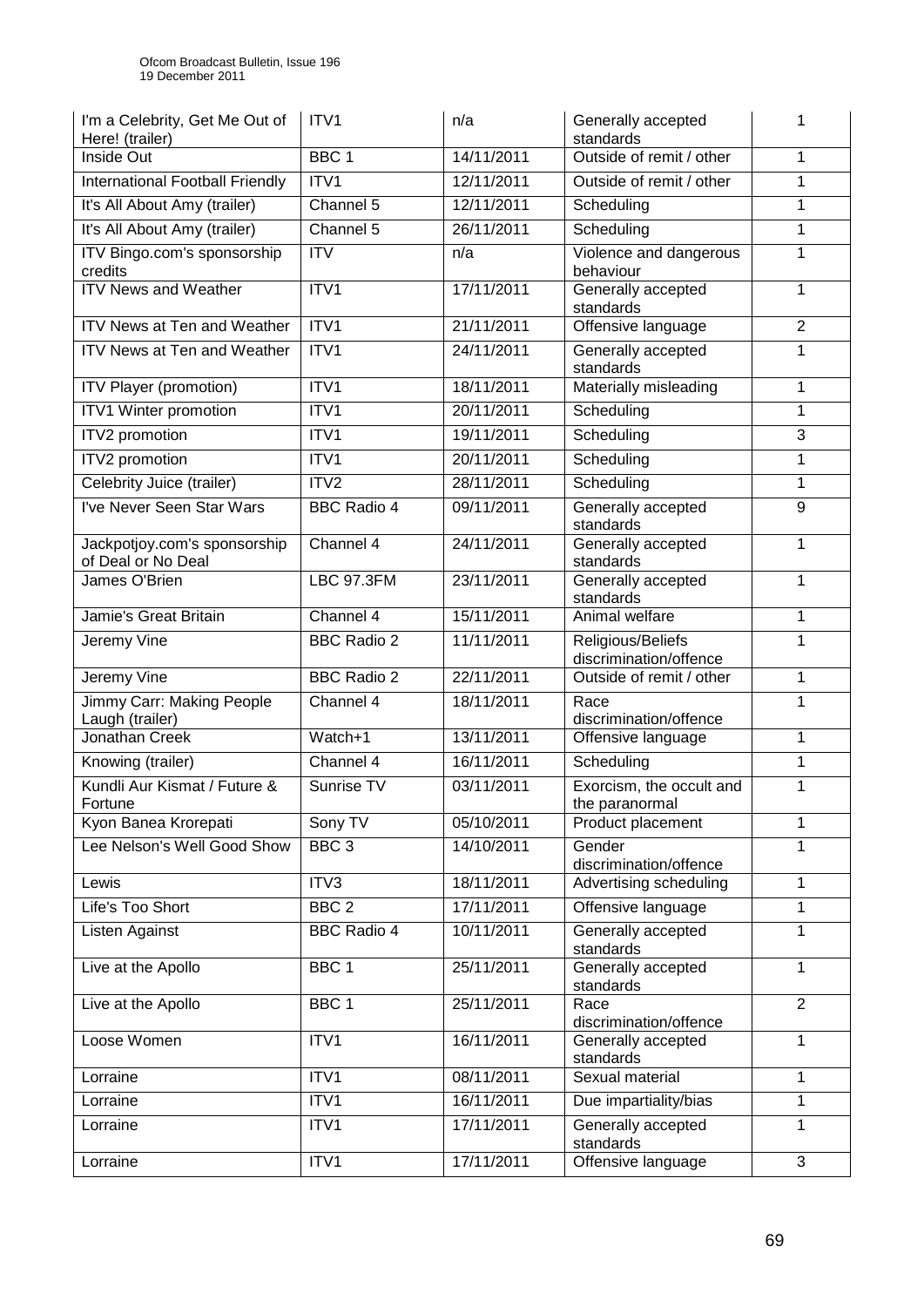| I'm a Celebrity, Get Me Out of Here! (trailer) | ITV1 | n/a | Generally accepted standards | 1 |
|---|---|---|---|---|
| Inside Out | BBC 1 | 14/11/2011 | Outside of remit / other | 1 |
| International Football Friendly | ITV1 | 12/11/2011 | Outside of remit / other | 1 |
| It's All About Amy (trailer) | Channel 5 | 12/11/2011 | Scheduling | 1 |
| It's All About Amy (trailer) | Channel 5 | 26/11/2011 | Scheduling | 1 |
| ITV Bingo.com's sponsorship credits | ITV | n/a | Violence and dangerous behaviour | 1 |
| ITV News and Weather | ITV1 | 17/11/2011 | Generally accepted standards | 1 |
| ITV News at Ten and Weather | ITV1 | 21/11/2011 | Offensive language | 2 |
| ITV News at Ten and Weather | ITV1 | 24/11/2011 | Generally accepted standards | 1 |
| ITV Player (promotion) | ITV1 | 18/11/2011 | Materially misleading | 1 |
| ITV1 Winter promotion | ITV1 | 20/11/2011 | Scheduling | 1 |
| ITV2 promotion | ITV1 | 19/11/2011 | Scheduling | 3 |
| ITV2 promotion | ITV1 | 20/11/2011 | Scheduling | 1 |
| Celebrity Juice (trailer) | ITV2 | 28/11/2011 | Scheduling | 1 |
| I've Never Seen Star Wars | BBC Radio 4 | 09/11/2011 | Generally accepted standards | 9 |
| Jackpotjoy.com's sponsorship of Deal or No Deal | Channel 4 | 24/11/2011 | Generally accepted standards | 1 |
| James O'Brien | LBC 97.3FM | 23/11/2011 | Generally accepted standards | 1 |
| Jamie's Great Britain | Channel 4 | 15/11/2011 | Animal welfare | 1 |
| Jeremy Vine | BBC Radio 2 | 11/11/2011 | Religious/Beliefs discrimination/offence | 1 |
| Jeremy Vine | BBC Radio 2 | 22/11/2011 | Outside of remit / other | 1 |
| Jimmy Carr: Making People Laugh (trailer) | Channel 4 | 18/11/2011 | Race discrimination/offence | 1 |
| Jonathan Creek | Watch+1 | 13/11/2011 | Offensive language | 1 |
| Knowing (trailer) | Channel 4 | 16/11/2011 | Scheduling | 1 |
| Kundli Aur Kismat / Future & Fortune | Sunrise TV | 03/11/2011 | Exorcism, the occult and the paranormal | 1 |
| Kyon Banea Krorepati | Sony TV | 05/10/2011 | Product placement | 1 |
| Lee Nelson's Well Good Show | BBC 3 | 14/10/2011 | Gender discrimination/offence | 1 |
| Lewis | ITV3 | 18/11/2011 | Advertising scheduling | 1 |
| Life's Too Short | BBC 2 | 17/11/2011 | Offensive language | 1 |
| Listen Against | BBC Radio 4 | 10/11/2011 | Generally accepted standards | 1 |
| Live at the Apollo | BBC 1 | 25/11/2011 | Generally accepted standards | 1 |
| Live at the Apollo | BBC 1 | 25/11/2011 | Race discrimination/offence | 2 |
| Loose Women | ITV1 | 16/11/2011 | Generally accepted standards | 1 |
| Lorraine | ITV1 | 08/11/2011 | Sexual material | 1 |
| Lorraine | ITV1 | 16/11/2011 | Due impartiality/bias | 1 |
| Lorraine | ITV1 | 17/11/2011 | Generally accepted standards | 1 |
| Lorraine | ITV1 | 17/11/2011 | Offensive language | 3 |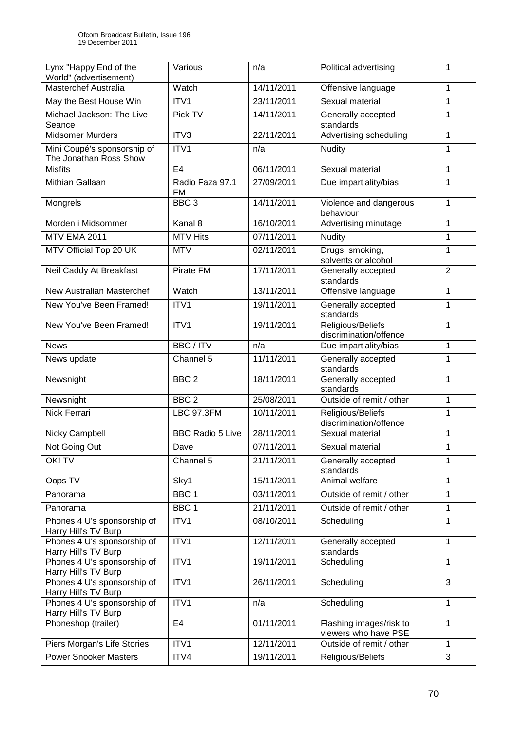| Lynx "Happy End of the World" (advertisement) | Various | n/a | Political advertising | 1 |
|---|---|---|---|---|
| Masterchef Australia | Watch | 14/11/2011 | Offensive language | 1 |
| May the Best House Win | ITV1 | 23/11/2011 | Sexual material | 1 |
| Michael Jackson: The Live Seance | Pick TV | 14/11/2011 | Generally accepted standards | 1 |
| Midsomer Murders | ITV3 | 22/11/2011 | Advertising scheduling | 1 |
| Mini Coupé's sponsorship of The Jonathan Ross Show | ITV1 | n/a | Nudity | 1 |
| Misfits | E4 | 06/11/2011 | Sexual material | 1 |
| Mithian Gallaan | Radio Faza 97.1 FM | 27/09/2011 | Due impartiality/bias | 1 |
| Mongrels | BBC 3 | 14/11/2011 | Violence and dangerous behaviour | 1 |
| Morden i Midsommer | Kanal 8 | 16/10/2011 | Advertising minutage | 1 |
| MTV EMA 2011 | MTV Hits | 07/11/2011 | Nudity | 1 |
| MTV Official Top 20 UK | MTV | 02/11/2011 | Drugs, smoking, solvents or alcohol | 1 |
| Neil Caddy At Breakfast | Pirate FM | 17/11/2011 | Generally accepted standards | 2 |
| New Australian Masterchef | Watch | 13/11/2011 | Offensive language | 1 |
| New You've Been Framed! | ITV1 | 19/11/2011 | Generally accepted standards | 1 |
| New You've Been Framed! | ITV1 | 19/11/2011 | Religious/Beliefs discrimination/offence | 1 |
| News | BBC / ITV | n/a | Due impartiality/bias | 1 |
| News update | Channel 5 | 11/11/2011 | Generally accepted standards | 1 |
| Newsnight | BBC 2 | 18/11/2011 | Generally accepted standards | 1 |
| Newsnight | BBC 2 | 25/08/2011 | Outside of remit / other | 1 |
| Nick Ferrari | LBC 97.3FM | 10/11/2011 | Religious/Beliefs discrimination/offence | 1 |
| Nicky Campbell | BBC Radio 5 Live | 28/11/2011 | Sexual material | 1 |
| Not Going Out | Dave | 07/11/2011 | Sexual material | 1 |
| OK! TV | Channel 5 | 21/11/2011 | Generally accepted standards | 1 |
| Oops TV | Sky1 | 15/11/2011 | Animal welfare | 1 |
| Panorama | BBC 1 | 03/11/2011 | Outside of remit / other | 1 |
| Panorama | BBC 1 | 21/11/2011 | Outside of remit / other | 1 |
| Phones 4 U's sponsorship of Harry Hill's TV Burp | ITV1 | 08/10/2011 | Scheduling | 1 |
| Phones 4 U's sponsorship of Harry Hill's TV Burp | ITV1 | 12/11/2011 | Generally accepted standards | 1 |
| Phones 4 U's sponsorship of Harry Hill's TV Burp | ITV1 | 19/11/2011 | Scheduling | 1 |
| Phones 4 U's sponsorship of Harry Hill's TV Burp | ITV1 | 26/11/2011 | Scheduling | 3 |
| Phones 4 U's sponsorship of Harry Hill's TV Burp | ITV1 | n/a | Scheduling | 1 |
| Phoneshop (trailer) | E4 | 01/11/2011 | Flashing images/risk to viewers who have PSE | 1 |
| Piers Morgan's Life Stories | ITV1 | 12/11/2011 | Outside of remit / other | 1 |
| Power Snooker Masters | ITV4 | 19/11/2011 | Religious/Beliefs | 3 |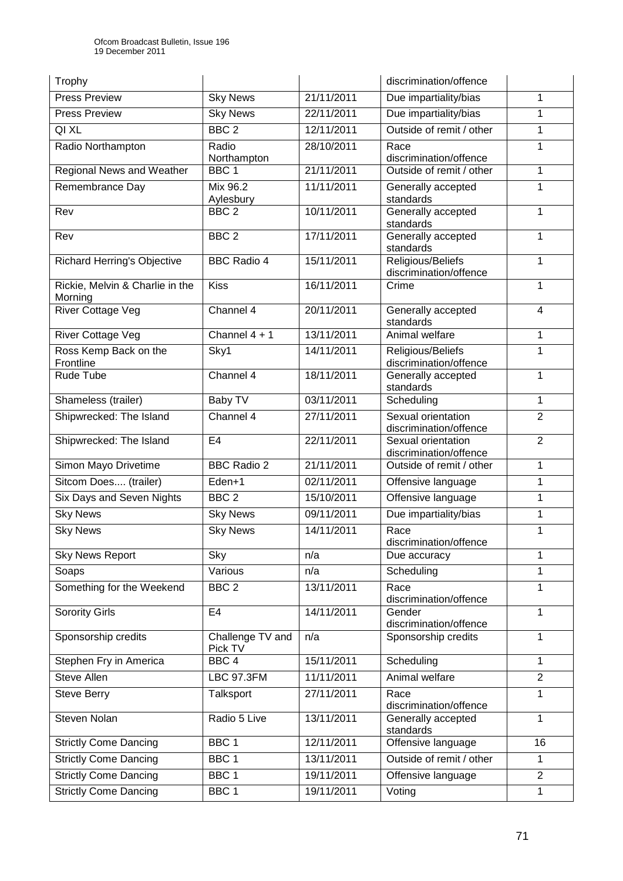| Trophy | | | discrimination/offence | |
| --- | --- | --- | --- | --- |
| Press Preview | Sky News | 21/11/2011 | Due impartiality/bias | 1 |
| Press Preview | Sky News | 22/11/2011 | Due impartiality/bias | 1 |
| QI XL | BBC 2 | 12/11/2011 | Outside of remit / other | 1 |
| Radio Northampton | Radio Northampton | 28/10/2011 | Race discrimination/offence | 1 |
| Regional News and Weather | BBC 1 | 21/11/2011 | Outside of remit / other | 1 |
| Remembrance Day | Mix 96.2 Aylesbury | 11/11/2011 | Generally accepted standards | 1 |
| Rev | BBC 2 | 10/11/2011 | Generally accepted standards | 1 |
| Rev | BBC 2 | 17/11/2011 | Generally accepted standards | 1 |
| Richard Herring's Objective | BBC Radio 4 | 15/11/2011 | Religious/Beliefs discrimination/offence | 1 |
| Rickie, Melvin & Charlie in the Morning | Kiss | 16/11/2011 | Crime | 1 |
| River Cottage Veg | Channel 4 | 20/11/2011 | Generally accepted standards | 4 |
| River Cottage Veg | Channel 4 + 1 | 13/11/2011 | Animal welfare | 1 |
| Ross Kemp Back on the Frontline | Sky1 | 14/11/2011 | Religious/Beliefs discrimination/offence | 1 |
| Rude Tube | Channel 4 | 18/11/2011 | Generally accepted standards | 1 |
| Shameless (trailer) | Baby TV | 03/11/2011 | Scheduling | 1 |
| Shipwrecked: The Island | Channel 4 | 27/11/2011 | Sexual orientation discrimination/offence | 2 |
| Shipwrecked: The Island | E4 | 22/11/2011 | Sexual orientation discrimination/offence | 2 |
| Simon Mayo Drivetime | BBC Radio 2 | 21/11/2011 | Outside of remit / other | 1 |
| Sitcom Does.... (trailer) | Eden+1 | 02/11/2011 | Offensive language | 1 |
| Six Days and Seven Nights | BBC 2 | 15/10/2011 | Offensive language | 1 |
| Sky News | Sky News | 09/11/2011 | Due impartiality/bias | 1 |
| Sky News | Sky News | 14/11/2011 | Race discrimination/offence | 1 |
| Sky News Report | Sky | n/a | Due accuracy | 1 |
| Soaps | Various | n/a | Scheduling | 1 |
| Something for the Weekend | BBC 2 | 13/11/2011 | Race discrimination/offence | 1 |
| Sorority Girls | E4 | 14/11/2011 | Gender discrimination/offence | 1 |
| Sponsorship credits | Challenge TV and Pick TV | n/a | Sponsorship credits | 1 |
| Stephen Fry in America | BBC 4 | 15/11/2011 | Scheduling | 1 |
| Steve Allen | LBC 97.3FM | 11/11/2011 | Animal welfare | 2 |
| Steve Berry | Talksport | 27/11/2011 | Race discrimination/offence | 1 |
| Steven Nolan | Radio 5 Live | 13/11/2011 | Generally accepted standards | 1 |
| Strictly Come Dancing | BBC 1 | 12/11/2011 | Offensive language | 16 |
| Strictly Come Dancing | BBC 1 | 13/11/2011 | Outside of remit / other | 1 |
| Strictly Come Dancing | BBC 1 | 19/11/2011 | Offensive language | 2 |
| Strictly Come Dancing | BBC 1 | 19/11/2011 | Voting | 1 |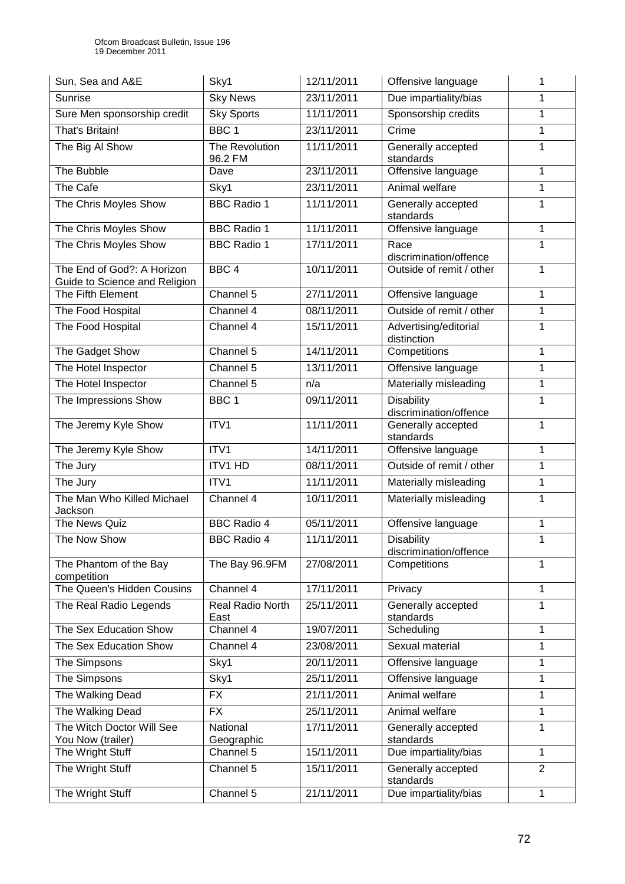| Sun, Sea and A&E | Sky1 | 12/11/2011 | Offensive language | 1 |
|---|---|---|---|---|
| Sunrise | Sky News | 23/11/2011 | Due impartiality/bias | 1 |
| Sure Men sponsorship credit | Sky Sports | 11/11/2011 | Sponsorship credits | 1 |
| That's Britain! | BBC 1 | 23/11/2011 | Crime | 1 |
| The Big Al Show | The Revolution 96.2 FM | 11/11/2011 | Generally accepted standards | 1 |
| The Bubble | Dave | 23/11/2011 | Offensive language | 1 |
| The Cafe | Sky1 | 23/11/2011 | Animal welfare | 1 |
| The Chris Moyles Show | BBC Radio 1 | 11/11/2011 | Generally accepted standards | 1 |
| The Chris Moyles Show | BBC Radio 1 | 11/11/2011 | Offensive language | 1 |
| The Chris Moyles Show | BBC Radio 1 | 17/11/2011 | Race discrimination/offence | 1 |
| The End of God?: A Horizon Guide to Science and Religion | BBC 4 | 10/11/2011 | Outside of remit / other | 1 |
| The Fifth Element | Channel 5 | 27/11/2011 | Offensive language | 1 |
| The Food Hospital | Channel 4 | 08/11/2011 | Outside of remit / other | 1 |
| The Food Hospital | Channel 4 | 15/11/2011 | Advertising/editorial distinction | 1 |
| The Gadget Show | Channel 5 | 14/11/2011 | Competitions | 1 |
| The Hotel Inspector | Channel 5 | 13/11/2011 | Offensive language | 1 |
| The Hotel Inspector | Channel 5 | n/a | Materially misleading | 1 |
| The Impressions Show | BBC 1 | 09/11/2011 | Disability discrimination/offence | 1 |
| The Jeremy Kyle Show | ITV1 | 11/11/2011 | Generally accepted standards | 1 |
| The Jeremy Kyle Show | ITV1 | 14/11/2011 | Offensive language | 1 |
| The Jury | ITV1 HD | 08/11/2011 | Outside of remit / other | 1 |
| The Jury | ITV1 | 11/11/2011 | Materially misleading | 1 |
| The Man Who Killed Michael Jackson | Channel 4 | 10/11/2011 | Materially misleading | 1 |
| The News Quiz | BBC Radio 4 | 05/11/2011 | Offensive language | 1 |
| The Now Show | BBC Radio 4 | 11/11/2011 | Disability discrimination/offence | 1 |
| The Phantom of the Bay competition | The Bay 96.9FM | 27/08/2011 | Competitions | 1 |
| The Queen's Hidden Cousins | Channel 4 | 17/11/2011 | Privacy | 1 |
| The Real Radio Legends | Real Radio North East | 25/11/2011 | Generally accepted standards | 1 |
| The Sex Education Show | Channel 4 | 19/07/2011 | Scheduling | 1 |
| The Sex Education Show | Channel 4 | 23/08/2011 | Sexual material | 1 |
| The Simpsons | Sky1 | 20/11/2011 | Offensive language | 1 |
| The Simpsons | Sky1 | 25/11/2011 | Offensive language | 1 |
| The Walking Dead | FX | 21/11/2011 | Animal welfare | 1 |
| The Walking Dead | FX | 25/11/2011 | Animal welfare | 1 |
| The Witch Doctor Will See You Now (trailer) | National Geographic | 17/11/2011 | Generally accepted standards | 1 |
| The Wright Stuff | Channel 5 | 15/11/2011 | Due impartiality/bias | 1 |
| The Wright Stuff | Channel 5 | 15/11/2011 | Generally accepted standards | 2 |
| The Wright Stuff | Channel 5 | 21/11/2011 | Due impartiality/bias | 1 |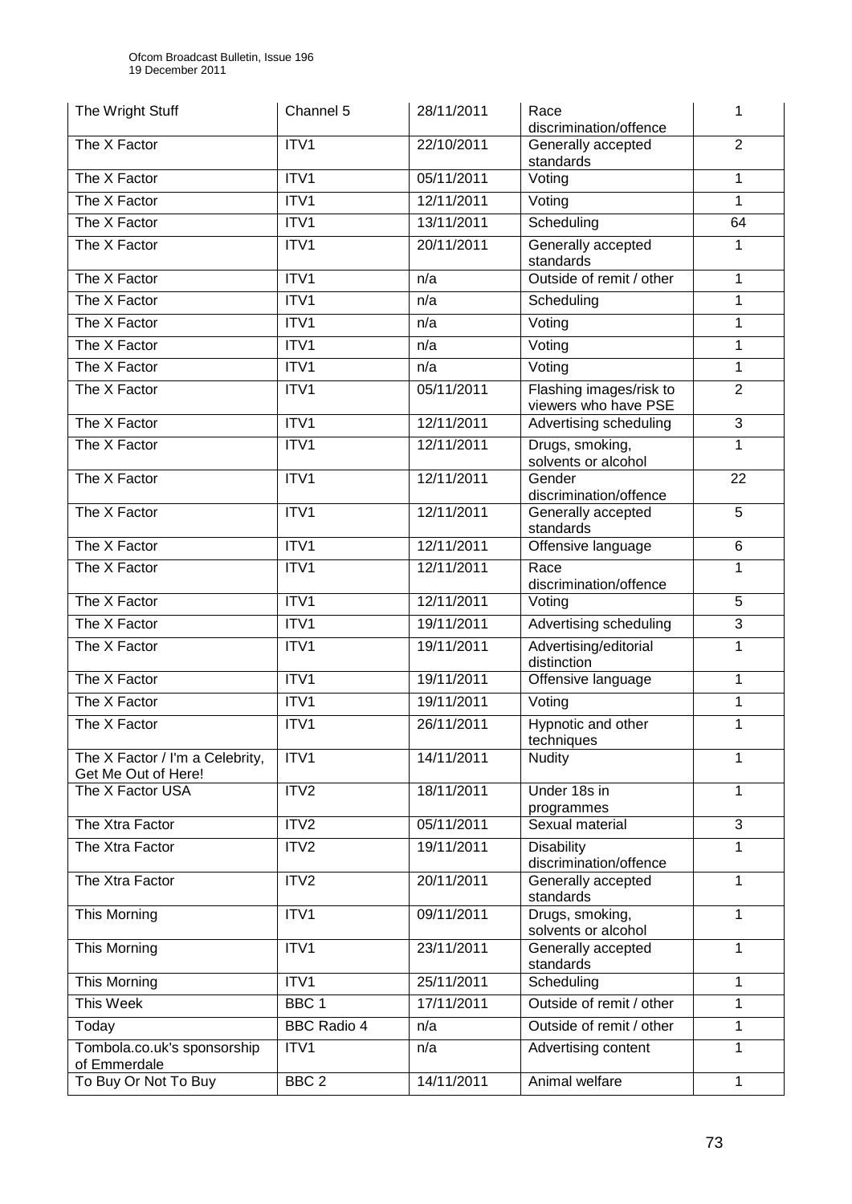| The Wright Stuff | Channel 5 | 28/11/2011 | Race discrimination/offence | 1 |
|---|---|---|---|---|
| The X Factor | ITV1 | 22/10/2011 | Generally accepted standards | 2 |
| The X Factor | ITV1 | 05/11/2011 | Voting | 1 |
| The X Factor | ITV1 | 12/11/2011 | Voting | 1 |
| The X Factor | ITV1 | 13/11/2011 | Scheduling | 64 |
| The X Factor | ITV1 | 20/11/2011 | Generally accepted standards | 1 |
| The X Factor | ITV1 | n/a | Outside of remit / other | 1 |
| The X Factor | ITV1 | n/a | Scheduling | 1 |
| The X Factor | ITV1 | n/a | Voting | 1 |
| The X Factor | ITV1 | n/a | Voting | 1 |
| The X Factor | ITV1 | n/a | Voting | 1 |
| The X Factor | ITV1 | 05/11/2011 | Flashing images/risk to viewers who have PSE | 2 |
| The X Factor | ITV1 | 12/11/2011 | Advertising scheduling | 3 |
| The X Factor | ITV1 | 12/11/2011 | Drugs, smoking, solvents or alcohol | 1 |
| The X Factor | ITV1 | 12/11/2011 | Gender discrimination/offence | 22 |
| The X Factor | ITV1 | 12/11/2011 | Generally accepted standards | 5 |
| The X Factor | ITV1 | 12/11/2011 | Offensive language | 6 |
| The X Factor | ITV1 | 12/11/2011 | Race discrimination/offence | 1 |
| The X Factor | ITV1 | 12/11/2011 | Voting | 5 |
| The X Factor | ITV1 | 19/11/2011 | Advertising scheduling | 3 |
| The X Factor | ITV1 | 19/11/2011 | Advertising/editorial distinction | 1 |
| The X Factor | ITV1 | 19/11/2011 | Offensive language | 1 |
| The X Factor | ITV1 | 19/11/2011 | Voting | 1 |
| The X Factor | ITV1 | 26/11/2011 | Hypnotic and other techniques | 1 |
| The X Factor / I'm a Celebrity, Get Me Out of Here! | ITV1 | 14/11/2011 | Nudity | 1 |
| The X Factor USA | ITV2 | 18/11/2011 | Under 18s in programmes | 1 |
| The Xtra Factor | ITV2 | 05/11/2011 | Sexual material | 3 |
| The Xtra Factor | ITV2 | 19/11/2011 | Disability discrimination/offence | 1 |
| The Xtra Factor | ITV2 | 20/11/2011 | Generally accepted standards | 1 |
| This Morning | ITV1 | 09/11/2011 | Drugs, smoking, solvents or alcohol | 1 |
| This Morning | ITV1 | 23/11/2011 | Generally accepted standards | 1 |
| This Morning | ITV1 | 25/11/2011 | Scheduling | 1 |
| This Week | BBC 1 | 17/11/2011 | Outside of remit / other | 1 |
| Today | BBC Radio 4 | n/a | Outside of remit / other | 1 |
| Tombola.co.uk's sponsorship of Emmerdale | ITV1 | n/a | Advertising content | 1 |
| To Buy Or Not To Buy | BBC 2 | 14/11/2011 | Animal welfare | 1 |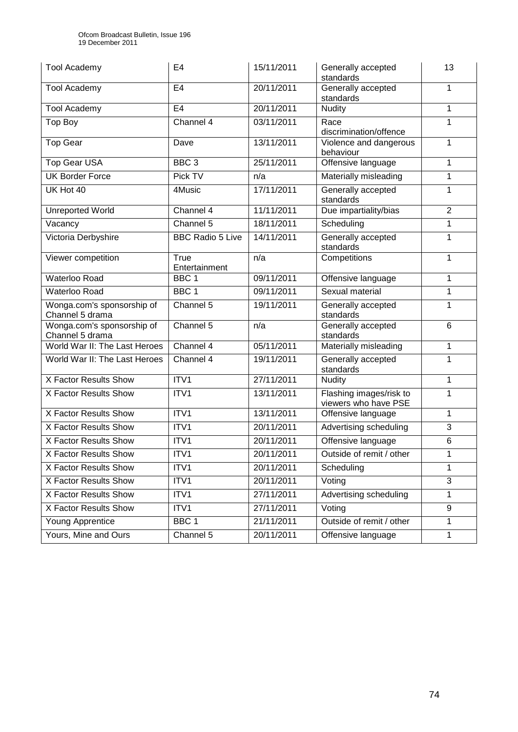| Tool Academy | E4 | 15/11/2011 | Generally accepted standards | 13 |
|---|---|---|---|---|
| Tool Academy | E4 | 20/11/2011 | Generally accepted standards | 1 |
| Tool Academy | E4 | 20/11/2011 | Nudity | 1 |
| Top Boy | Channel 4 | 03/11/2011 | Race discrimination/offence | 1 |
| Top Gear | Dave | 13/11/2011 | Violence and dangerous behaviour | 1 |
| Top Gear USA | BBC 3 | 25/11/2011 | Offensive language | 1 |
| UK Border Force | Pick TV | n/a | Materially misleading | 1 |
| UK Hot 40 | 4Music | 17/11/2011 | Generally accepted standards | 1 |
| Unreported World | Channel 4 | 11/11/2011 | Due impartiality/bias | 2 |
| Vacancy | Channel 5 | 18/11/2011 | Scheduling | 1 |
| Victoria Derbyshire | BBC Radio 5 Live | 14/11/2011 | Generally accepted standards | 1 |
| Viewer competition | True Entertainment | n/a | Competitions | 1 |
| Waterloo Road | BBC 1 | 09/11/2011 | Offensive language | 1 |
| Waterloo Road | BBC 1 | 09/11/2011 | Sexual material | 1 |
| Wonga.com's sponsorship of Channel 5 drama | Channel 5 | 19/11/2011 | Generally accepted standards | 1 |
| Wonga.com's sponsorship of Channel 5 drama | Channel 5 | n/a | Generally accepted standards | 6 |
| World War II: The Last Heroes | Channel 4 | 05/11/2011 | Materially misleading | 1 |
| World War II: The Last Heroes | Channel 4 | 19/11/2011 | Generally accepted standards | 1 |
| X Factor Results Show | ITV1 | 27/11/2011 | Nudity | 1 |
| X Factor Results Show | ITV1 | 13/11/2011 | Flashing images/risk to viewers who have PSE | 1 |
| X Factor Results Show | ITV1 | 13/11/2011 | Offensive language | 1 |
| X Factor Results Show | ITV1 | 20/11/2011 | Advertising scheduling | 3 |
| X Factor Results Show | ITV1 | 20/11/2011 | Offensive language | 6 |
| X Factor Results Show | ITV1 | 20/11/2011 | Outside of remit / other | 1 |
| X Factor Results Show | ITV1 | 20/11/2011 | Scheduling | 1 |
| X Factor Results Show | ITV1 | 20/11/2011 | Voting | 3 |
| X Factor Results Show | ITV1 | 27/11/2011 | Advertising scheduling | 1 |
| X Factor Results Show | ITV1 | 27/11/2011 | Voting | 9 |
| Young Apprentice | BBC 1 | 21/11/2011 | Outside of remit / other | 1 |
| Yours, Mine and Ours | Channel 5 | 20/11/2011 | Offensive language | 1 |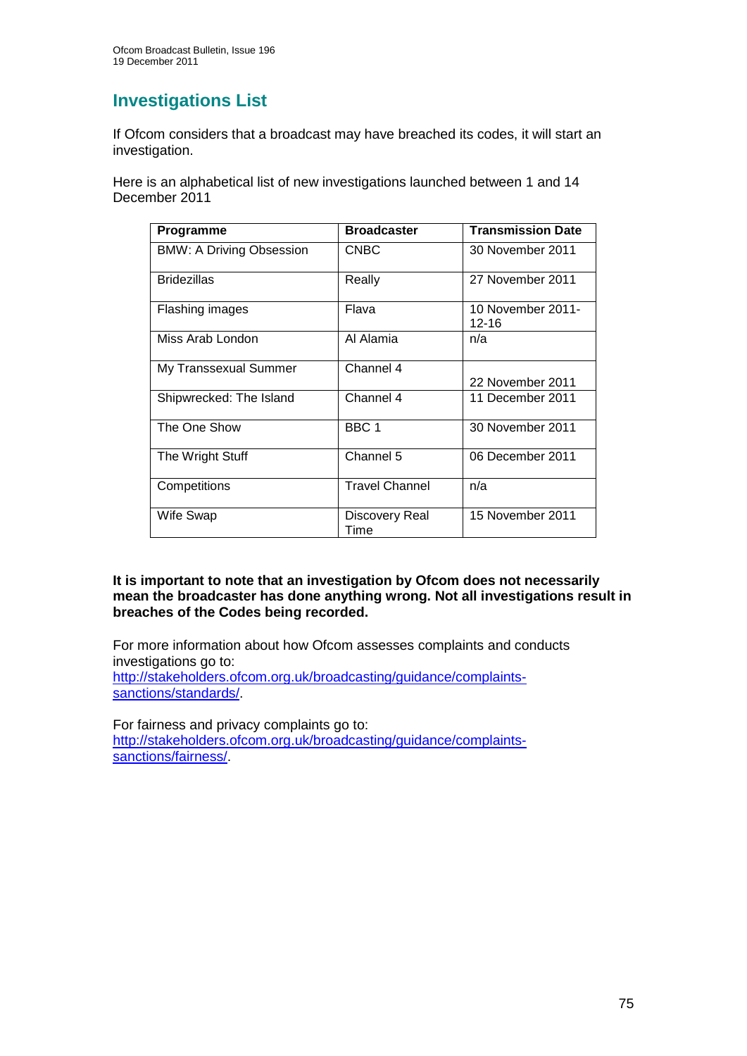# Investigations List

If Ofcom considers that a broadcast may have breached its codes, it will start an investigation.

Here is an alphabetical list of new investigations launched between 1 and 14 December 2011

| Programme | Broadcaster | Transmission Date |
|---|---|---|
| BMW: A Driving Obsession | CNBC | 30 November 2011 |
| Bridezillas | Really | 27 November 2011 |
| Flashing images | Flava | 10 November 2011-12-16 |
| Miss Arab London | Al Alamia | n/a |
| My Transsexual Summer | Channel 4 | 22 November 2011 |
| Shipwrecked: The Island | Channel 4 | 11 December 2011 |
| The One Show | BBC 1 | 30 November 2011 |
| The Wright Stuff | Channel 5 | 06 December 2011 |
| Competitions | Travel Channel | n/a |
| Wife Swap | Discovery Real Time | 15 November 2011 |

**It is important to note that an investigation by Ofcom does not necessarily mean the broadcaster has done anything wrong. Not all investigations result in breaches of the Codes being recorded.**

For more information about how Ofcom assesses complaints and conducts investigations go to: http://stakeholders.ofcom.org.uk/broadcasting/guidance/complaints-sanctions/standards/.

For fairness and privacy complaints go to: http://stakeholders.ofcom.org.uk/broadcasting/guidance/complaints-sanctions/fairness/.